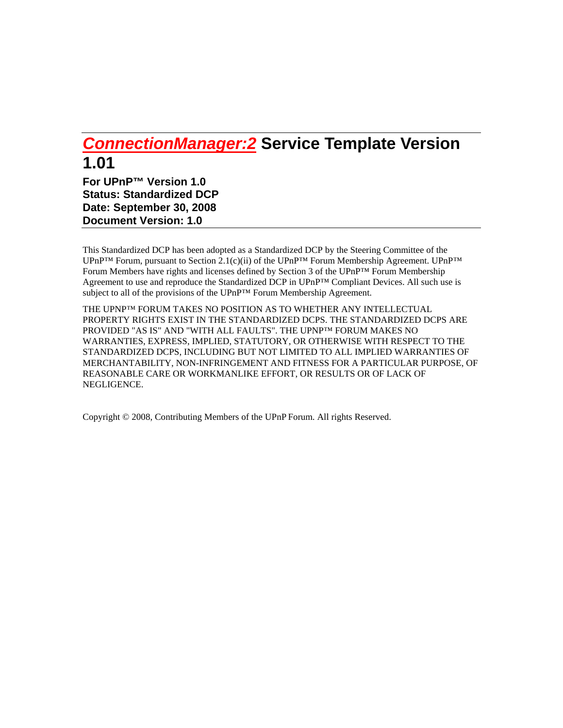# *ConnectionManager:2* Service Template Version 1.01

**For UPnP™ Version 1.0**
**Status: Standardized DCP**
**Date: September 30, 2008**
**Document Version: 1.0**

This Standardized DCP has been adopted as a Standardized DCP by the Steering Committee of the UPnP™ Forum, pursuant to Section 2.1(c)(ii) of the UPnP™ Forum Membership Agreement. UPnP™ Forum Members have rights and licenses defined by Section 3 of the UPnP™ Forum Membership Agreement to use and reproduce the Standardized DCP in UPnP™ Compliant Devices. All such use is subject to all of the provisions of the UPnP™ Forum Membership Agreement.

THE UPNP™ FORUM TAKES NO POSITION AS TO WHETHER ANY INTELLECTUAL PROPERTY RIGHTS EXIST IN THE STANDARDIZED DCPS. THE STANDARDIZED DCPS ARE PROVIDED "AS IS" AND "WITH ALL FAULTS". THE UPNP™ FORUM MAKES NO WARRANTIES, EXPRESS, IMPLIED, STATUTORY, OR OTHERWISE WITH RESPECT TO THE STANDARDIZED DCPS, INCLUDING BUT NOT LIMITED TO ALL IMPLIED WARRANTIES OF MERCHANTABILITY, NON-INFRINGEMENT AND FITNESS FOR A PARTICULAR PURPOSE, OF REASONABLE CARE OR WORKMANLIKE EFFORT, OR RESULTS OR OF LACK OF NEGLIGENCE.

Copyright © 2008, Contributing Members of the UPnP Forum. All rights Reserved.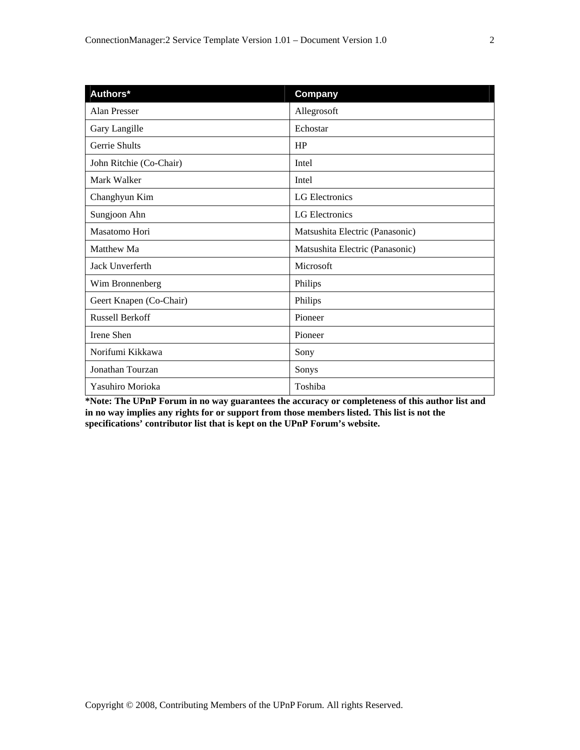| Authors* | Company |
|---|---|
| Alan Presser | Allegrosoft |
| Gary Langille | Echostar |
| Gerrie Shults | HP |
| John Ritchie (Co-Chair) | Intel |
| Mark Walker | Intel |
| Changhyun Kim | LG Electronics |
| Sungjoon Ahn | LG Electronics |
| Masatomo Hori | Matsushita Electric (Panasonic) |
| Matthew Ma | Matsushita Electric (Panasonic) |
| Jack Unverferth | Microsoft |
| Wim Bronnenberg | Philips |
| Geert Knapen (Co-Chair) | Philips |
| Russell Berkoff | Pioneer |
| Irene Shen | Pioneer |
| Norifumi Kikkawa | Sony |
| Jonathan Tourzan | Sonys |
| Yasuhiro Morioka | Toshiba |

**\*Note: The UPnP Forum in no way guarantees the accuracy or completeness of this author list and in no way implies any rights for or support from those members listed. This list is not the specifications' contributor list that is kept on the UPnP Forum's website.**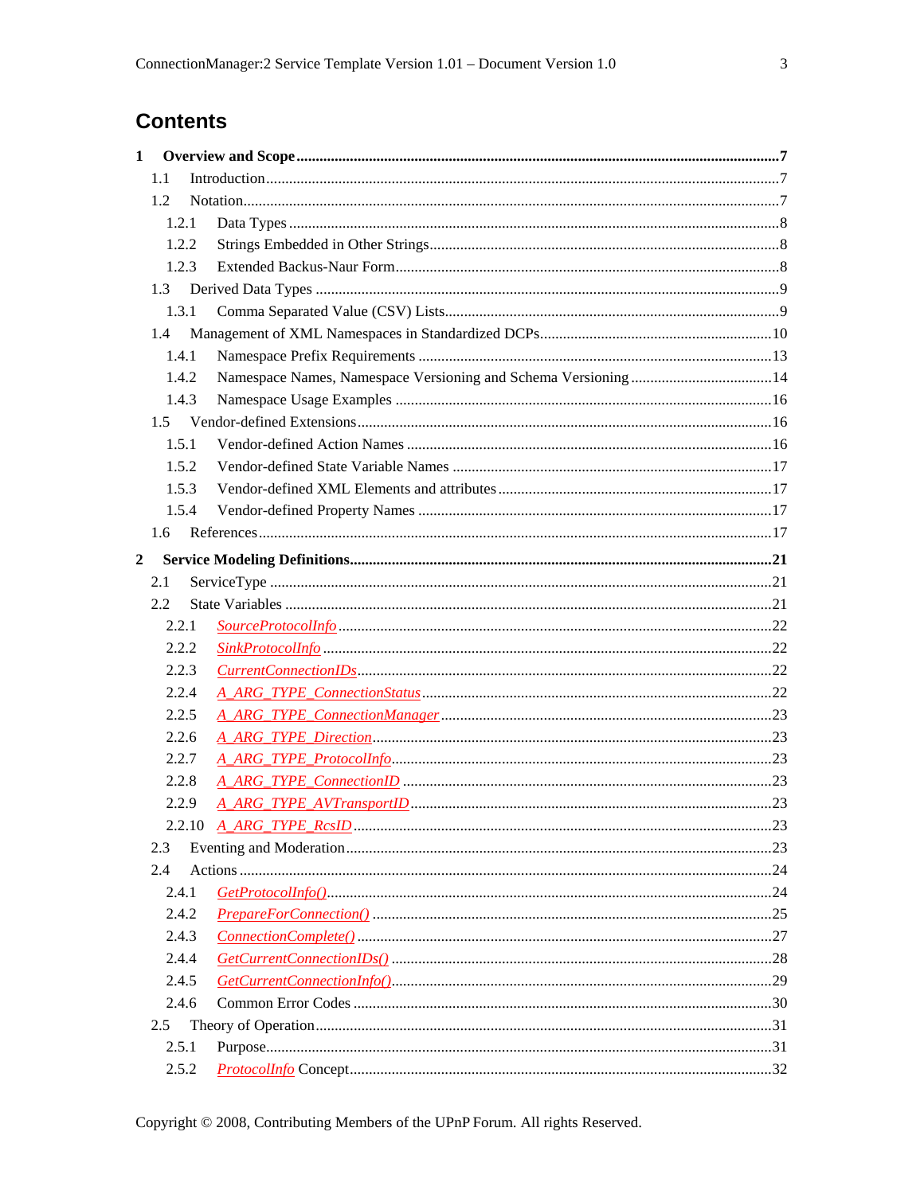# Contents

**1 Overview and Scope ........................................................................................................ 7**

1.1 Introduction ........................................................................................................ 7

1.2 Notation ........................................................................................................ 7

1.2.1 Data Types ........................................................................................................ 8

1.2.2 Strings Embedded in Other Strings ........................................................................................................ 8

1.2.3 Extended Backus-Naur Form ........................................................................................................ 8

1.3 Derived Data Types ........................................................................................................ 9

1.3.1 Comma Separated Value (CSV) Lists ........................................................................................................ 9

1.4 Management of XML Namespaces in Standardized DCPs ........................................................................................................ 10

1.4.1 Namespace Prefix Requirements ........................................................................................................ 13

1.4.2 Namespace Names, Namespace Versioning and Schema Versioning ........................................................................................................ 14

1.4.3 Namespace Usage Examples ........................................................................................................ 16

1.5 Vendor-defined Extensions ........................................................................................................ 16

1.5.1 Vendor-defined Action Names ........................................................................................................ 16

1.5.2 Vendor-defined State Variable Names ........................................................................................................ 17

1.5.3 Vendor-defined XML Elements and attributes ........................................................................................................ 17

1.5.4 Vendor-defined Property Names ........................................................................................................ 17

1.6 References ........................................................................................................ 17

**2 Service Modeling Definitions ........................................................................................................ 21**

2.1 ServiceType ........................................................................................................ 21

2.2 State Variables ........................................................................................................ 21

2.2.1 *SourceProtocolInfo* ........................................................................................................ 22

2.2.2 *SinkProtocolInfo* ........................................................................................................ 22

2.2.3 *CurrentConnectionIDs* ........................................................................................................ 22

2.2.4 *A_ARG_TYPE_ConnectionStatus* ........................................................................................................ 22

2.2.5 *A_ARG_TYPE_ConnectionManager* ........................................................................................................ 23

2.2.6 *A_ARG_TYPE_Direction* ........................................................................................................ 23

2.2.7 *A_ARG_TYPE_ProtocolInfo* ........................................................................................................ 23

2.2.8 *A_ARG_TYPE_ConnectionID* ........................................................................................................ 23

2.2.9 *A_ARG_TYPE_AVTransportID* ........................................................................................................ 23

2.2.10 *A_ARG_TYPE_RcsID* ........................................................................................................ 23

2.3 Eventing and Moderation ........................................................................................................ 23

2.4 Actions ........................................................................................................ 24

2.4.1 *GetProtocolInfo()* ........................................................................................................ 24

2.4.2 *PrepareForConnection()* ........................................................................................................ 25

2.4.3 *ConnectionComplete()* ........................................................................................................ 27

2.4.4 *GetCurrentConnectionIDs()* ........................................................................................................ 28

2.4.5 *GetCurrentConnectionInfo()* ........................................................................................................ 29

2.4.6 Common Error Codes ........................................................................................................ 30

2.5 Theory of Operation ........................................................................................................ 31

2.5.1 Purpose ........................................................................................................ 31

2.5.2 *ProtocolInfo* Concept ........................................................................................................ 32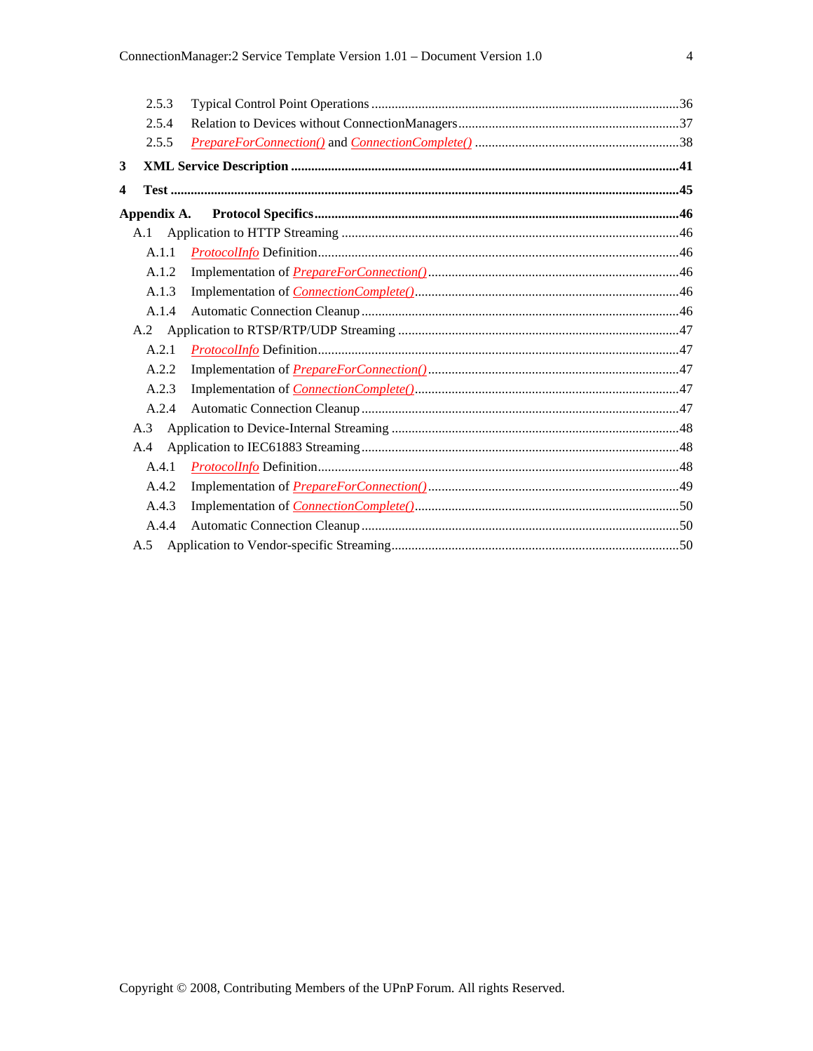2.5.3 Typical Control Point Operations ........................................................................................36

2.5.4 Relation to Devices without ConnectionManagers ..................................................................37

2.5.5 *PrepareForConnection()* and *ConnectionComplete()* ............................................................38

**3 XML Service Description .......................................................................................................41**

**4 Test ..........................................................................................................................................45**

**Appendix A. Protocol Specifics ...............................................................................................46**

A.1 Application to HTTP Streaming ..................................................................................................46

A.1.1 *ProtocolInfo* Definition..........................................................................................................46

A.1.2 Implementation of *PrepareForConnection()* ..........................................................................46

A.1.3 Implementation of *ConnectionComplete()*..............................................................................46

A.1.4 Automatic Connection Cleanup ..............................................................................................46

A.2 Application to RTSP/RTP/UDP Streaming ...................................................................................47

A.2.1 *ProtocolInfo* Definition..........................................................................................................47

A.2.2 Implementation of *PrepareForConnection()* ..........................................................................47

A.2.3 Implementation of *ConnectionComplete()*..............................................................................47

A.2.4 Automatic Connection Cleanup ..............................................................................................47

A.3 Application to Device-Internal Streaming .....................................................................................48

A.4 Application to IEC61883 Streaming..............................................................................................48

A.4.1 *ProtocolInfo* Definition..........................................................................................................48

A.4.2 Implementation of *PrepareForConnection()* ..........................................................................49

A.4.3 Implementation of *ConnectionComplete()*..............................................................................50

A.4.4 Automatic Connection Cleanup ..............................................................................................50

A.5 Application to Vendor-specific Streaming.....................................................................................50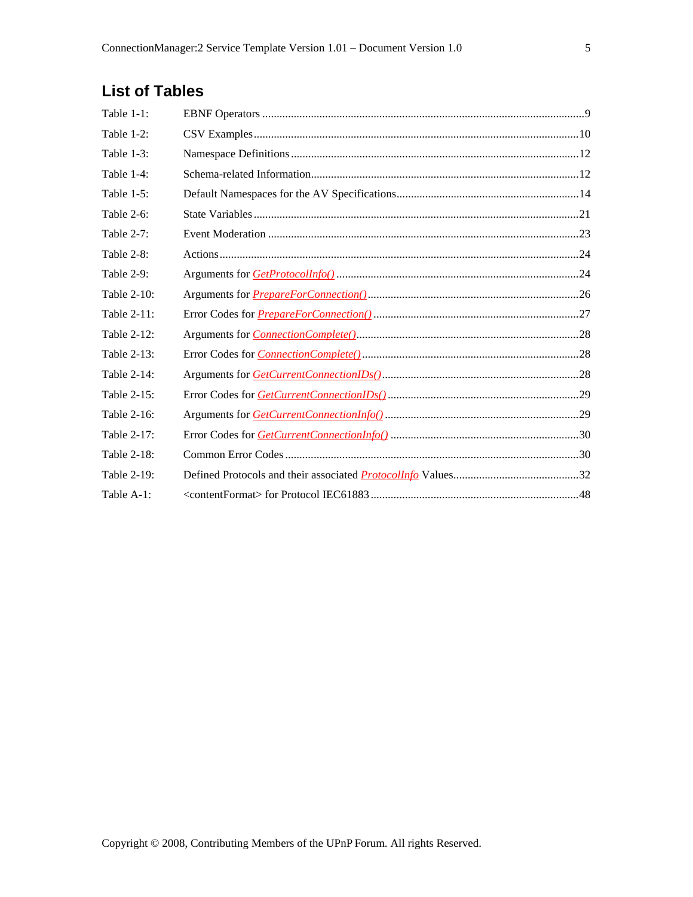## List of Tables

Table 1-1: EBNF Operators ....................................................................................................9

Table 1-2: CSV Examples ......................................................................................................10

Table 1-3: Namespace Definitions ..........................................................................................12

Table 1-4: Schema-related Information..................................................................................12

Table 1-5: Default Namespaces for the AV Specifications......................................................14

Table 2-6: State Variables .....................................................................................................21

Table 2-7: Event Moderation .................................................................................................23

Table 2-8: Actions..................................................................................................................24

Table 2-9: Arguments for *GetProtocolInfo()* ..........................................................................24

Table 2-10: Arguments for *PrepareForConnection()*..............................................................26

Table 2-11: Error Codes for *PrepareForConnection()* .............................................................27

Table 2-12: Arguments for *ConnectionComplete()*..................................................................28

Table 2-13: Error Codes for *ConnectionComplete()* ................................................................28

Table 2-14: Arguments for *GetCurrentConnectionIDs()* ..........................................................28

Table 2-15: Error Codes for *GetCurrentConnectionIDs()* ........................................................29

Table 2-16: Arguments for *GetCurrentConnectionInfo()* ..........................................................29

Table 2-17: Error Codes for *GetCurrentConnectionInfo()* ........................................................30

Table 2-18: Common Error Codes ..........................................................................................30

Table 2-19: Defined Protocols and their associated *ProtocolInfo* Values.................................32

Table A-1: <contentFormat> for Protocol IEC61883 ..............................................................48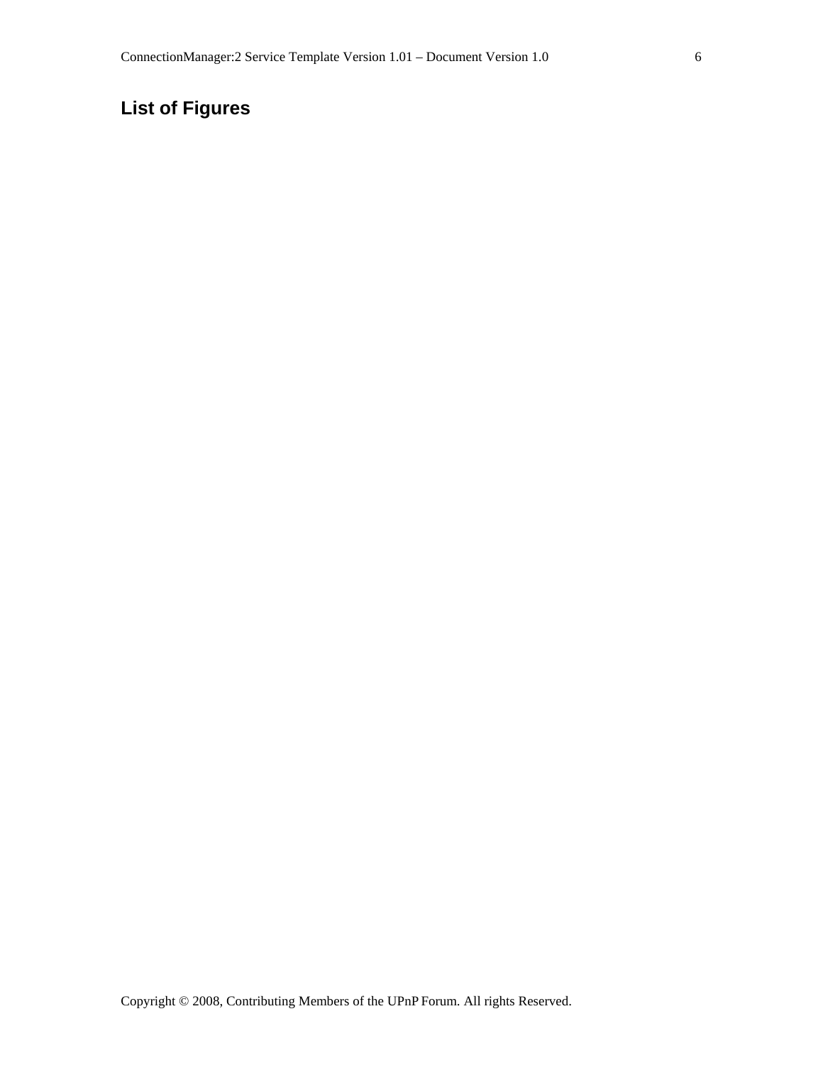## List of Figures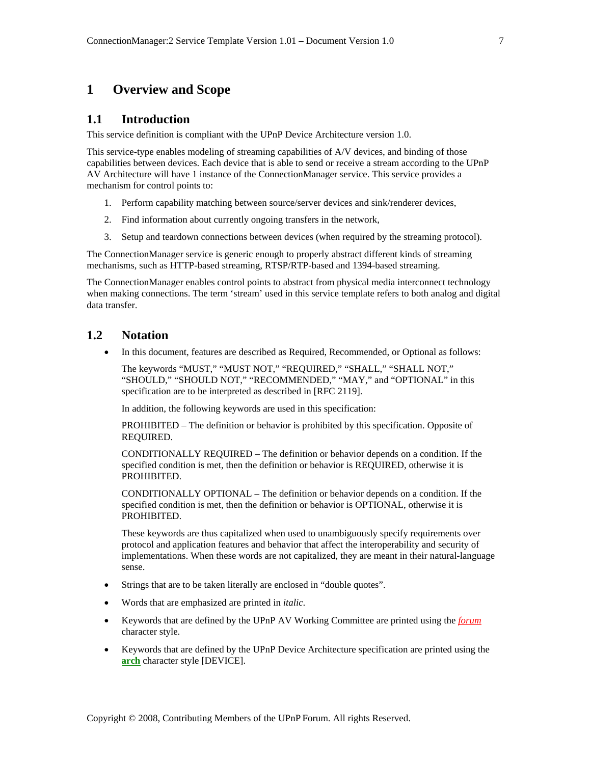# 1 Overview and Scope

## 1.1 Introduction

This service definition is compliant with the UPnP Device Architecture version 1.0.

This service-type enables modeling of streaming capabilities of A/V devices, and binding of those capabilities between devices. Each device that is able to send or receive a stream according to the UPnP AV Architecture will have 1 instance of the ConnectionManager service. This service provides a mechanism for control points to:

1. Perform capability matching between source/server devices and sink/renderer devices,
2. Find information about currently ongoing transfers in the network,
3. Setup and teardown connections between devices (when required by the streaming protocol).

The ConnectionManager service is generic enough to properly abstract different kinds of streaming mechanisms, such as HTTP-based streaming, RTSP/RTP-based and 1394-based streaming.

The ConnectionManager enables control points to abstract from physical media interconnect technology when making connections. The term 'stream' used in this service template refers to both analog and digital data transfer.

## 1.2 Notation

- In this document, features are described as Required, Recommended, or Optional as follows:

  The keywords "MUST," "MUST NOT," "REQUIRED," "SHALL," "SHALL NOT," "SHOULD," "SHOULD NOT," "RECOMMENDED," "MAY," and "OPTIONAL" in this specification are to be interpreted as described in [RFC 2119].

  In addition, the following keywords are used in this specification:

  PROHIBITED – The definition or behavior is prohibited by this specification. Opposite of REQUIRED.

  CONDITIONALLY REQUIRED – The definition or behavior depends on a condition. If the specified condition is met, then the definition or behavior is REQUIRED, otherwise it is PROHIBITED.

  CONDITIONALLY OPTIONAL – The definition or behavior depends on a condition. If the specified condition is met, then the definition or behavior is OPTIONAL, otherwise it is PROHIBITED.

  These keywords are thus capitalized when used to unambiguously specify requirements over protocol and application features and behavior that affect the interoperability and security of implementations. When these words are not capitalized, they are meant in their natural-language sense.

- Strings that are to be taken literally are enclosed in "double quotes".
- Words that are emphasized are printed in *italic*.
- Keywords that are defined by the UPnP AV Working Committee are printed using the *forum* character style.
- Keywords that are defined by the UPnP Device Architecture specification are printed using the **arch** character style [DEVICE].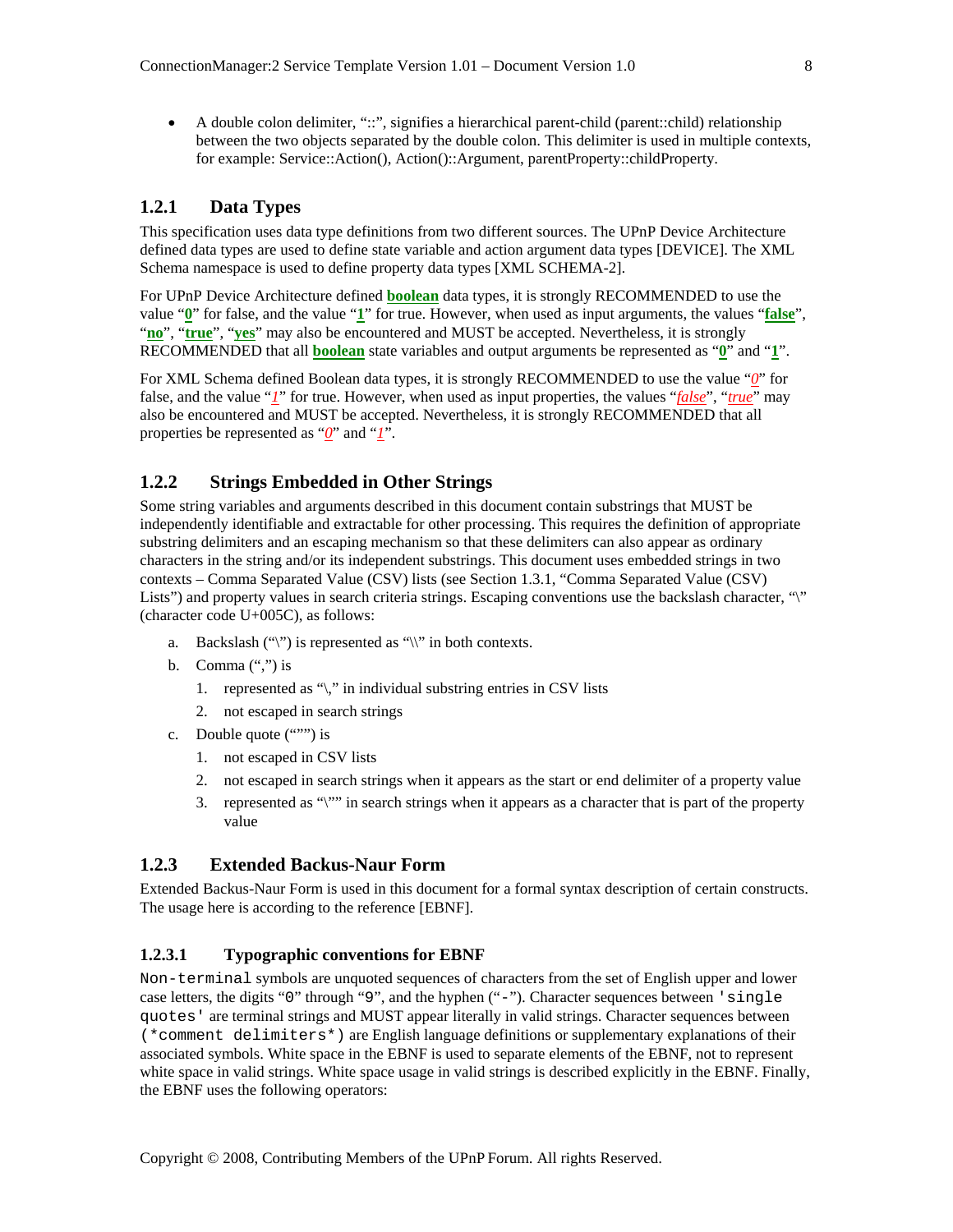- A double colon delimiter, "::", signifies a hierarchical parent-child (parent::child) relationship between the two objects separated by the double colon. This delimiter is used in multiple contexts, for example: Service::Action(), Action()::Argument, parentProperty::childProperty.

### 1.2.1 Data Types

This specification uses data type definitions from two different sources. The UPnP Device Architecture defined data types are used to define state variable and action argument data types [DEVICE]. The XML Schema namespace is used to define property data types [XML SCHEMA-2].

For UPnP Device Architecture defined **boolean** data types, it is strongly RECOMMENDED to use the value "**0**" for false, and the value "**1**" for true. However, when used as input arguments, the values "**false**", "**no**", "**true**", "**yes**" may also be encountered and MUST be accepted. Nevertheless, it is strongly RECOMMENDED that all **boolean** state variables and output arguments be represented as "**0**" and "**1**".

For XML Schema defined Boolean data types, it is strongly RECOMMENDED to use the value "*0*" for false, and the value "*1*" for true. However, when used as input properties, the values "*false*", "*true*" may also be encountered and MUST be accepted. Nevertheless, it is strongly RECOMMENDED that all properties be represented as "*0*" and "*1*".

### 1.2.2 Strings Embedded in Other Strings

Some string variables and arguments described in this document contain substrings that MUST be independently identifiable and extractable for other processing. This requires the definition of appropriate substring delimiters and an escaping mechanism so that these delimiters can also appear as ordinary characters in the string and/or its independent substrings. This document uses embedded strings in two contexts – Comma Separated Value (CSV) lists (see Section 1.3.1, "Comma Separated Value (CSV) Lists") and property values in search criteria strings. Escaping conventions use the backslash character, "\" (character code U+005C), as follows:

a. Backslash ("\") is represented as "\\" in both contexts.
b. Comma (",") is
   1. represented as "\," in individual substring entries in CSV lists
   2. not escaped in search strings
c. Double quote (""") is
   1. not escaped in CSV lists
   2. not escaped in search strings when it appears as the start or end delimiter of a property value
   3. represented as "\"" in search strings when it appears as a character that is part of the property value

### 1.2.3 Extended Backus-Naur Form

Extended Backus-Naur Form is used in this document for a formal syntax description of certain constructs. The usage here is according to the reference [EBNF].

#### 1.2.3.1 Typographic conventions for EBNF

`Non-terminal` symbols are unquoted sequences of characters from the set of English upper and lower case letters, the digits "`0`" through "`9`", and the hyphen ("`-`"). Character sequences between `'single quotes'` are terminal strings and MUST appear literally in valid strings. Character sequences between `(*comment delimiters*)` are English language definitions or supplementary explanations of their associated symbols. White space in the EBNF is used to separate elements of the EBNF, not to represent white space in valid strings. White space usage in valid strings is described explicitly in the EBNF. Finally, the EBNF uses the following operators: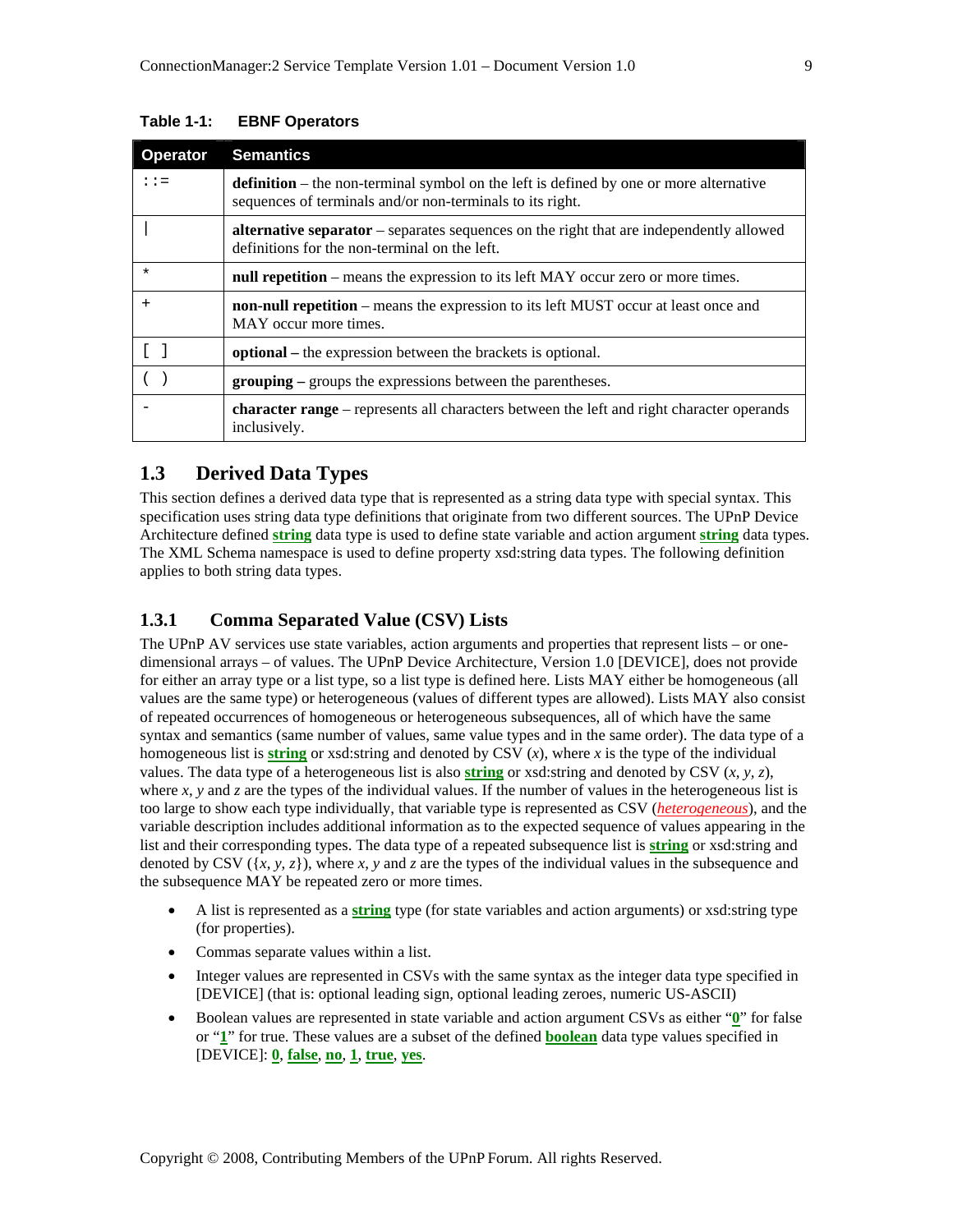**Table 1-1: EBNF Operators**

| Operator | Semantics |
|---|---|
| `::=` | **definition** – the non-terminal symbol on the left is defined by one or more alternative sequences of terminals and/or non-terminals to its right. |
| `\|` | **alternative separator** – separates sequences on the right that are independently allowed definitions for the non-terminal on the left. |
| `*` | **null repetition** – means the expression to its left MAY occur zero or more times. |
| `+` | **non-null repetition** – means the expression to its left MUST occur at least once and MAY occur more times. |
| `[ ]` | **optional –** the expression between the brackets is optional. |
| `( )` | **grouping –** groups the expressions between the parentheses. |
| `-` | **character range** – represents all characters between the left and right character operands inclusively. |

## 1.3 Derived Data Types

This section defines a derived data type that is represented as a string data type with special syntax. This specification uses string data type definitions that originate from two different sources. The UPnP Device Architecture defined **string** data type is used to define state variable and action argument **string** data types. The XML Schema namespace is used to define property xsd:string data types. The following definition applies to both string data types.

### 1.3.1 Comma Separated Value (CSV) Lists

The UPnP AV services use state variables, action arguments and properties that represent lists – or one-dimensional arrays – of values. The UPnP Device Architecture, Version 1.0 [DEVICE], does not provide for either an array type or a list type, so a list type is defined here. Lists MAY either be homogeneous (all values are the same type) or heterogeneous (values of different types are allowed). Lists MAY also consist of repeated occurrences of homogeneous or heterogeneous subsequences, all of which have the same syntax and semantics (same number of values, same value types and in the same order). The data type of a homogeneous list is **string** or xsd:string and denoted by CSV (*x*), where *x* is the type of the individual values. The data type of a heterogeneous list is also **string** or xsd:string and denoted by CSV (*x*, *y*, *z*), where *x*, *y* and *z* are the types of the individual values. If the number of values in the heterogeneous list is too large to show each type individually, that variable type is represented as CSV (*heterogeneous*), and the variable description includes additional information as to the expected sequence of values appearing in the list and their corresponding types. The data type of a repeated subsequence list is **string** or xsd:string and denoted by CSV ({*x*, *y*, *z*}), where *x*, *y* and *z* are the types of the individual values in the subsequence and the subsequence MAY be repeated zero or more times.

- A list is represented as a **string** type (for state variables and action arguments) or xsd:string type (for properties).
- Commas separate values within a list.
- Integer values are represented in CSVs with the same syntax as the integer data type specified in [DEVICE] (that is: optional leading sign, optional leading zeroes, numeric US-ASCII)
- Boolean values are represented in state variable and action argument CSVs as either "**0**" for false or "**1**" for true. These values are a subset of the defined **boolean** data type values specified in [DEVICE]: **0**, **false**, **no**, **1**, **true**, **yes**.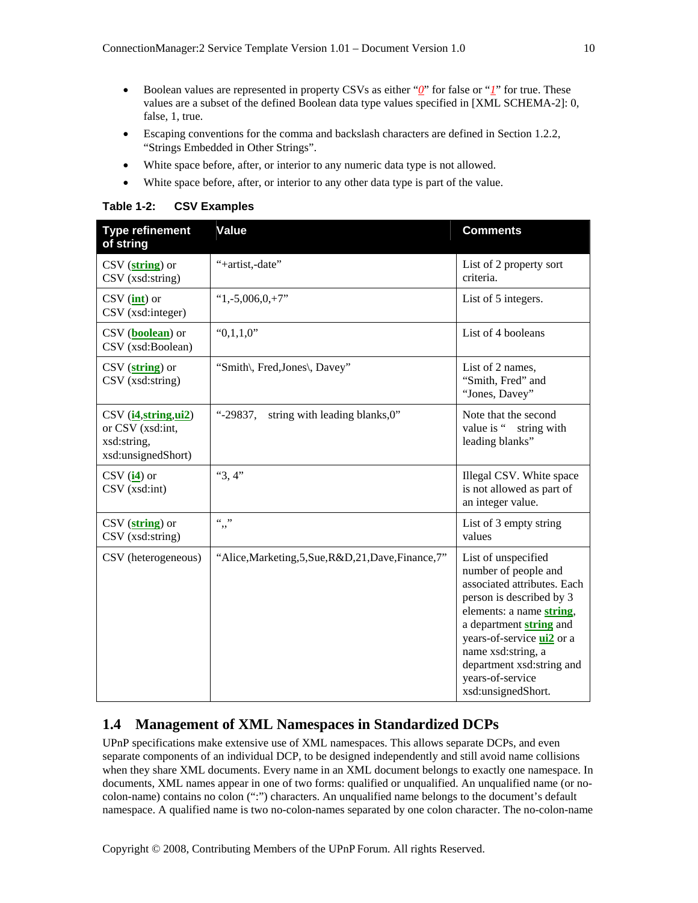- Boolean values are represented in property CSVs as either "*0*" for false or "*1*" for true. These values are a subset of the defined Boolean data type values specified in [XML SCHEMA-2]: 0, false, 1, true.
- Escaping conventions for the comma and backslash characters are defined in Section 1.2.2, "Strings Embedded in Other Strings".
- White space before, after, or interior to any numeric data type is not allowed.
- White space before, after, or interior to any other data type is part of the value.

**Table 1-2: CSV Examples**

| Type refinement of string | Value | Comments |
|---|---|---|
| CSV (**string**) or CSV (xsd:string) | "+artist,-date" | List of 2 property sort criteria. |
| CSV (**int**) or CSV (xsd:integer) | "1,-5,006,0,+7" | List of 5 integers. |
| CSV (**boolean**) or CSV (xsd:Boolean) | "0,1,1,0" | List of 4 booleans |
| CSV (**string**) or CSV (xsd:string) | "Smith\, Fred,Jones\, Davey" | List of 2 names, "Smith, Fred" and "Jones, Davey" |
| CSV (**i4**,**string**,**ui2**) or CSV (xsd:int, xsd:string, xsd:unsignedShort) | "-29837,    string with leading blanks,0" | Note that the second value is "    string with leading blanks" |
| CSV (**i4**) or CSV (xsd:int) | "3, 4" | Illegal CSV. White space is not allowed as part of an integer value. |
| CSV (**string**) or CSV (xsd:string) | ",," | List of 3 empty string values |
| CSV (heterogeneous) | "Alice,Marketing,5,Sue,R&D,21,Dave,Finance,7" | List of unspecified number of people and associated attributes. Each person is described by 3 elements: a name **string**, a department **string** and years-of-service **ui2** or a name xsd:string, a department xsd:string and years-of-service xsd:unsignedShort. |

## 1.4 Management of XML Namespaces in Standardized DCPs

UPnP specifications make extensive use of XML namespaces. This allows separate DCPs, and even separate components of an individual DCP, to be designed independently and still avoid name collisions when they share XML documents. Every name in an XML document belongs to exactly one namespace. In documents, XML names appear in one of two forms: qualified or unqualified. An unqualified name (or no-colon-name) contains no colon (":") characters. An unqualified name belongs to the document's default namespace. A qualified name is two no-colon-names separated by one colon character. The no-colon-name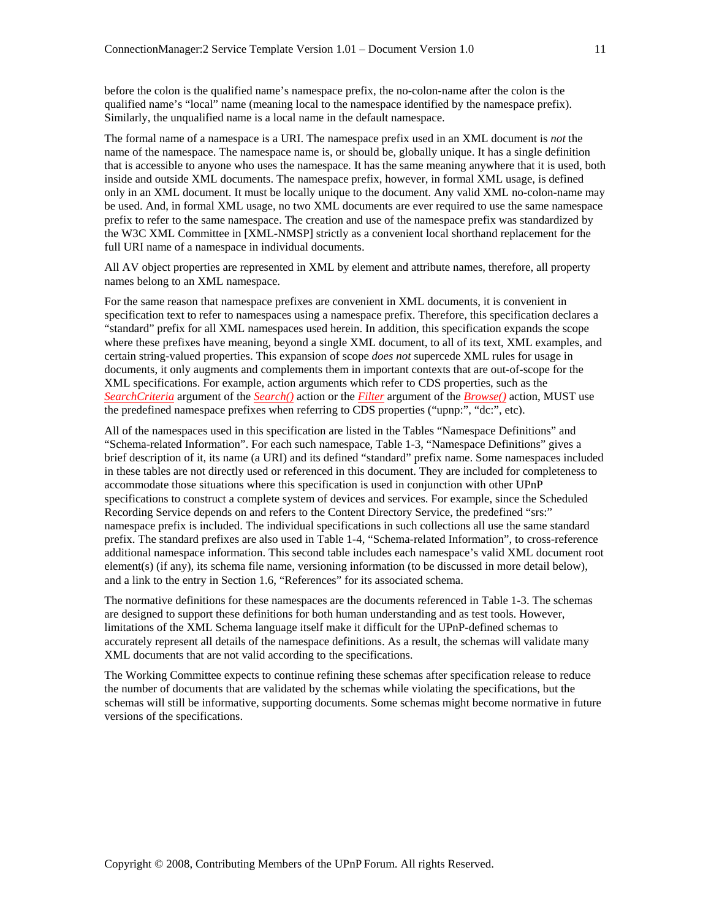before the colon is the qualified name's namespace prefix, the no-colon-name after the colon is the qualified name's "local" name (meaning local to the namespace identified by the namespace prefix). Similarly, the unqualified name is a local name in the default namespace.

The formal name of a namespace is a URI. The namespace prefix used in an XML document is *not* the name of the namespace. The namespace name is, or should be, globally unique. It has a single definition that is accessible to anyone who uses the namespace. It has the same meaning anywhere that it is used, both inside and outside XML documents. The namespace prefix, however, in formal XML usage, is defined only in an XML document. It must be locally unique to the document. Any valid XML no-colon-name may be used. And, in formal XML usage, no two XML documents are ever required to use the same namespace prefix to refer to the same namespace. The creation and use of the namespace prefix was standardized by the W3C XML Committee in [XML-NMSP] strictly as a convenient local shorthand replacement for the full URI name of a namespace in individual documents.

All AV object properties are represented in XML by element and attribute names, therefore, all property names belong to an XML namespace.

For the same reason that namespace prefixes are convenient in XML documents, it is convenient in specification text to refer to namespaces using a namespace prefix. Therefore, this specification declares a "standard" prefix for all XML namespaces used herein. In addition, this specification expands the scope where these prefixes have meaning, beyond a single XML document, to all of its text, XML examples, and certain string-valued properties. This expansion of scope *does not* supercede XML rules for usage in documents, it only augments and complements them in important contexts that are out-of-scope for the XML specifications. For example, action arguments which refer to CDS properties, such as the *SearchCriteria* argument of the *Search()* action or the *Filter* argument of the *Browse()* action, MUST use the predefined namespace prefixes when referring to CDS properties ("upnp:", "dc:", etc).

All of the namespaces used in this specification are listed in the Tables "Namespace Definitions" and "Schema-related Information". For each such namespace, Table 1-3, "Namespace Definitions" gives a brief description of it, its name (a URI) and its defined "standard" prefix name. Some namespaces included in these tables are not directly used or referenced in this document. They are included for completeness to accommodate those situations where this specification is used in conjunction with other UPnP specifications to construct a complete system of devices and services. For example, since the Scheduled Recording Service depends on and refers to the Content Directory Service, the predefined "srs:" namespace prefix is included. The individual specifications in such collections all use the same standard prefix. The standard prefixes are also used in Table 1-4, "Schema-related Information", to cross-reference additional namespace information. This second table includes each namespace's valid XML document root element(s) (if any), its schema file name, versioning information (to be discussed in more detail below), and a link to the entry in Section 1.6, "References" for its associated schema.

The normative definitions for these namespaces are the documents referenced in Table 1-3. The schemas are designed to support these definitions for both human understanding and as test tools. However, limitations of the XML Schema language itself make it difficult for the UPnP-defined schemas to accurately represent all details of the namespace definitions. As a result, the schemas will validate many XML documents that are not valid according to the specifications.

The Working Committee expects to continue refining these schemas after specification release to reduce the number of documents that are validated by the schemas while violating the specifications, but the schemas will still be informative, supporting documents. Some schemas might become normative in future versions of the specifications.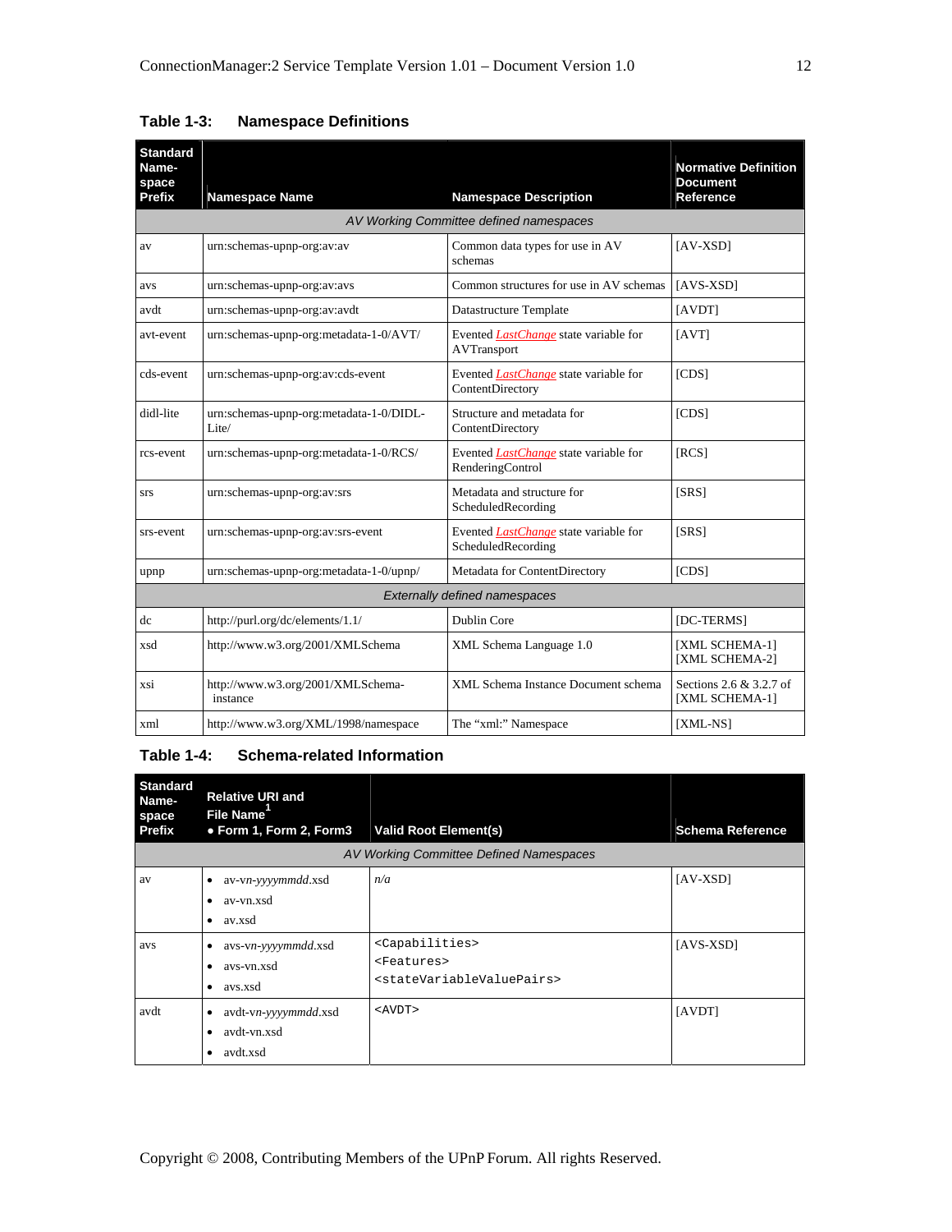**Table 1-3: Namespace Definitions**

| Standard Name-space Prefix | Namespace Name | Namespace Description | Normative Definition Document Reference |
|---|---|---|---|
| *AV Working Committee defined namespaces* | | | |
| av | urn:schemas-upnp-org:av:av | Common data types for use in AV schemas | [AV-XSD] |
| avs | urn:schemas-upnp-org:av:avs | Common structures for use in AV schemas | [AVS-XSD] |
| avdt | urn:schemas-upnp-org:av:avdt | Datastructure Template | [AVDT] |
| avt-event | urn:schemas-upnp-org:metadata-1-0/AVT/ | Evented *LastChange* state variable for AVTransport | [AVT] |
| cds-event | urn:schemas-upnp-org:av:cds-event | Evented *LastChange* state variable for ContentDirectory | [CDS] |
| didl-lite | urn:schemas-upnp-org:metadata-1-0/DIDL-Lite/ | Structure and metadata for ContentDirectory | [CDS] |
| rcs-event | urn:schemas-upnp-org:metadata-1-0/RCS/ | Evented *LastChange* state variable for RenderingControl | [RCS] |
| srs | urn:schemas-upnp-org:av:srs | Metadata and structure for ScheduledRecording | [SRS] |
| srs-event | urn:schemas-upnp-org:av:srs-event | Evented *LastChange* state variable for ScheduledRecording | [SRS] |
| upnp | urn:schemas-upnp-org:metadata-1-0/upnp/ | Metadata for ContentDirectory | [CDS] |
| *Externally defined namespaces* | | | |
| dc | http://purl.org/dc/elements/1.1/ | Dublin Core | [DC-TERMS] |
| xsd | http://www.w3.org/2001/XMLSchema | XML Schema Language 1.0 | [XML SCHEMA-1] [XML SCHEMA-2] |
| xsi | http://www.w3.org/2001/XMLSchema-instance | XML Schema Instance Document schema | Sections 2.6 & 3.2.7 of [XML SCHEMA-1] |
| xml | http://www.w3.org/XML/1998/namespace | The "xml:" Namespace | [XML-NS] |

**Table 1-4: Schema-related Information**

| Standard Name-space Prefix | Relative URI and File Name[1] • Form 1, Form 2, Form3 | Valid Root Element(s) | Schema Reference |
|---|---|---|---|
| *AV Working Committee Defined Namespaces* | | | |
| av | • av-vn-*yyyymmdd*.xsd<br>• av-vn.xsd<br>• av.xsd | *n/a* | [AV-XSD] |
| avs | • avs-vn-*yyyymmdd*.xsd<br>• avs-vn.xsd<br>• avs.xsd | `<Capabilities>`<br>`<Features>`<br>`<stateVariableValuePairs>` | [AVS-XSD] |
| avdt | • avdt-vn-*yyyymmdd*.xsd<br>• avdt-vn.xsd<br>• avdt.xsd | `<AVDT>` | [AVDT] |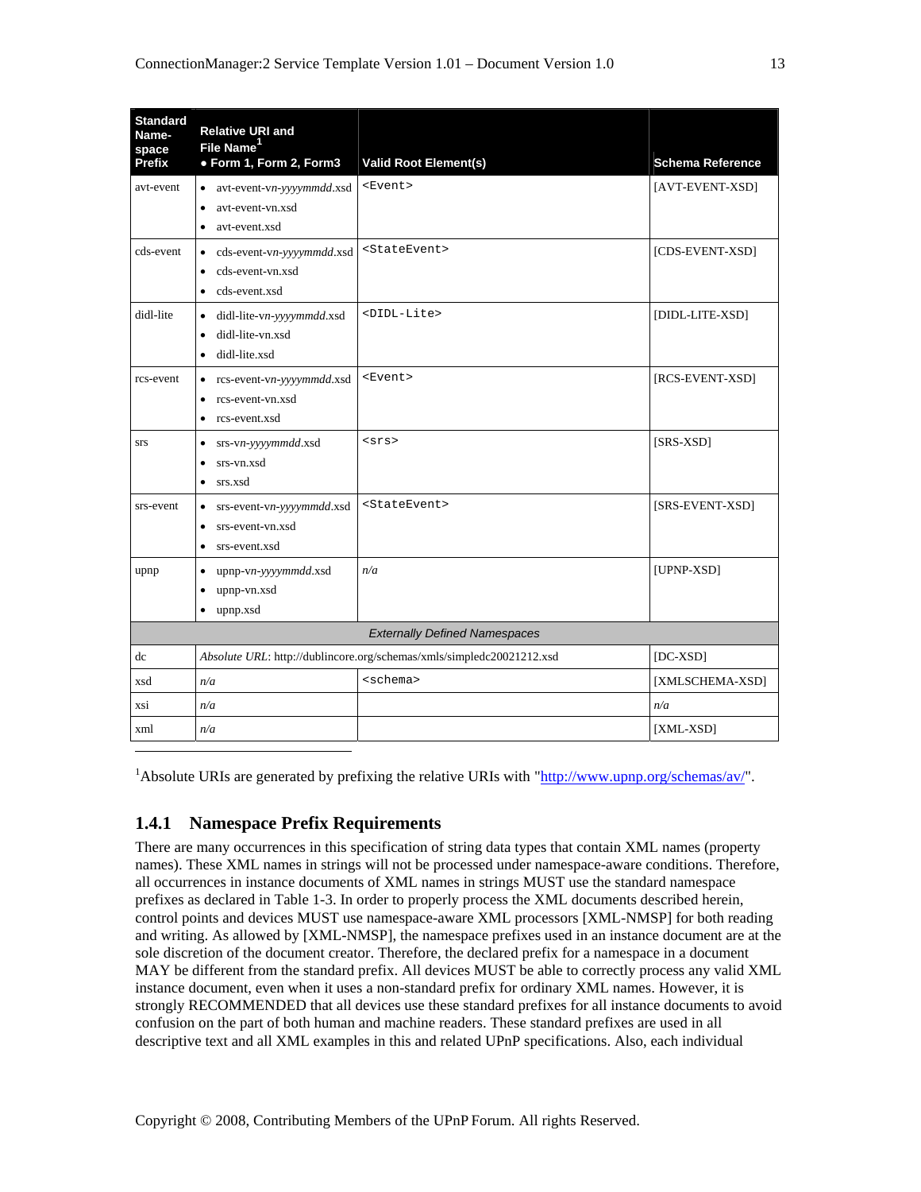| Standard Name-space Prefix | Relative URI and File Name[1] • Form 1, Form 2, Form3 | Valid Root Element(s) | Schema Reference |
|---|---|---|---|
| avt-event | • avt-event-v*n*-*yyyymmdd*.xsd • avt-event-vn.xsd • avt-event.xsd | `<Event>` | [AVT-EVENT-XSD] |
| cds-event | • cds-event-v*n*-*yyyymmdd*.xsd • cds-event-vn.xsd • cds-event.xsd | `<StateEvent>` | [CDS-EVENT-XSD] |
| didl-lite | • didl-lite-v*n*-*yyyymmdd*.xsd • didl-lite-vn.xsd • didl-lite.xsd | `<DIDL-Lite>` | [DIDL-LITE-XSD] |
| rcs-event | • rcs-event-v*n*-*yyyymmdd*.xsd • rcs-event-vn.xsd • rcs-event.xsd | `<Event>` | [RCS-EVENT-XSD] |
| srs | • srs-v*n*-*yyyymmdd*.xsd • srs-vn.xsd • srs.xsd | `<srs>` | [SRS-XSD] |
| srs-event | • srs-event-v*n*-*yyyymmdd*.xsd • srs-event-vn.xsd • srs-event.xsd | `<StateEvent>` | [SRS-EVENT-XSD] |
| upnp | • upnp-v*n*-*yyyymmdd*.xsd • upnp-vn.xsd • upnp.xsd | *n/a* | [UPNP-XSD] |
| *Externally Defined Namespaces* | | | |
| dc | *Absolute URL*: http://dublincore.org/schemas/xmls/simpledc20021212.xsd | | [DC-XSD] |
| xsd | *n/a* | `<schema>` | [XMLSCHEMA-XSD] |
| xsi | *n/a* | | *n/a* |
| xml | *n/a* | | [XML-XSD] |

[1]Absolute URIs are generated by prefixing the relative URIs with "http://www.upnp.org/schemas/av/".

### 1.4.1 Namespace Prefix Requirements

There are many occurrences in this specification of string data types that contain XML names (property names). These XML names in strings will not be processed under namespace-aware conditions. Therefore, all occurrences in instance documents of XML names in strings MUST use the standard namespace prefixes as declared in Table 1-3. In order to properly process the XML documents described herein, control points and devices MUST use namespace-aware XML processors [XML-NMSP] for both reading and writing. As allowed by [XML-NMSP], the namespace prefixes used in an instance document are at the sole discretion of the document creator. Therefore, the declared prefix for a namespace in a document MAY be different from the standard prefix. All devices MUST be able to correctly process any valid XML instance document, even when it uses a non-standard prefix for ordinary XML names. However, it is strongly RECOMMENDED that all devices use these standard prefixes for all instance documents to avoid confusion on the part of both human and machine readers. These standard prefixes are used in all descriptive text and all XML examples in this and related UPnP specifications. Also, each individual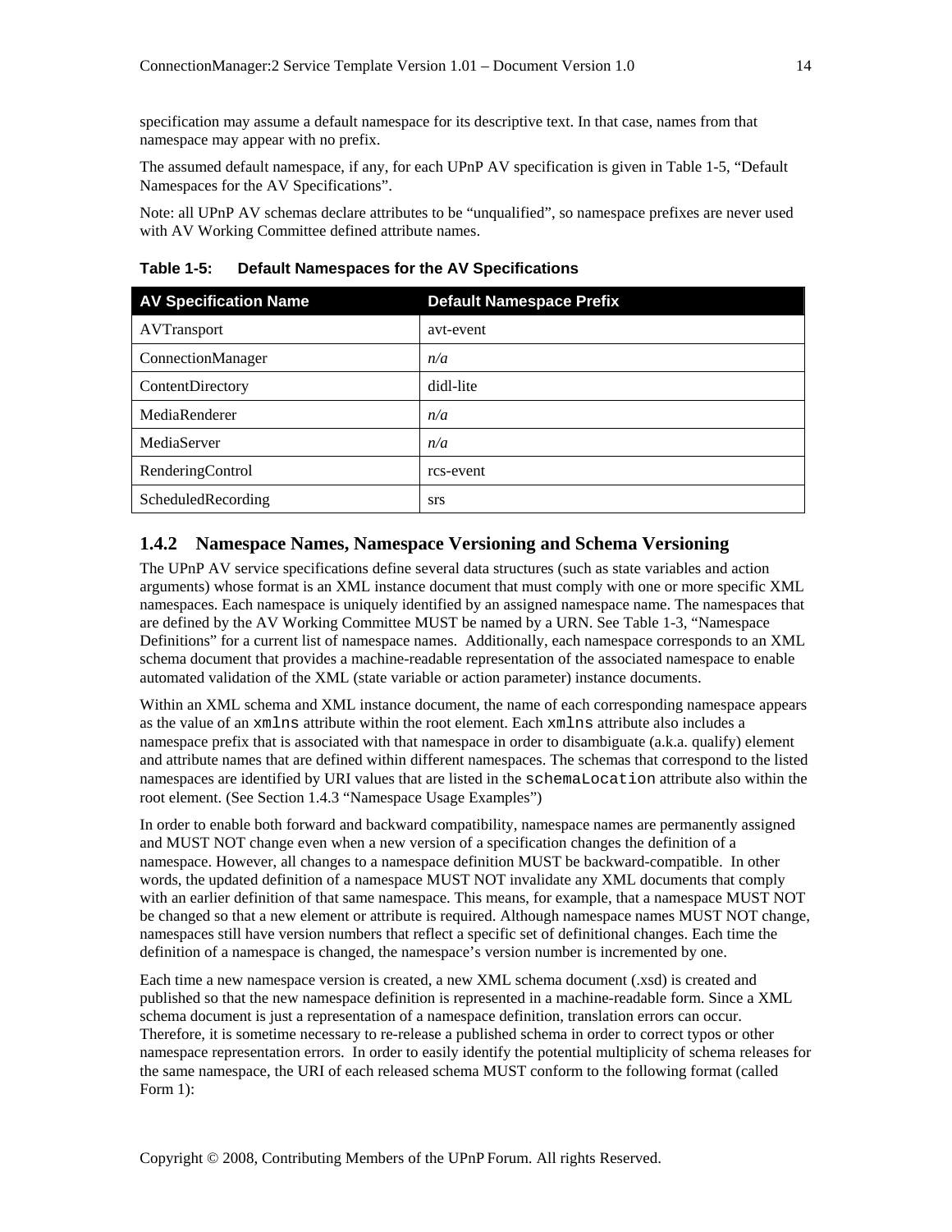specification may assume a default namespace for its descriptive text. In that case, names from that namespace may appear with no prefix.

The assumed default namespace, if any, for each UPnP AV specification is given in Table 1-5, "Default Namespaces for the AV Specifications".

Note: all UPnP AV schemas declare attributes to be "unqualified", so namespace prefixes are never used with AV Working Committee defined attribute names.

**Table 1-5: Default Namespaces for the AV Specifications**

| AV Specification Name | Default Namespace Prefix |
|---|---|
| AVTransport | avt-event |
| ConnectionManager | *n/a* |
| ContentDirectory | didl-lite |
| MediaRenderer | *n/a* |
| MediaServer | *n/a* |
| RenderingControl | rcs-event |
| ScheduledRecording | srs |

### 1.4.2 Namespace Names, Namespace Versioning and Schema Versioning

The UPnP AV service specifications define several data structures (such as state variables and action arguments) whose format is an XML instance document that must comply with one or more specific XML namespaces. Each namespace is uniquely identified by an assigned namespace name. The namespaces that are defined by the AV Working Committee MUST be named by a URN. See Table 1-3, "Namespace Definitions" for a current list of namespace names. Additionally, each namespace corresponds to an XML schema document that provides a machine-readable representation of the associated namespace to enable automated validation of the XML (state variable or action parameter) instance documents.

Within an XML schema and XML instance document, the name of each corresponding namespace appears as the value of an `xmlns` attribute within the root element. Each `xmlns` attribute also includes a namespace prefix that is associated with that namespace in order to disambiguate (a.k.a. qualify) element and attribute names that are defined within different namespaces. The schemas that correspond to the listed namespaces are identified by URI values that are listed in the `schemaLocation` attribute also within the root element. (See Section 1.4.3 "Namespace Usage Examples")

In order to enable both forward and backward compatibility, namespace names are permanently assigned and MUST NOT change even when a new version of a specification changes the definition of a namespace. However, all changes to a namespace definition MUST be backward-compatible. In other words, the updated definition of a namespace MUST NOT invalidate any XML documents that comply with an earlier definition of that same namespace. This means, for example, that a namespace MUST NOT be changed so that a new element or attribute is required. Although namespace names MUST NOT change, namespaces still have version numbers that reflect a specific set of definitional changes. Each time the definition of a namespace is changed, the namespace's version number is incremented by one.

Each time a new namespace version is created, a new XML schema document (.xsd) is created and published so that the new namespace definition is represented in a machine-readable form. Since a XML schema document is just a representation of a namespace definition, translation errors can occur. Therefore, it is sometime necessary to re-release a published schema in order to correct typos or other namespace representation errors. In order to easily identify the potential multiplicity of schema releases for the same namespace, the URI of each released schema MUST conform to the following format (called Form 1):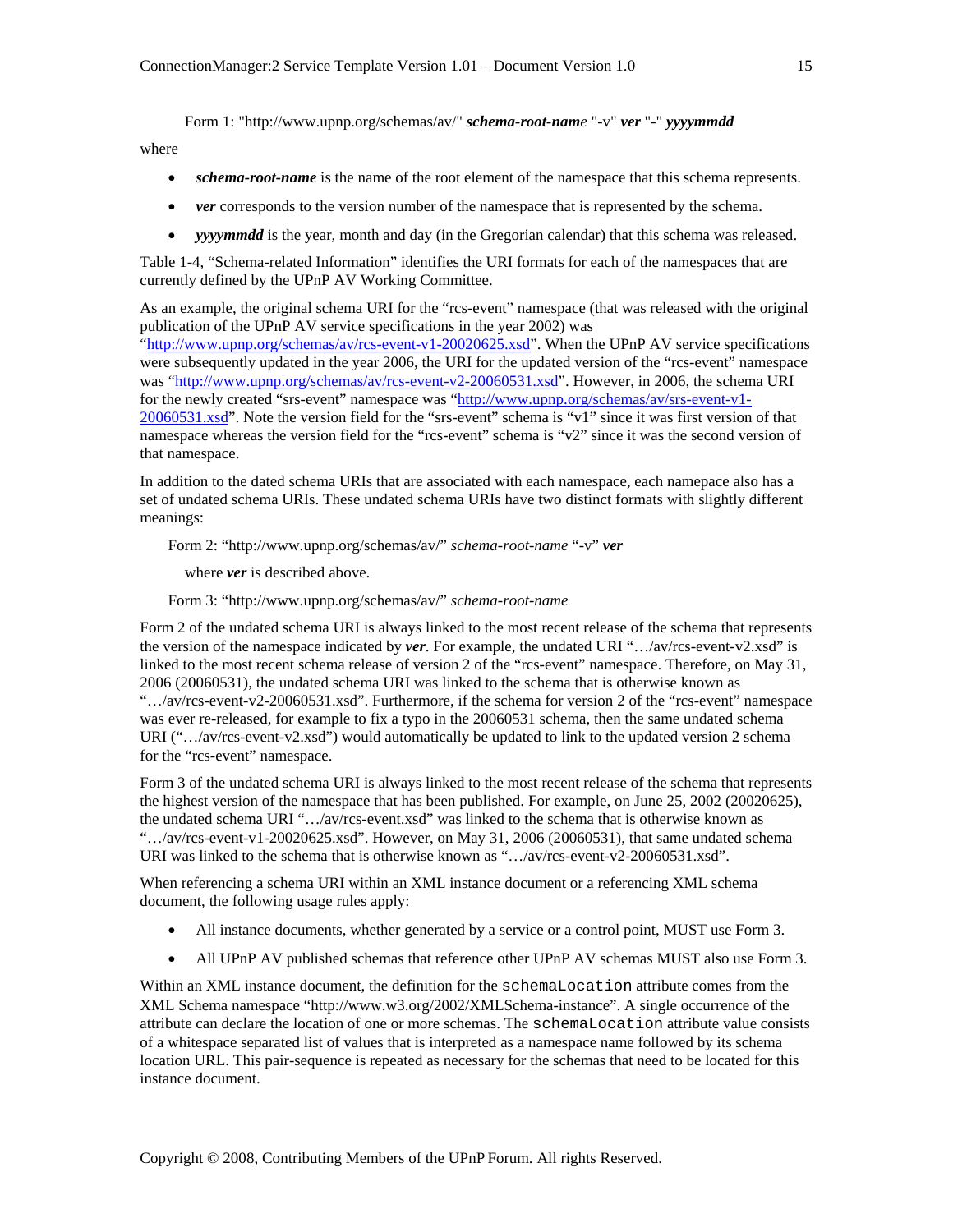Form 1: "http://www.upnp.org/schemas/av/" ***schema-root-name*** "-v" ***ver*** "-" ***yyyymmdd***

where

- ***schema-root-name*** is the name of the root element of the namespace that this schema represents.
- ***ver*** corresponds to the version number of the namespace that is represented by the schema.
- ***yyyymmdd*** is the year, month and day (in the Gregorian calendar) that this schema was released.

Table 1-4, "Schema-related Information" identifies the URI formats for each of the namespaces that are currently defined by the UPnP AV Working Committee.

As an example, the original schema URI for the "rcs-event" namespace (that was released with the original publication of the UPnP AV service specifications in the year 2002) was "http://www.upnp.org/schemas/av/rcs-event-v1-20020625.xsd". When the UPnP AV service specifications were subsequently updated in the year 2006, the URI for the updated version of the "rcs-event" namespace was "http://www.upnp.org/schemas/av/rcs-event-v2-20060531.xsd". However, in 2006, the schema URI for the newly created "srs-event" namespace was "http://www.upnp.org/schemas/av/srs-event-v1-20060531.xsd". Note the version field for the "srs-event" schema is "v1" since it was first version of that namespace whereas the version field for the "rcs-event" schema is "v2" since it was the second version of that namespace.

In addition to the dated schema URIs that are associated with each namespace, each namepace also has a set of undated schema URIs. These undated schema URIs have two distinct formats with slightly different meanings:

Form 2: "http://www.upnp.org/schemas/av/" *schema-root-name* "-v" ***ver***

where ***ver*** is described above.

Form 3: "http://www.upnp.org/schemas/av/" *schema-root-name*

Form 2 of the undated schema URI is always linked to the most recent release of the schema that represents the version of the namespace indicated by ***ver***. For example, the undated URI "…/av/rcs-event-v2.xsd" is linked to the most recent schema release of version 2 of the "rcs-event" namespace. Therefore, on May 31, 2006 (20060531), the undated schema URI was linked to the schema that is otherwise known as "…/av/rcs-event-v2-20060531.xsd". Furthermore, if the schema for version 2 of the "rcs-event" namespace was ever re-released, for example to fix a typo in the 20060531 schema, then the same undated schema URI ("…/av/rcs-event-v2.xsd") would automatically be updated to link to the updated version 2 schema for the "rcs-event" namespace.

Form 3 of the undated schema URI is always linked to the most recent release of the schema that represents the highest version of the namespace that has been published. For example, on June 25, 2002 (20020625), the undated schema URI "…/av/rcs-event.xsd" was linked to the schema that is otherwise known as "…/av/rcs-event-v1-20020625.xsd". However, on May 31, 2006 (20060531), that same undated schema URI was linked to the schema that is otherwise known as "…/av/rcs-event-v2-20060531.xsd".

When referencing a schema URI within an XML instance document or a referencing XML schema document, the following usage rules apply:

- All instance documents, whether generated by a service or a control point, MUST use Form 3.
- All UPnP AV published schemas that reference other UPnP AV schemas MUST also use Form 3.

Within an XML instance document, the definition for the `schemaLocation` attribute comes from the XML Schema namespace "http://www.w3.org/2002/XMLSchema-instance". A single occurrence of the attribute can declare the location of one or more schemas. The `schemaLocation` attribute value consists of a whitespace separated list of values that is interpreted as a namespace name followed by its schema location URL. This pair-sequence is repeated as necessary for the schemas that need to be located for this instance document.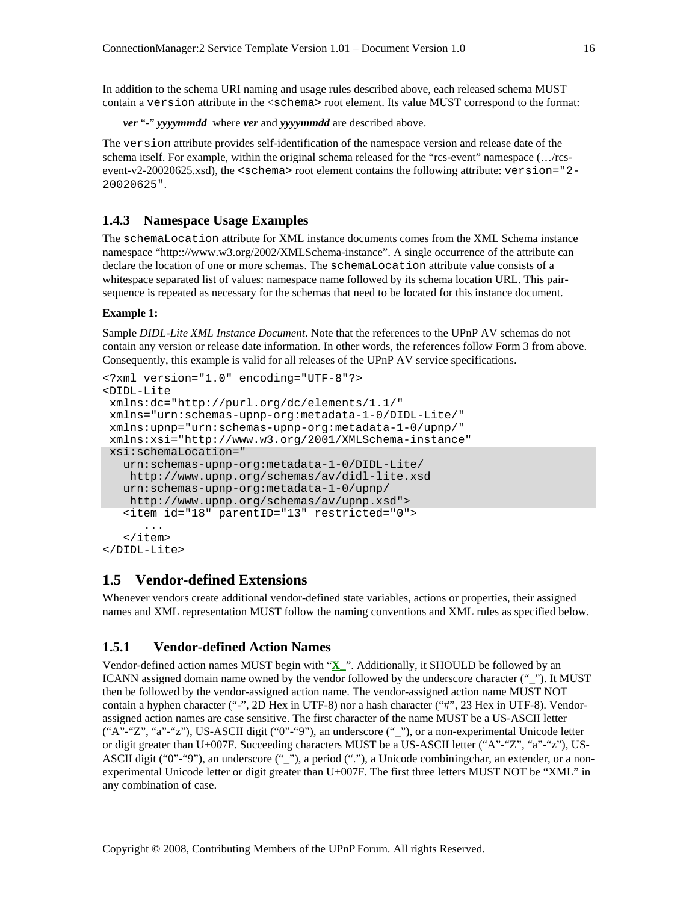In addition to the schema URI naming and usage rules described above, each released schema MUST contain a `version` attribute in the `<schema>` root element. Its value MUST correspond to the format:

***ver*** "-" ***yyyymmdd*** where ***ver*** and ***yyyymmdd*** are described above.

The `version` attribute provides self-identification of the namespace version and release date of the schema itself. For example, within the original schema released for the "rcs-event" namespace (…/rcs-event-v2-20020625.xsd), the `<schema>` root element contains the following attribute: `version="2-20020625"`.

### 1.4.3 Namespace Usage Examples

The `schemaLocation` attribute for XML instance documents comes from the XML Schema instance namespace "http:://www.w3.org/2002/XMLSchema-instance". A single occurrence of the attribute can declare the location of one or more schemas. The `schemaLocation` attribute value consists of a whitespace separated list of values: namespace name followed by its schema location URL. This pair-sequence is repeated as necessary for the schemas that need to be located for this instance document.

**Example 1:**

Sample *DIDL-Lite XML Instance Document*. Note that the references to the UPnP AV schemas do not contain any version or release date information. In other words, the references follow Form 3 from above. Consequently, this example is valid for all releases of the UPnP AV service specifications.

```
<?xml version="1.0" encoding="UTF-8"?>
<DIDL-Lite
 xmlns:dc="http://purl.org/dc/elements/1.1/"
 xmlns="urn:schemas-upnp-org:metadata-1-0/DIDL-Lite/"
 xmlns:upnp="urn:schemas-upnp-org:metadata-1-0/upnp/"
 xmlns:xsi="http://www.w3.org/2001/XMLSchema-instance"
 xsi:schemaLocation="
   urn:schemas-upnp-org:metadata-1-0/DIDL-Lite/
    http://www.upnp.org/schemas/av/didl-lite.xsd
   urn:schemas-upnp-org:metadata-1-0/upnp/
    http://www.upnp.org/schemas/av/upnp.xsd">
   <item id="18" parentID="13" restricted="0">
      ...
   </item>
</DIDL-Lite>
```

## 1.5 Vendor-defined Extensions

Whenever vendors create additional vendor-defined state variables, actions or properties, their assigned names and XML representation MUST follow the naming conventions and XML rules as specified below.

### 1.5.1 Vendor-defined Action Names

Vendor-defined action names MUST begin with "**X_**". Additionally, it SHOULD be followed by an ICANN assigned domain name owned by the vendor followed by the underscore character ("_"). It MUST then be followed by the vendor-assigned action name. The vendor-assigned action name MUST NOT contain a hyphen character ("-", 2D Hex in UTF-8) nor a hash character ("#", 23 Hex in UTF-8). Vendor-assigned action names are case sensitive. The first character of the name MUST be a US-ASCII letter ("A"-"Z", "a"-"z"), US-ASCII digit ("0"-"9"), an underscore ("_"), or a non-experimental Unicode letter or digit greater than U+007F. Succeeding characters MUST be a US-ASCII letter ("A"-"Z", "a"-"z"), US-ASCII digit ("0"-"9"), an underscore ("_"), a period ("."), a Unicode combiningchar, an extender, or a non-experimental Unicode letter or digit greater than U+007F. The first three letters MUST NOT be "XML" in any combination of case.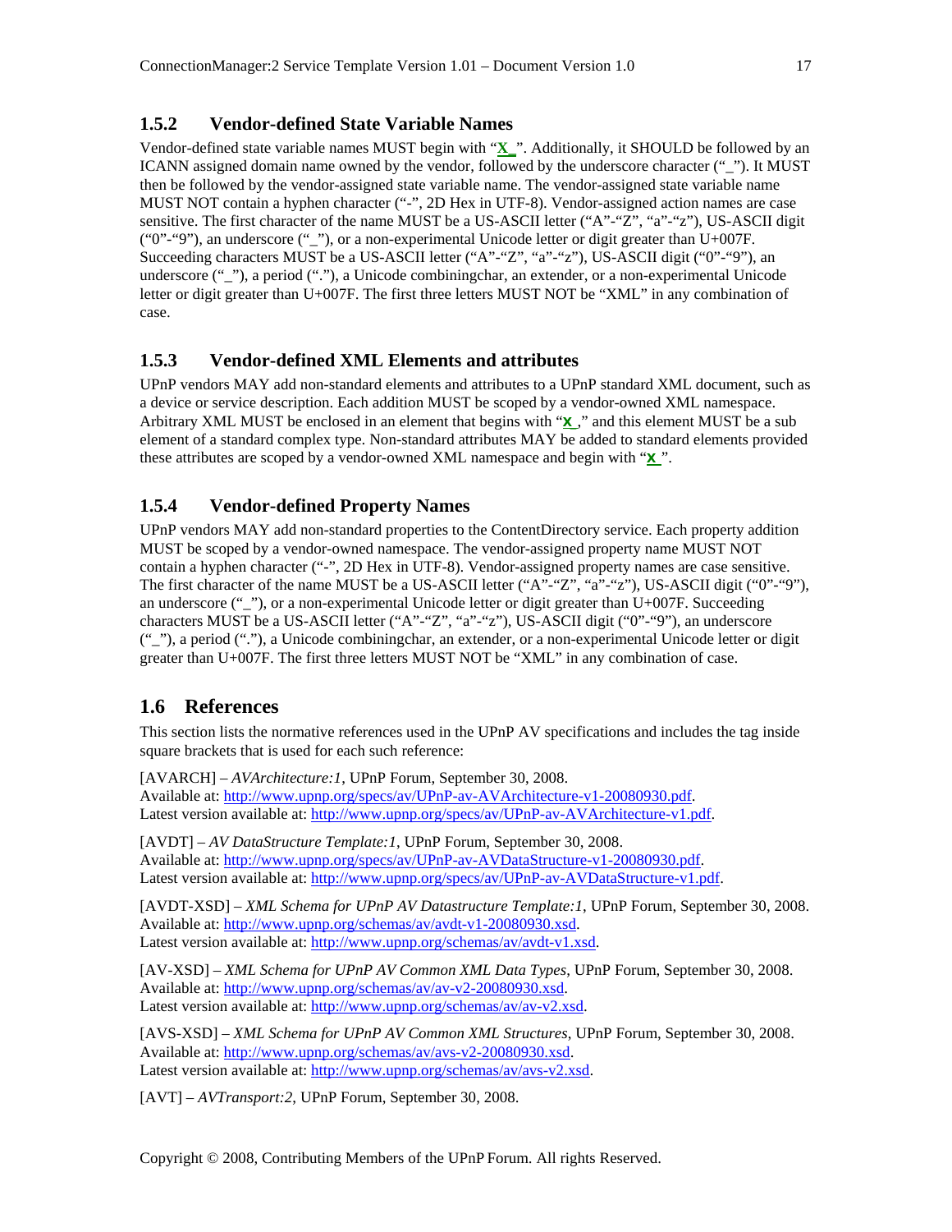### 1.5.2 Vendor-defined State Variable Names

Vendor-defined state variable names MUST begin with "**X_**". Additionally, it SHOULD be followed by an ICANN assigned domain name owned by the vendor, followed by the underscore character ("_"). It MUST then be followed by the vendor-assigned state variable name. The vendor-assigned state variable name MUST NOT contain a hyphen character ("-", 2D Hex in UTF-8). Vendor-assigned action names are case sensitive. The first character of the name MUST be a US-ASCII letter ("A"-"Z", "a"-"z"), US-ASCII digit ("0"-"9"), an underscore ("_"), or a non-experimental Unicode letter or digit greater than U+007F. Succeeding characters MUST be a US-ASCII letter ("A"-"Z", "a"-"z"), US-ASCII digit ("0"-"9"), an underscore ("_"), a period ("."), a Unicode combiningchar, an extender, or a non-experimental Unicode letter or digit greater than U+007F. The first three letters MUST NOT be "XML" in any combination of case.

### 1.5.3 Vendor-defined XML Elements and attributes

UPnP vendors MAY add non-standard elements and attributes to a UPnP standard XML document, such as a device or service description. Each addition MUST be scoped by a vendor-owned XML namespace. Arbitrary XML MUST be enclosed in an element that begins with "**X_**," and this element MUST be a sub element of a standard complex type. Non-standard attributes MAY be added to standard elements provided these attributes are scoped by a vendor-owned XML namespace and begin with "**X_**".

### 1.5.4 Vendor-defined Property Names

UPnP vendors MAY add non-standard properties to the ContentDirectory service. Each property addition MUST be scoped by a vendor-owned namespace. The vendor-assigned property name MUST NOT contain a hyphen character ("-", 2D Hex in UTF-8). Vendor-assigned property names are case sensitive. The first character of the name MUST be a US-ASCII letter ("A"-"Z", "a"-"z"), US-ASCII digit ("0"-"9"), an underscore ("_"), or a non-experimental Unicode letter or digit greater than U+007F. Succeeding characters MUST be a US-ASCII letter ("A"-"Z", "a"-"z"), US-ASCII digit ("0"-"9"), an underscore ("_"), a period ("."), a Unicode combiningchar, an extender, or a non-experimental Unicode letter or digit greater than U+007F. The first three letters MUST NOT be "XML" in any combination of case.

## 1.6 References

This section lists the normative references used in the UPnP AV specifications and includes the tag inside square brackets that is used for each such reference:

[AVARCH] – *AVArchitecture:1*, UPnP Forum, September 30, 2008.
Available at: http://www.upnp.org/specs/av/UPnP-av-AVArchitecture-v1-20080930.pdf.
Latest version available at: http://www.upnp.org/specs/av/UPnP-av-AVArchitecture-v1.pdf.

[AVDT] – *AV DataStructure Template:1*, UPnP Forum, September 30, 2008.
Available at: http://www.upnp.org/specs/av/UPnP-av-AVDataStructure-v1-20080930.pdf.
Latest version available at: http://www.upnp.org/specs/av/UPnP-av-AVDataStructure-v1.pdf.

[AVDT-XSD] – *XML Schema for UPnP AV Datastructure Template:1*, UPnP Forum, September 30, 2008.
Available at: http://www.upnp.org/schemas/av/avdt-v1-20080930.xsd.
Latest version available at: http://www.upnp.org/schemas/av/avdt-v1.xsd.

[AV-XSD] – *XML Schema for UPnP AV Common XML Data Types*, UPnP Forum, September 30, 2008.
Available at: http://www.upnp.org/schemas/av/av-v2-20080930.xsd.
Latest version available at: http://www.upnp.org/schemas/av/av-v2.xsd.

[AVS-XSD] – *XML Schema for UPnP AV Common XML Structures*, UPnP Forum, September 30, 2008.
Available at: http://www.upnp.org/schemas/av/avs-v2-20080930.xsd.
Latest version available at: http://www.upnp.org/schemas/av/avs-v2.xsd.

[AVT] – *AVTransport:2*, UPnP Forum, September 30, 2008.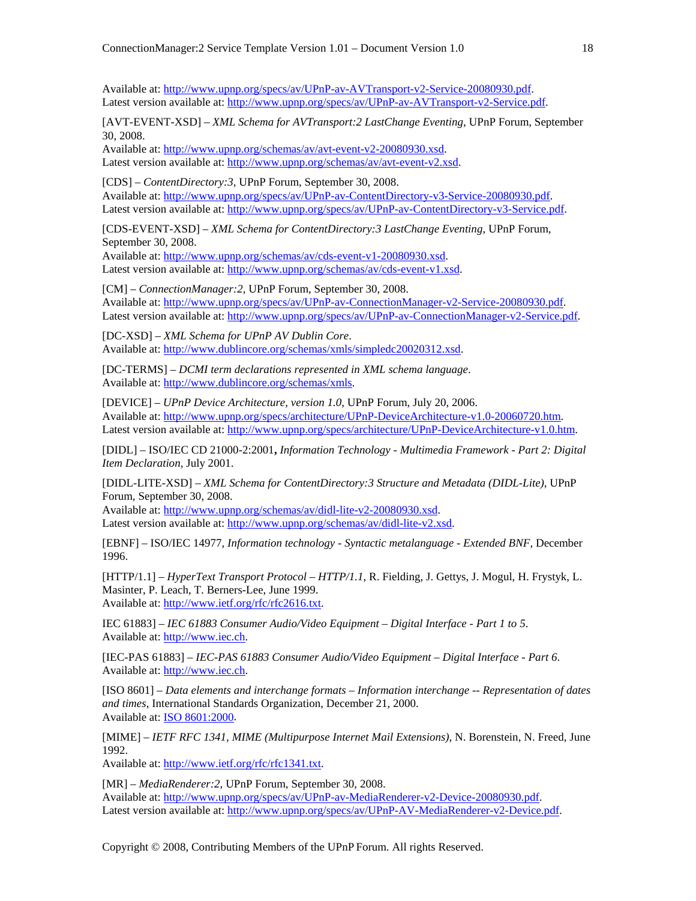Available at: http://www.upnp.org/specs/av/UPnP-av-AVTransport-v2-Service-20080930.pdf.
Latest version available at: http://www.upnp.org/specs/av/UPnP-av-AVTransport-v2-Service.pdf.

[AVT-EVENT-XSD] – *XML Schema for AVTransport:2 LastChange Eventing*, UPnP Forum, September 30, 2008.
Available at: http://www.upnp.org/schemas/av/avt-event-v2-20080930.xsd.
Latest version available at: http://www.upnp.org/schemas/av/avt-event-v2.xsd.

[CDS] – *ContentDirectory:3*, UPnP Forum, September 30, 2008.
Available at: http://www.upnp.org/specs/av/UPnP-av-ContentDirectory-v3-Service-20080930.pdf.
Latest version available at: http://www.upnp.org/specs/av/UPnP-av-ContentDirectory-v3-Service.pdf.

[CDS-EVENT-XSD] – *XML Schema for ContentDirectory:3 LastChange Eventing*, UPnP Forum, September 30, 2008.
Available at: http://www.upnp.org/schemas/av/cds-event-v1-20080930.xsd.
Latest version available at: http://www.upnp.org/schemas/av/cds-event-v1.xsd.

[CM] – *ConnectionManager:2*, UPnP Forum, September 30, 2008.
Available at: http://www.upnp.org/specs/av/UPnP-av-ConnectionManager-v2-Service-20080930.pdf.
Latest version available at: http://www.upnp.org/specs/av/UPnP-av-ConnectionManager-v2-Service.pdf.

[DC-XSD] – *XML Schema for UPnP AV Dublin Core*.
Available at: http://www.dublincore.org/schemas/xmls/simpledc20020312.xsd.

[DC-TERMS] – *DCMI term declarations represented in XML schema language*.
Available at: http://www.dublincore.org/schemas/xmls.

[DEVICE] – *UPnP Device Architecture, version 1.0*, UPnP Forum, July 20, 2006.
Available at: http://www.upnp.org/specs/architecture/UPnP-DeviceArchitecture-v1.0-20060720.htm.
Latest version available at: http://www.upnp.org/specs/architecture/UPnP-DeviceArchitecture-v1.0.htm.

[DIDL] – ISO/IEC CD 21000-2:2001**,** *Information Technology - Multimedia Framework - Part 2: Digital Item Declaration*, July 2001.

[DIDL-LITE-XSD] – *XML Schema for ContentDirectory:3 Structure and Metadata (DIDL-Lite)*, UPnP Forum, September 30, 2008.
Available at: http://www.upnp.org/schemas/av/didl-lite-v2-20080930.xsd.
Latest version available at: http://www.upnp.org/schemas/av/didl-lite-v2.xsd.

[EBNF] – ISO/IEC 14977, *Information technology - Syntactic metalanguage - Extended BNF*, December 1996.

[HTTP/1.1] – *HyperText Transport Protocol – HTTP/1.1*, R. Fielding, J. Gettys, J. Mogul, H. Frystyk, L. Masinter, P. Leach, T. Berners-Lee, June 1999.
Available at: http://www.ietf.org/rfc/rfc2616.txt.

IEC 61883] – *IEC 61883 Consumer Audio/Video Equipment – Digital Interface - Part 1 to 5*.
Available at: http://www.iec.ch.

[IEC-PAS 61883] – *IEC-PAS 61883 Consumer Audio/Video Equipment – Digital Interface - Part 6*.
Available at: http://www.iec.ch.

[ISO 8601] – *Data elements and interchange formats – Information interchange -- Representation of dates and times*, International Standards Organization, December 21, 2000.
Available at: ISO 8601:2000.

[MIME] – *IETF RFC 1341, MIME (Multipurpose Internet Mail Extensions)*, N. Borenstein, N. Freed, June 1992.
Available at: http://www.ietf.org/rfc/rfc1341.txt.

[MR] – *MediaRenderer:2*, UPnP Forum, September 30, 2008.
Available at: http://www.upnp.org/specs/av/UPnP-av-MediaRenderer-v2-Device-20080930.pdf.
Latest version available at: http://www.upnp.org/specs/av/UPnP-AV-MediaRenderer-v2-Device.pdf.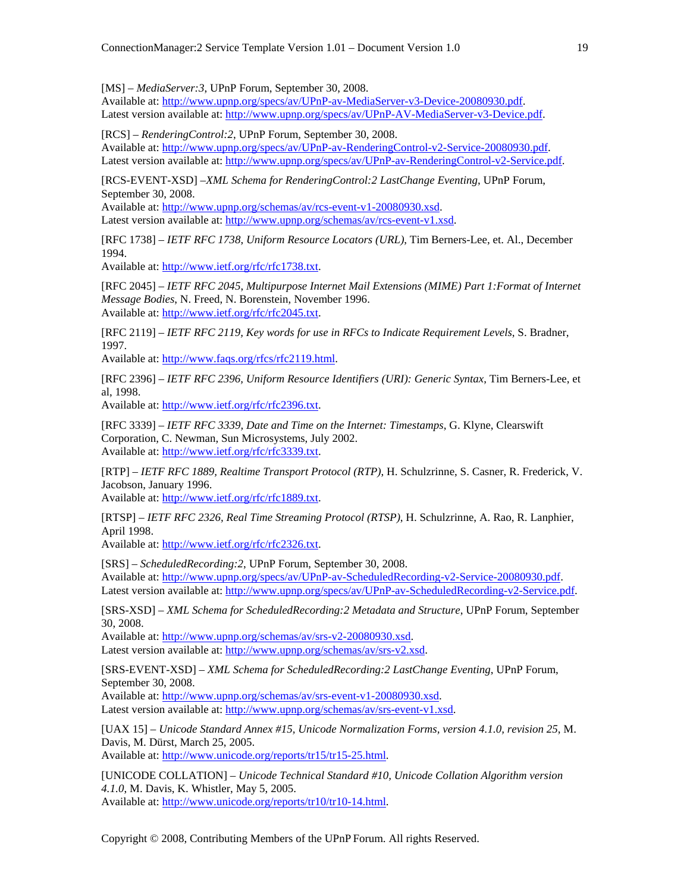[MS] – *MediaServer:3*, UPnP Forum, September 30, 2008.
Available at: http://www.upnp.org/specs/av/UPnP-av-MediaServer-v3-Device-20080930.pdf.
Latest version available at: http://www.upnp.org/specs/av/UPnP-AV-MediaServer-v3-Device.pdf.

[RCS] – *RenderingControl:2*, UPnP Forum, September 30, 2008.
Available at: http://www.upnp.org/specs/av/UPnP-av-RenderingControl-v2-Service-20080930.pdf.
Latest version available at: http://www.upnp.org/specs/av/UPnP-av-RenderingControl-v2-Service.pdf.

[RCS-EVENT-XSD] –*XML Schema for RenderingControl:2 LastChange Eventing*, UPnP Forum, September 30, 2008.
Available at: http://www.upnp.org/schemas/av/rcs-event-v1-20080930.xsd.
Latest version available at: http://www.upnp.org/schemas/av/rcs-event-v1.xsd.

[RFC 1738] – *IETF RFC 1738, Uniform Resource Locators (URL)*, Tim Berners-Lee, et. Al., December 1994.
Available at: http://www.ietf.org/rfc/rfc1738.txt.

[RFC 2045] – *IETF RFC 2045, Multipurpose Internet Mail Extensions (MIME) Part 1:Format of Internet Message Bodies*, N. Freed, N. Borenstein, November 1996.
Available at: http://www.ietf.org/rfc/rfc2045.txt.

[RFC 2119] – *IETF RFC 2119, Key words for use in RFCs to Indicate Requirement Levels*, S. Bradner, 1997.
Available at: http://www.faqs.org/rfcs/rfc2119.html.

[RFC 2396] – *IETF RFC 2396, Uniform Resource Identifiers (URI): Generic Syntax*, Tim Berners-Lee, et al, 1998.
Available at: http://www.ietf.org/rfc/rfc2396.txt.

[RFC 3339] – *IETF RFC 3339, Date and Time on the Internet: Timestamps*, G. Klyne, Clearswift Corporation, C. Newman, Sun Microsystems, July 2002.
Available at: http://www.ietf.org/rfc/rfc3339.txt.

[RTP] – *IETF RFC 1889, Realtime Transport Protocol (RTP)*, H. Schulzrinne, S. Casner, R. Frederick, V. Jacobson, January 1996.
Available at: http://www.ietf.org/rfc/rfc1889.txt.

[RTSP] – *IETF RFC 2326, Real Time Streaming Protocol (RTSP)*, H. Schulzrinne, A. Rao, R. Lanphier, April 1998.
Available at: http://www.ietf.org/rfc/rfc2326.txt.

[SRS] – *ScheduledRecording:2*, UPnP Forum, September 30, 2008.
Available at: http://www.upnp.org/specs/av/UPnP-av-ScheduledRecording-v2-Service-20080930.pdf.
Latest version available at: http://www.upnp.org/specs/av/UPnP-av-ScheduledRecording-v2-Service.pdf.

[SRS-XSD] – *XML Schema for ScheduledRecording:2 Metadata and Structure*, UPnP Forum, September 30, 2008.
Available at: http://www.upnp.org/schemas/av/srs-v2-20080930.xsd.
Latest version available at: http://www.upnp.org/schemas/av/srs-v2.xsd.

[SRS-EVENT-XSD] – *XML Schema for ScheduledRecording:2 LastChange Eventing*, UPnP Forum, September 30, 2008.
Available at: http://www.upnp.org/schemas/av/srs-event-v1-20080930.xsd.
Latest version available at: http://www.upnp.org/schemas/av/srs-event-v1.xsd.

[UAX 15] – *Unicode Standard Annex #15, Unicode Normalization Forms, version 4.1.0, revision 25*, M. Davis, M. Dürst, March 25, 2005.
Available at: http://www.unicode.org/reports/tr15/tr15-25.html.

[UNICODE COLLATION] – *Unicode Technical Standard #10, Unicode Collation Algorithm version 4.1.0*, M. Davis, K. Whistler, May 5, 2005.
Available at: http://www.unicode.org/reports/tr10/tr10-14.html.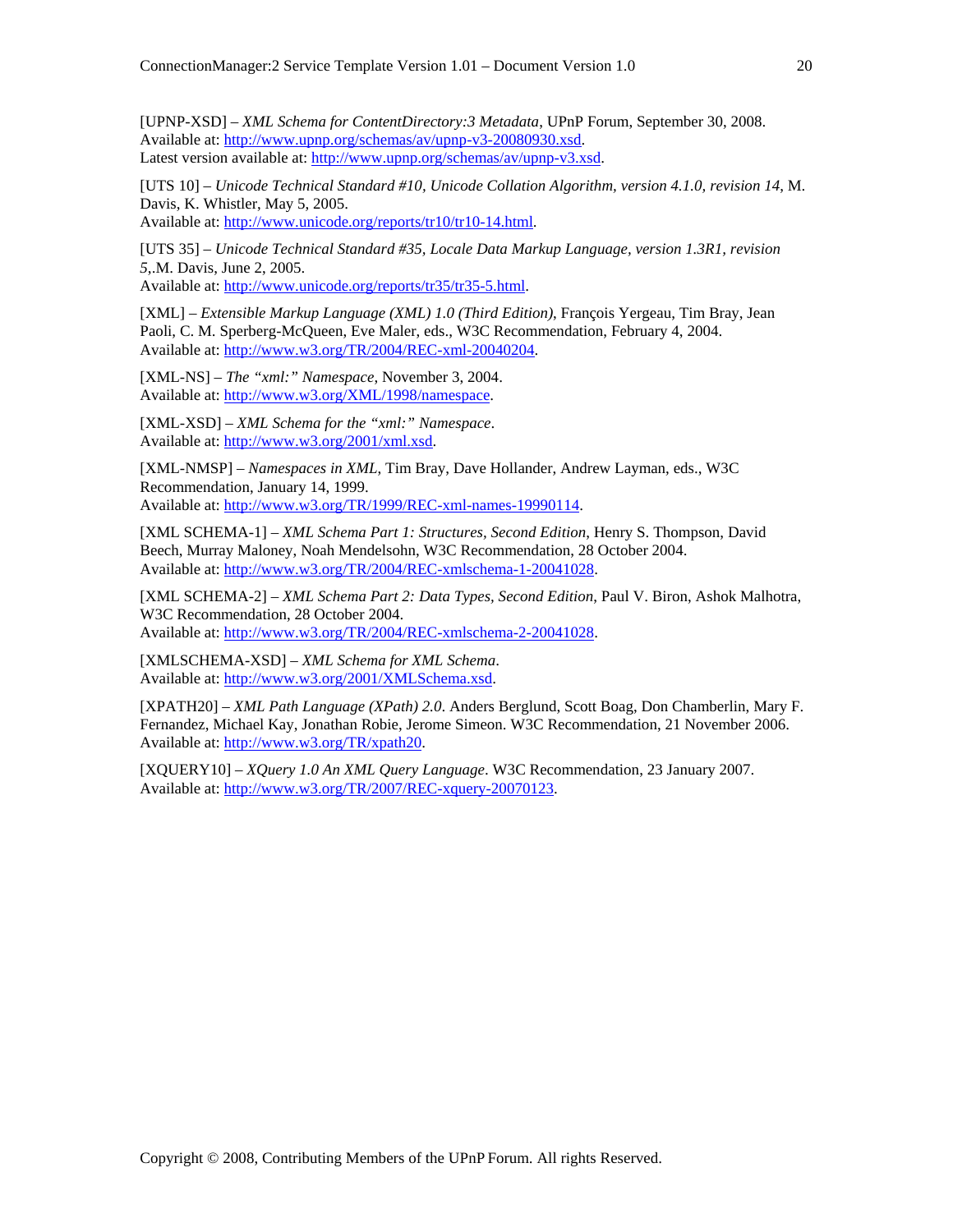[UPNP-XSD] – *XML Schema for ContentDirectory:3 Metadata*, UPnP Forum, September 30, 2008.
Available at: http://www.upnp.org/schemas/av/upnp-v3-20080930.xsd.
Latest version available at: http://www.upnp.org/schemas/av/upnp-v3.xsd.

[UTS 10] – *Unicode Technical Standard #10, Unicode Collation Algorithm, version 4.1.0, revision 14*, M. Davis, K. Whistler, May 5, 2005.
Available at: http://www.unicode.org/reports/tr10/tr10-14.html.

[UTS 35] – *Unicode Technical Standard #35, Locale Data Markup Language, version 1.3R1, revision 5*,.M. Davis, June 2, 2005.
Available at: http://www.unicode.org/reports/tr35/tr35-5.html.

[XML] – *Extensible Markup Language (XML) 1.0 (Third Edition)*, François Yergeau, Tim Bray, Jean Paoli, C. M. Sperberg-McQueen, Eve Maler, eds., W3C Recommendation, February 4, 2004.
Available at: http://www.w3.org/TR/2004/REC-xml-20040204.

[XML-NS] – *The "xml:" Namespace*, November 3, 2004.
Available at: http://www.w3.org/XML/1998/namespace.

[XML-XSD] – *XML Schema for the "xml:" Namespace*.
Available at: http://www.w3.org/2001/xml.xsd.

[XML-NMSP] – *Namespaces in XML*, Tim Bray, Dave Hollander, Andrew Layman, eds., W3C Recommendation, January 14, 1999.
Available at: http://www.w3.org/TR/1999/REC-xml-names-19990114.

[XML SCHEMA-1] – *XML Schema Part 1: Structures, Second Edition*, Henry S. Thompson, David Beech, Murray Maloney, Noah Mendelsohn, W3C Recommendation, 28 October 2004.
Available at: http://www.w3.org/TR/2004/REC-xmlschema-1-20041028.

[XML SCHEMA-2] – *XML Schema Part 2: Data Types, Second Edition*, Paul V. Biron, Ashok Malhotra, W3C Recommendation, 28 October 2004.
Available at: http://www.w3.org/TR/2004/REC-xmlschema-2-20041028.

[XMLSCHEMA-XSD] – *XML Schema for XML Schema*.
Available at: http://www.w3.org/2001/XMLSchema.xsd.

[XPATH20] – *XML Path Language (XPath) 2.0*. Anders Berglund, Scott Boag, Don Chamberlin, Mary F. Fernandez, Michael Kay, Jonathan Robie, Jerome Simeon. W3C Recommendation, 21 November 2006.
Available at: http://www.w3.org/TR/xpath20.

[XQUERY10] – *XQuery 1.0 An XML Query Language*. W3C Recommendation, 23 January 2007.
Available at: http://www.w3.org/TR/2007/REC-xquery-20070123.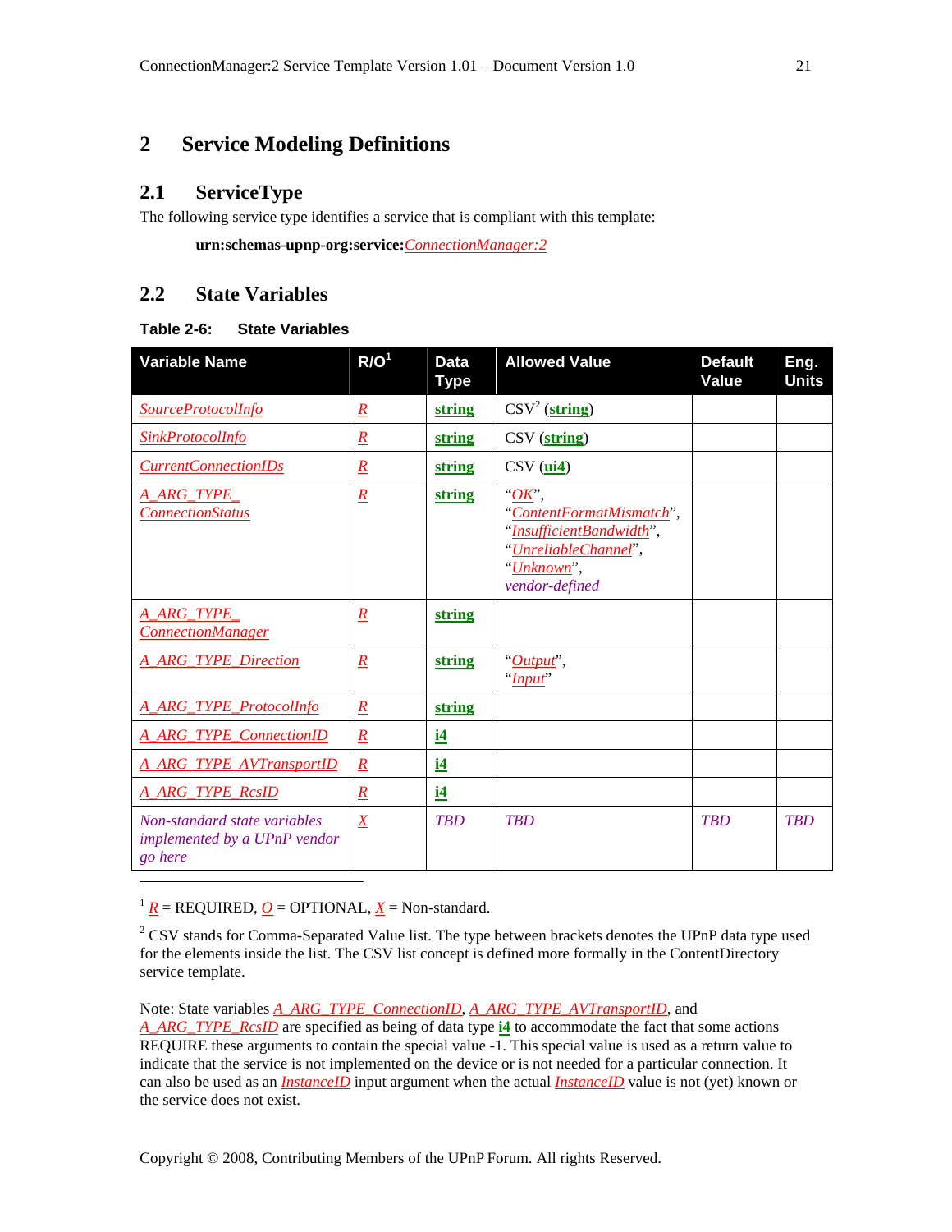# 2 Service Modeling Definitions

## 2.1 ServiceType

The following service type identifies a service that is compliant with this template:

**urn:schemas-upnp-org:service:**ConnectionManager:2

## 2.2 State Variables

**Table 2-6: State Variables**

| Variable Name | R/O[1] | Data Type | Allowed Value | Default Value | Eng. Units |
|---|---|---|---|---|---|
| SourceProtocolInfo | R | string | CSV[2] (string) | | |
| SinkProtocolInfo | R | string | CSV (string) | | |
| CurrentConnectionIDs | R | string | CSV (ui4) | | |
| A_ARG_TYPE_ConnectionStatus | R | string | "OK", "ContentFormatMismatch", "InsufficientBandwidth", "UnreliableChannel", "Unknown", vendor-defined | | |
| A_ARG_TYPE_ConnectionManager | R | string | | | |
| A_ARG_TYPE_Direction | R | string | "Output", "Input" | | |
| A_ARG_TYPE_ProtocolInfo | R | string | | | |
| A_ARG_TYPE_ConnectionID | R | i4 | | | |
| A_ARG_TYPE_AVTransportID | R | i4 | | | |
| A_ARG_TYPE_RcsID | R | i4 | | | |
| *Non-standard state variables implemented by a UPnP vendor go here* | X | *TBD* | *TBD* | *TBD* | *TBD* |

[1] R = REQUIRED, O = OPTIONAL, X = Non-standard.

[2] CSV stands for Comma-Separated Value list. The type between brackets denotes the UPnP data type used for the elements inside the list. The CSV list concept is defined more formally in the ContentDirectory service template.

Note: State variables A_ARG_TYPE_ConnectionID, A_ARG_TYPE_AVTransportID, and A_ARG_TYPE_RcsID are specified as being of data type **i4** to accommodate the fact that some actions REQUIRE these arguments to contain the special value -1. This special value is used as a return value to indicate that the service is not implemented on the device or is not needed for a particular connection. It can also be used as an InstanceID input argument when the actual InstanceID value is not (yet) known or the service does not exist.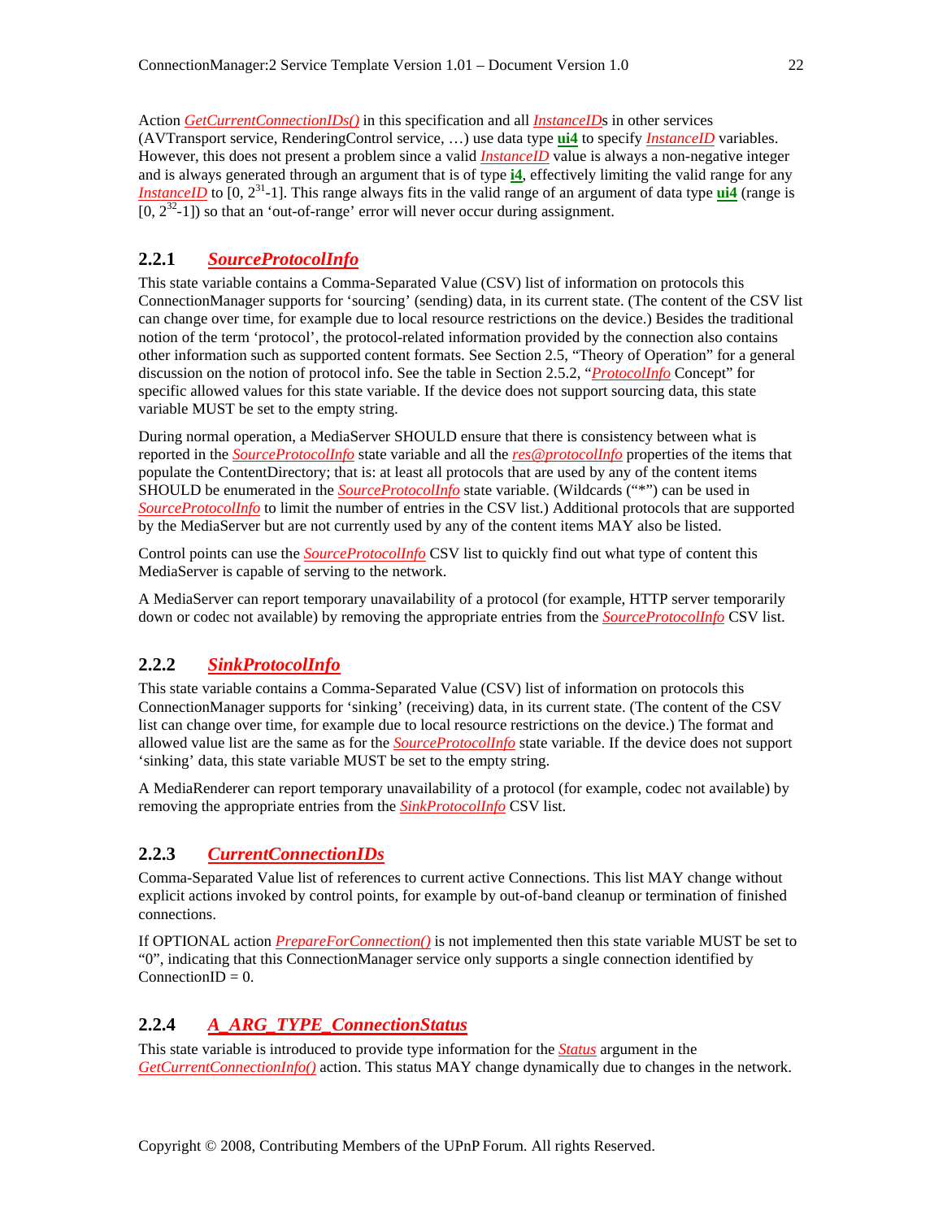Action *GetCurrentConnectionIDs()* in this specification and all *InstanceID*s in other services (AVTransport service, RenderingControl service, …) use data type **ui4** to specify *InstanceID* variables. However, this does not present a problem since a valid *InstanceID* value is always a non-negative integer and is always generated through an argument that is of type **i4**, effectively limiting the valid range for any *InstanceID* to $[0, 2^{31}-1]$. This range always fits in the valid range of an argument of data type **ui4** (range is $[0, 2^{32}-1]$) so that an 'out-of-range' error will never occur during assignment.

### 2.2.1 *SourceProtocolInfo*

This state variable contains a Comma-Separated Value (CSV) list of information on protocols this ConnectionManager supports for 'sourcing' (sending) data, in its current state. (The content of the CSV list can change over time, for example due to local resource restrictions on the device.) Besides the traditional notion of the term 'protocol', the protocol-related information provided by the connection also contains other information such as supported content formats. See Section 2.5, "Theory of Operation" for a general discussion on the notion of protocol info. See the table in Section 2.5.2, "*ProtocolInfo* Concept" for specific allowed values for this state variable. If the device does not support sourcing data, this state variable MUST be set to the empty string.

During normal operation, a MediaServer SHOULD ensure that there is consistency between what is reported in the *SourceProtocolInfo* state variable and all the *res@protocolInfo* properties of the items that populate the ContentDirectory; that is: at least all protocols that are used by any of the content items SHOULD be enumerated in the *SourceProtocolInfo* state variable. (Wildcards ("*") can be used in *SourceProtocolInfo* to limit the number of entries in the CSV list.) Additional protocols that are supported by the MediaServer but are not currently used by any of the content items MAY also be listed.

Control points can use the *SourceProtocolInfo* CSV list to quickly find out what type of content this MediaServer is capable of serving to the network.

A MediaServer can report temporary unavailability of a protocol (for example, HTTP server temporarily down or codec not available) by removing the appropriate entries from the *SourceProtocolInfo* CSV list.

### 2.2.2 *SinkProtocolInfo*

This state variable contains a Comma-Separated Value (CSV) list of information on protocols this ConnectionManager supports for 'sinking' (receiving) data, in its current state. (The content of the CSV list can change over time, for example due to local resource restrictions on the device.) The format and allowed value list are the same as for the *SourceProtocolInfo* state variable. If the device does not support 'sinking' data, this state variable MUST be set to the empty string.

A MediaRenderer can report temporary unavailability of a protocol (for example, codec not available) by removing the appropriate entries from the *SinkProtocolInfo* CSV list.

### 2.2.3 *CurrentConnectionIDs*

Comma-Separated Value list of references to current active Connections. This list MAY change without explicit actions invoked by control points, for example by out-of-band cleanup or termination of finished connections.

If OPTIONAL action *PrepareForConnection()* is not implemented then this state variable MUST be set to "0", indicating that this ConnectionManager service only supports a single connection identified by ConnectionID = 0.

### 2.2.4 *A_ARG_TYPE_ConnectionStatus*

This state variable is introduced to provide type information for the *Status* argument in the *GetCurrentConnectionInfo()* action. This status MAY change dynamically due to changes in the network.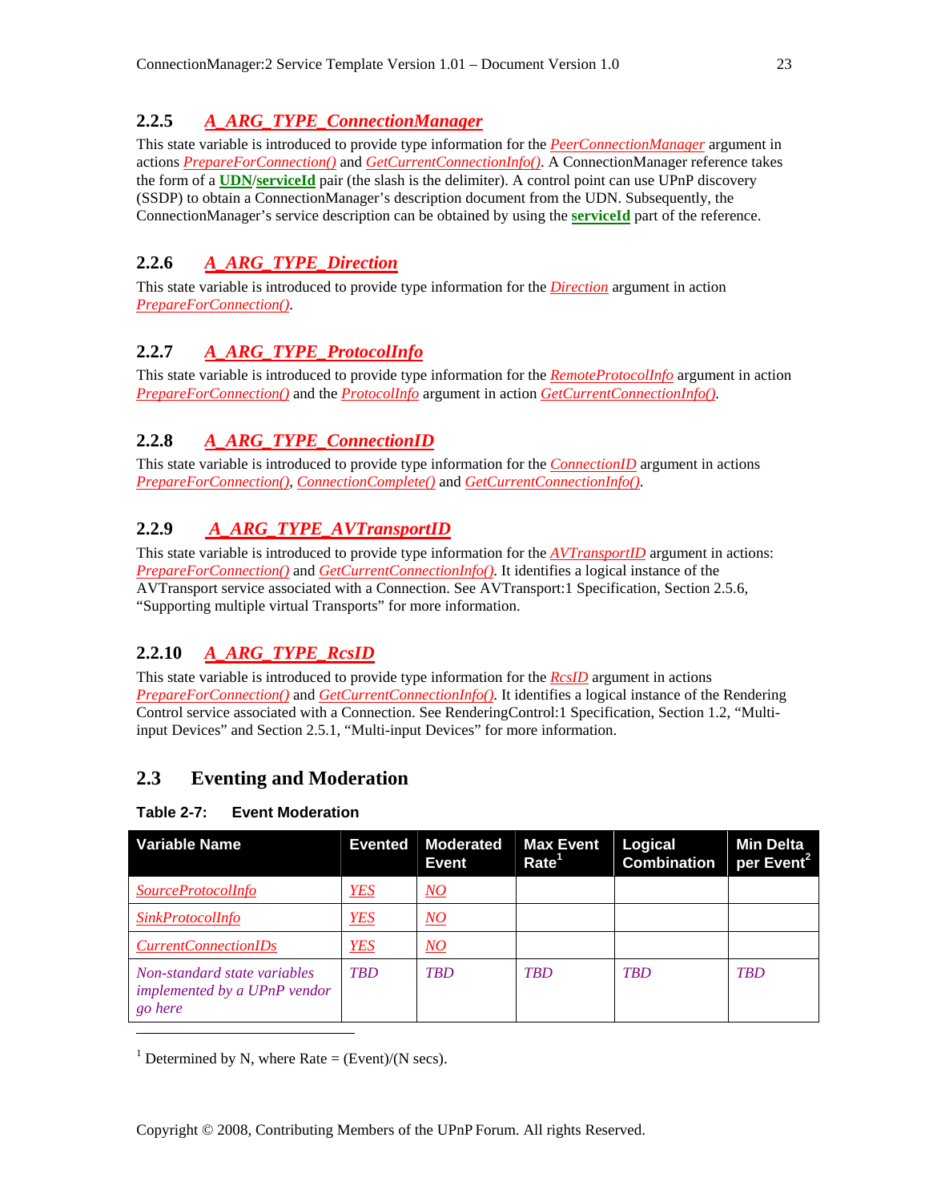### 2.2.5 *A_ARG_TYPE_ConnectionManager*

This state variable is introduced to provide type information for the *PeerConnectionManager* argument in actions *PrepareForConnection()* and *GetCurrentConnectionInfo()*. A ConnectionManager reference takes the form of a **UDN**/**serviceId** pair (the slash is the delimiter). A control point can use UPnP discovery (SSDP) to obtain a ConnectionManager's description document from the UDN. Subsequently, the ConnectionManager's service description can be obtained by using the **serviceId** part of the reference.

### 2.2.6 *A_ARG_TYPE_Direction*

This state variable is introduced to provide type information for the *Direction* argument in action *PrepareForConnection()*.

### 2.2.7 *A_ARG_TYPE_ProtocolInfo*

This state variable is introduced to provide type information for the *RemoteProtocolInfo* argument in action *PrepareForConnection()* and the *ProtocolInfo* argument in action *GetCurrentConnectionInfo()*.

### 2.2.8 *A_ARG_TYPE_ConnectionID*

This state variable is introduced to provide type information for the *ConnectionID* argument in actions *PrepareForConnection()*, *ConnectionComplete()* and *GetCurrentConnectionInfo()*.

### 2.2.9 *A_ARG_TYPE_AVTransportID*

This state variable is introduced to provide type information for the *AVTransportID* argument in actions: *PrepareForConnection()* and *GetCurrentConnectionInfo()*. It identifies a logical instance of the AVTransport service associated with a Connection. See AVTransport:1 Specification, Section 2.5.6, "Supporting multiple virtual Transports" for more information.

### 2.2.10 *A_ARG_TYPE_RcsID*

This state variable is introduced to provide type information for the *RcsID* argument in actions *PrepareForConnection()* and *GetCurrentConnectionInfo()*. It identifies a logical instance of the Rendering Control service associated with a Connection. See RenderingControl:1 Specification, Section 1.2, "Multi-input Devices" and Section 2.5.1, "Multi-input Devices" for more information.

## 2.3 Eventing and Moderation

**Table 2-7: Event Moderation**

| Variable Name | Evented | Moderated Event | Max Event Rate[1] | Logical Combination | Min Delta per Event[2] |
|---|---|---|---|---|---|
| *SourceProtocolInfo* | *YES* | *NO* | | | |
| *SinkProtocolInfo* | *YES* | *NO* | | | |
| *CurrentConnectionIDs* | *YES* | *NO* | | | |
| *Non-standard state variables implemented by a UPnP vendor go here* | *TBD* | *TBD* | *TBD* | *TBD* | *TBD* |

[1] Determined by N, where Rate = (Event)/(N secs).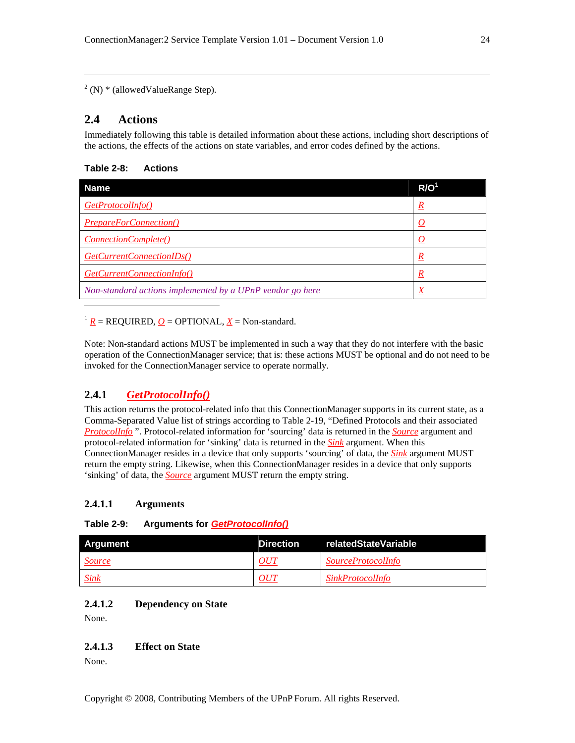[2] (N) * (allowedValueRange Step).

## 2.4 Actions

Immediately following this table is detailed information about these actions, including short descriptions of the actions, the effects of the actions on state variables, and error codes defined by the actions.

**Table 2-8: Actions**

| Name | R/O[1] |
|---|---|
| *GetProtocolInfo()* | *R* |
| *PrepareForConnection()* | *O* |
| *ConnectionComplete()* | *O* |
| *GetCurrentConnectionIDs()* | *R* |
| *GetCurrentConnectionInfo()* | *R* |
| *Non-standard actions implemented by a UPnP vendor go here* | *X* |

[1] *R* = REQUIRED, *O* = OPTIONAL, *X* = Non-standard.

Note: Non-standard actions MUST be implemented in such a way that they do not interfere with the basic operation of the ConnectionManager service; that is: these actions MUST be optional and do not need to be invoked for the ConnectionManager service to operate normally.

### 2.4.1 *GetProtocolInfo()*

This action returns the protocol-related info that this ConnectionManager supports in its current state, as a Comma-Separated Value list of strings according to Table 2-19, "Defined Protocols and their associated *ProtocolInfo* ". Protocol-related information for 'sourcing' data is returned in the *Source* argument and protocol-related information for 'sinking' data is returned in the *Sink* argument. When this ConnectionManager resides in a device that only supports 'sourcing' of data, the *Sink* argument MUST return the empty string. Likewise, when this ConnectionManager resides in a device that only supports 'sinking' of data, the *Source* argument MUST return the empty string.

#### 2.4.1.1 Arguments

**Table 2-9: Arguments for *GetProtocolInfo()***

| Argument | Direction | relatedStateVariable |
|---|---|---|
| *Source* | *OUT* | *SourceProtocolInfo* |
| *Sink* | *OUT* | *SinkProtocolInfo* |

#### 2.4.1.2 Dependency on State

None.

#### 2.4.1.3 Effect on State

None.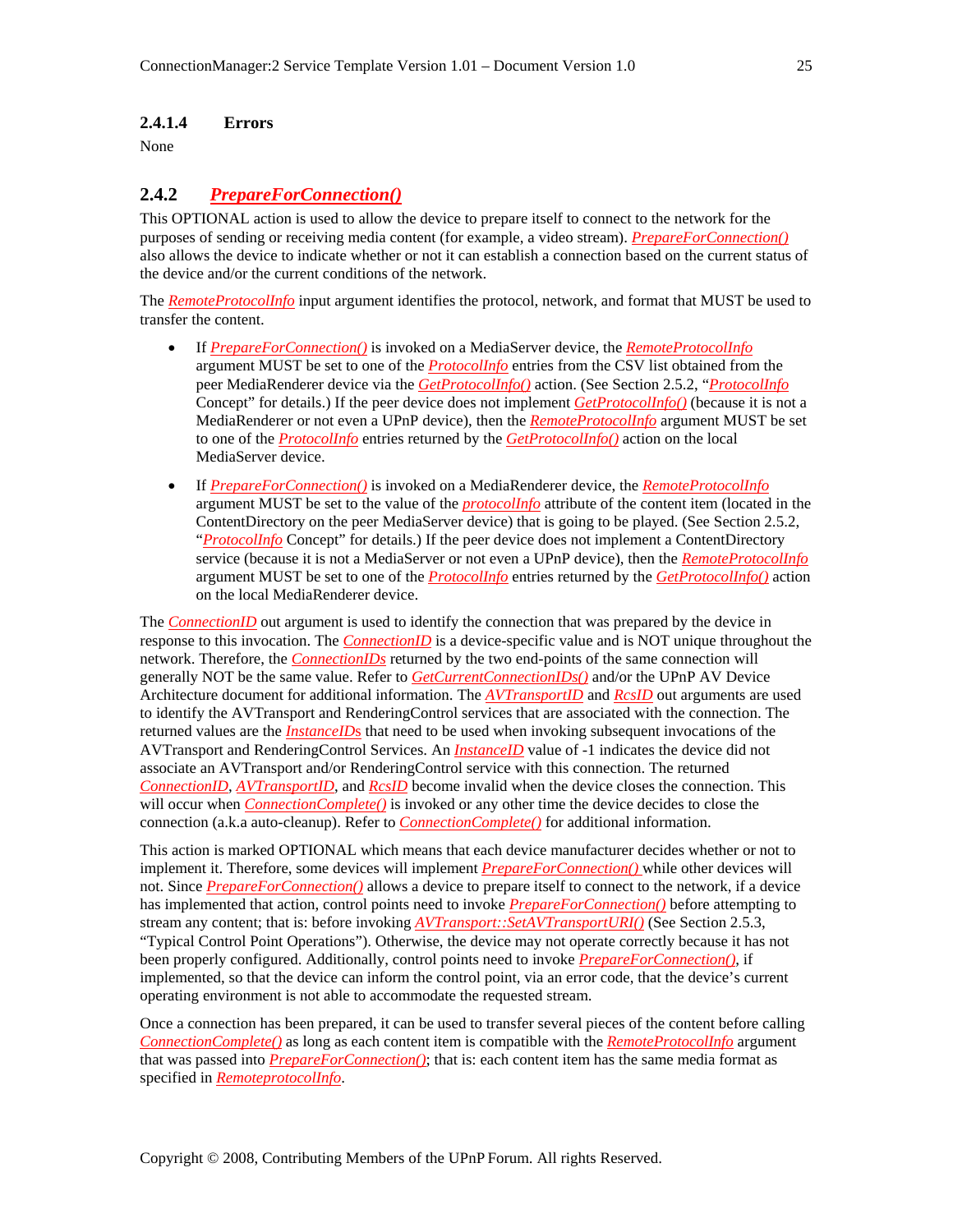#### 2.4.1.4 Errors

None

### 2.4.2 *PrepareForConnection()*

This OPTIONAL action is used to allow the device to prepare itself to connect to the network for the purposes of sending or receiving media content (for example, a video stream). *PrepareForConnection()* also allows the device to indicate whether or not it can establish a connection based on the current status of the device and/or the current conditions of the network.

The *RemoteProtocolInfo* input argument identifies the protocol, network, and format that MUST be used to transfer the content.

- If *PrepareForConnection()* is invoked on a MediaServer device, the *RemoteProtocolInfo* argument MUST be set to one of the *ProtocolInfo* entries from the CSV list obtained from the peer MediaRenderer device via the *GetProtocolInfo()* action. (See Section 2.5.2, "*ProtocolInfo* Concept" for details.) If the peer device does not implement *GetProtocolInfo()* (because it is not a MediaRenderer or not even a UPnP device), then the *RemoteProtocolInfo* argument MUST be set to one of the *ProtocolInfo* entries returned by the *GetProtocolInfo()* action on the local MediaServer device.
- If *PrepareForConnection()* is invoked on a MediaRenderer device, the *RemoteProtocolInfo* argument MUST be set to the value of the *protocolInfo* attribute of the content item (located in the ContentDirectory on the peer MediaServer device) that is going to be played. (See Section 2.5.2, "*ProtocolInfo* Concept" for details.) If the peer device does not implement a ContentDirectory service (because it is not a MediaServer or not even a UPnP device), then the *RemoteProtocolInfo* argument MUST be set to one of the *ProtocolInfo* entries returned by the *GetProtocolInfo()* action on the local MediaRenderer device.

The *ConnectionID* out argument is used to identify the connection that was prepared by the device in response to this invocation. The *ConnectionID* is a device-specific value and is NOT unique throughout the network. Therefore, the *ConnectionIDs* returned by the two end-points of the same connection will generally NOT be the same value. Refer to *GetCurrentConnectionIDs()* and/or the UPnP AV Device Architecture document for additional information. The *AVTransportID* and *RcsID* out arguments are used to identify the AVTransport and RenderingControl services that are associated with the connection. The returned values are the *InstanceIDs* that need to be used when invoking subsequent invocations of the AVTransport and RenderingControl Services. An *InstanceID* value of -1 indicates the device did not associate an AVTransport and/or RenderingControl service with this connection. The returned *ConnectionID*, *AVTransportID*, and *RcsID* become invalid when the device closes the connection. This will occur when *ConnectionComplete()* is invoked or any other time the device decides to close the connection (a.k.a auto-cleanup). Refer to *ConnectionComplete()* for additional information.

This action is marked OPTIONAL which means that each device manufacturer decides whether or not to implement it. Therefore, some devices will implement *PrepareForConnection()* while other devices will not. Since *PrepareForConnection()* allows a device to prepare itself to connect to the network, if a device has implemented that action, control points need to invoke *PrepareForConnection()* before attempting to stream any content; that is: before invoking *AVTransport::SetAVTransportURI()* (See Section 2.5.3, "Typical Control Point Operations"). Otherwise, the device may not operate correctly because it has not been properly configured. Additionally, control points need to invoke *PrepareForConnection()*, if implemented, so that the device can inform the control point, via an error code, that the device's current operating environment is not able to accommodate the requested stream.

Once a connection has been prepared, it can be used to transfer several pieces of the content before calling *ConnectionComplete()* as long as each content item is compatible with the *RemoteProtocolInfo* argument that was passed into *PrepareForConnection()*; that is: each content item has the same media format as specified in *RemoteprotocolInfo*.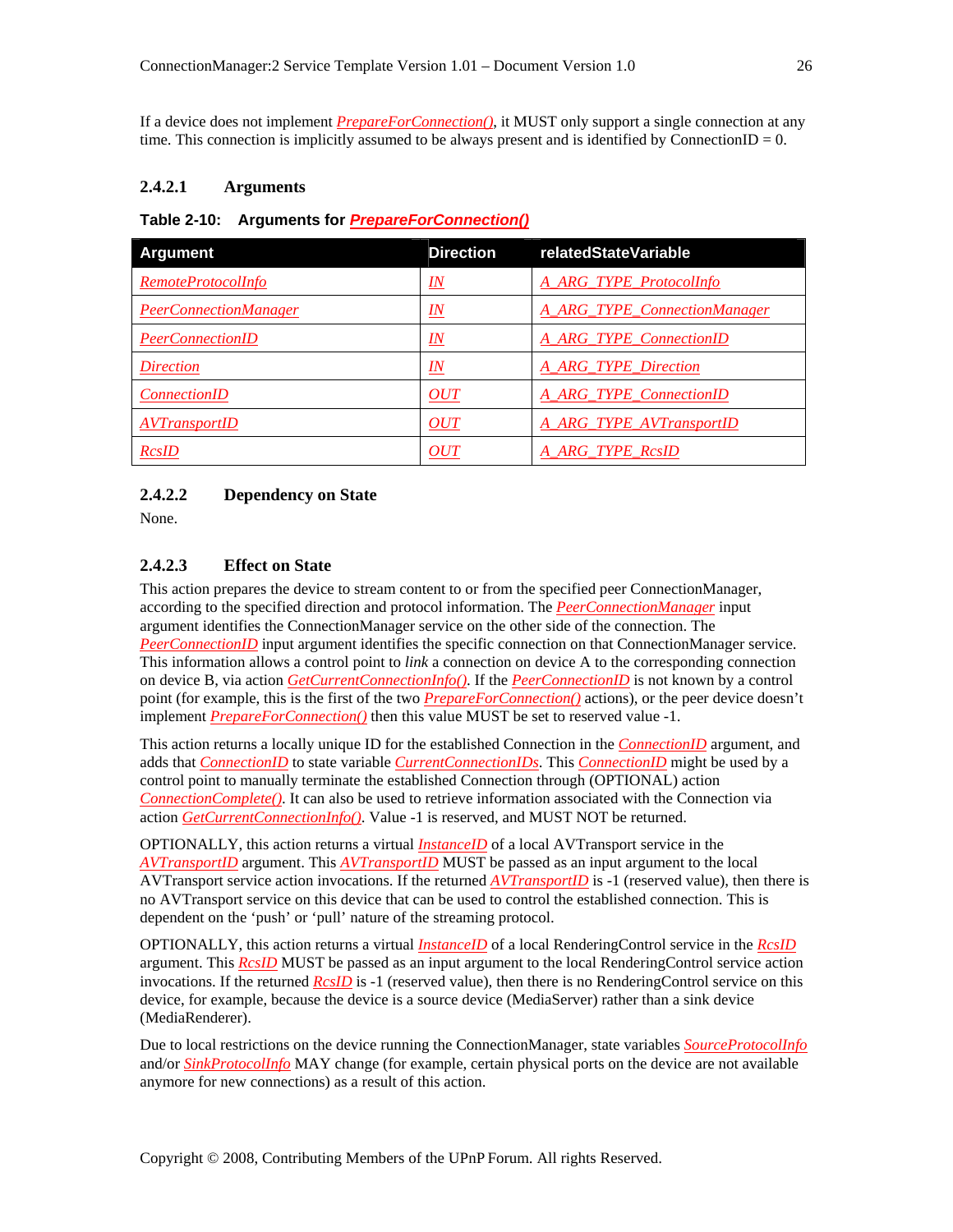If a device does not implement *PrepareForConnection()*, it MUST only support a single connection at any time. This connection is implicitly assumed to be always present and is identified by ConnectionID = 0.

#### 2.4.2.1 Arguments

**Table 2-10: Arguments for *PrepareForConnection()***

| Argument | Direction | relatedStateVariable |
|---|---|---|
| *RemoteProtocolInfo* | *IN* | *A_ARG_TYPE_ProtocolInfo* |
| *PeerConnectionManager* | *IN* | *A_ARG_TYPE_ConnectionManager* |
| *PeerConnectionID* | *IN* | *A_ARG_TYPE_ConnectionID* |
| *Direction* | *IN* | *A_ARG_TYPE_Direction* |
| *ConnectionID* | *OUT* | *A_ARG_TYPE_ConnectionID* |
| *AVTransportID* | *OUT* | *A_ARG_TYPE_AVTransportID* |
| *RcsID* | *OUT* | *A_ARG_TYPE_RcsID* |

#### 2.4.2.2 Dependency on State

None.

#### 2.4.2.3 Effect on State

This action prepares the device to stream content to or from the specified peer ConnectionManager, according to the specified direction and protocol information. The *PeerConnectionManager* input argument identifies the ConnectionManager service on the other side of the connection. The *PeerConnectionID* input argument identifies the specific connection on that ConnectionManager service. This information allows a control point to *link* a connection on device A to the corresponding connection on device B, via action *GetCurrentConnectionInfo()*. If the *PeerConnectionID* is not known by a control point (for example, this is the first of the two *PrepareForConnection()* actions), or the peer device doesn't implement *PrepareForConnection()* then this value MUST be set to reserved value -1.

This action returns a locally unique ID for the established Connection in the *ConnectionID* argument, and adds that *ConnectionID* to state variable *CurrentConnectionIDs*. This *ConnectionID* might be used by a control point to manually terminate the established Connection through (OPTIONAL) action *ConnectionComplete()*. It can also be used to retrieve information associated with the Connection via action *GetCurrentConnectionInfo()*. Value -1 is reserved, and MUST NOT be returned.

OPTIONALLY, this action returns a virtual *InstanceID* of a local AVTransport service in the *AVTransportID* argument. This *AVTransportID* MUST be passed as an input argument to the local AVTransport service action invocations. If the returned *AVTransportID* is -1 (reserved value), then there is no AVTransport service on this device that can be used to control the established connection. This is dependent on the 'push' or 'pull' nature of the streaming protocol.

OPTIONALLY, this action returns a virtual *InstanceID* of a local RenderingControl service in the *RcsID* argument. This *RcsID* MUST be passed as an input argument to the local RenderingControl service action invocations. If the returned *RcsID* is -1 (reserved value), then there is no RenderingControl service on this device, for example, because the device is a source device (MediaServer) rather than a sink device (MediaRenderer).

Due to local restrictions on the device running the ConnectionManager, state variables *SourceProtocolInfo* and/or *SinkProtocolInfo* MAY change (for example, certain physical ports on the device are not available anymore for new connections) as a result of this action.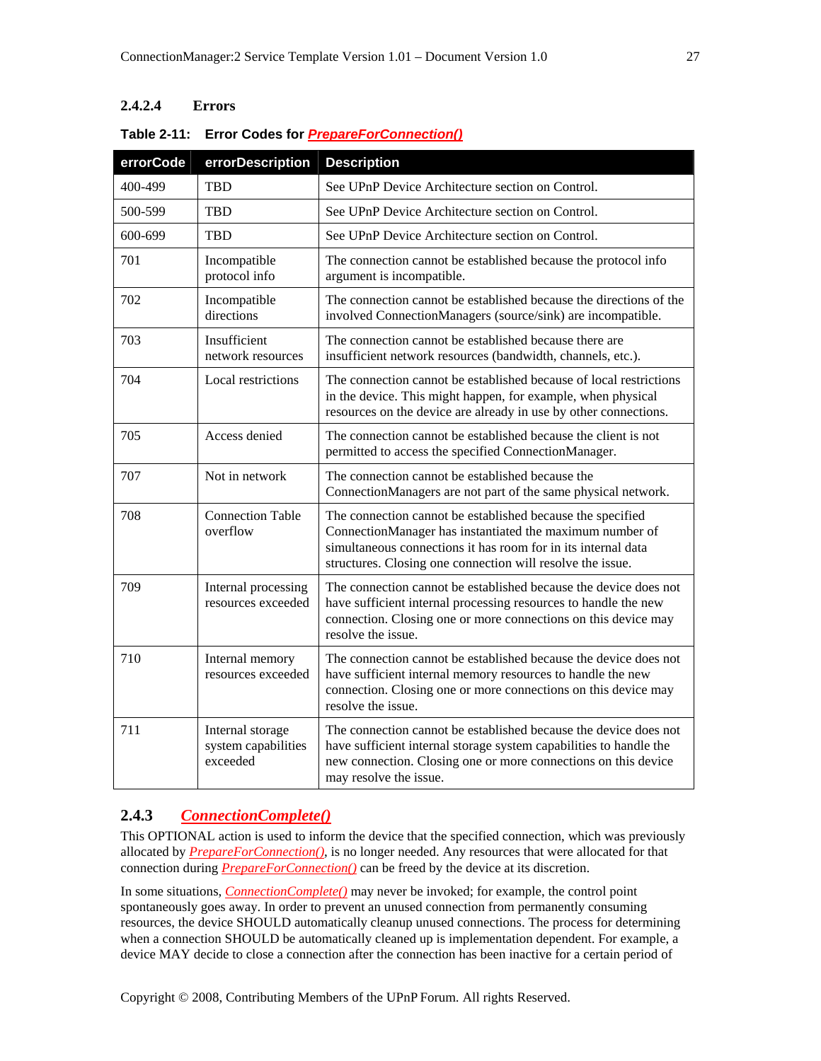#### 2.4.2.4 Errors

**Table 2-11: Error Codes for *PrepareForConnection()***

| errorCode | errorDescription | Description |
| --- | --- | --- |
| 400-499 | TBD | See UPnP Device Architecture section on Control. |
| 500-599 | TBD | See UPnP Device Architecture section on Control. |
| 600-699 | TBD | See UPnP Device Architecture section on Control. |
| 701 | Incompatible protocol info | The connection cannot be established because the protocol info argument is incompatible. |
| 702 | Incompatible directions | The connection cannot be established because the directions of the involved ConnectionManagers (source/sink) are incompatible. |
| 703 | Insufficient network resources | The connection cannot be established because there are insufficient network resources (bandwidth, channels, etc.). |
| 704 | Local restrictions | The connection cannot be established because of local restrictions in the device. This might happen, for example, when physical resources on the device are already in use by other connections. |
| 705 | Access denied | The connection cannot be established because the client is not permitted to access the specified ConnectionManager. |
| 707 | Not in network | The connection cannot be established because the ConnectionManagers are not part of the same physical network. |
| 708 | Connection Table overflow | The connection cannot be established because the specified ConnectionManager has instantiated the maximum number of simultaneous connections it has room for in its internal data structures. Closing one connection will resolve the issue. |
| 709 | Internal processing resources exceeded | The connection cannot be established because the device does not have sufficient internal processing resources to handle the new connection. Closing one or more connections on this device may resolve the issue. |
| 710 | Internal memory resources exceeded | The connection cannot be established because the device does not have sufficient internal memory resources to handle the new connection. Closing one or more connections on this device may resolve the issue. |
| 711 | Internal storage system capabilities exceeded | The connection cannot be established because the device does not have sufficient internal storage system capabilities to handle the new connection. Closing one or more connections on this device may resolve the issue. |

### 2.4.3 *ConnectionComplete()*

This OPTIONAL action is used to inform the device that the specified connection, which was previously allocated by *PrepareForConnection()*, is no longer needed. Any resources that were allocated for that connection during *PrepareForConnection()* can be freed by the device at its discretion.

In some situations, *ConnectionComplete()* may never be invoked; for example, the control point spontaneously goes away. In order to prevent an unused connection from permanently consuming resources, the device SHOULD automatically cleanup unused connections. The process for determining when a connection SHOULD be automatically cleaned up is implementation dependent. For example, a device MAY decide to close a connection after the connection has been inactive for a certain period of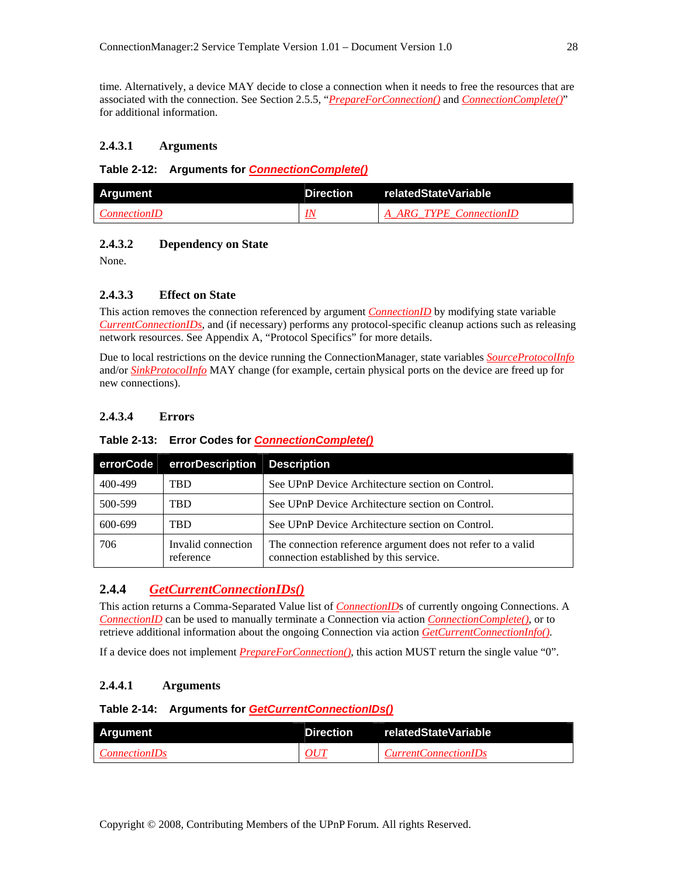time. Alternatively, a device MAY decide to close a connection when it needs to free the resources that are associated with the connection. See Section 2.5.5, "*PrepareForConnection()* and *ConnectionComplete()*" for additional information.

#### 2.4.3.1 Arguments

**Table 2-12: Arguments for *ConnectionComplete()***

| Argument | Direction | relatedStateVariable |
|---|---|---|
| *ConnectionID* | *IN* | *A_ARG_TYPE_ConnectionID* |

#### 2.4.3.2 Dependency on State

None.

#### 2.4.3.3 Effect on State

This action removes the connection referenced by argument *ConnectionID* by modifying state variable *CurrentConnectionIDs*, and (if necessary) performs any protocol-specific cleanup actions such as releasing network resources. See Appendix A, "Protocol Specifics" for more details.

Due to local restrictions on the device running the ConnectionManager, state variables *SourceProtocolInfo* and/or *SinkProtocolInfo* MAY change (for example, certain physical ports on the device are freed up for new connections).

#### 2.4.3.4 Errors

**Table 2-13: Error Codes for *ConnectionComplete()***

| errorCode | errorDescription | Description |
|---|---|---|
| 400-499 | TBD | See UPnP Device Architecture section on Control. |
| 500-599 | TBD | See UPnP Device Architecture section on Control. |
| 600-699 | TBD | See UPnP Device Architecture section on Control. |
| 706 | Invalid connection reference | The connection reference argument does not refer to a valid connection established by this service. |

### 2.4.4 *GetCurrentConnectionIDs()*

This action returns a Comma-Separated Value list of *ConnectionID*s of currently ongoing Connections. A *ConnectionID* can be used to manually terminate a Connection via action *ConnectionComplete()*, or to retrieve additional information about the ongoing Connection via action *GetCurrentConnectionInfo()*.

If a device does not implement *PrepareForConnection()*, this action MUST return the single value "0".

#### 2.4.4.1 Arguments

**Table 2-14: Arguments for *GetCurrentConnectionIDs()***

| Argument | Direction | relatedStateVariable |
|---|---|---|
| *ConnectionIDs* | *OUT* | *CurrentConnectionIDs* |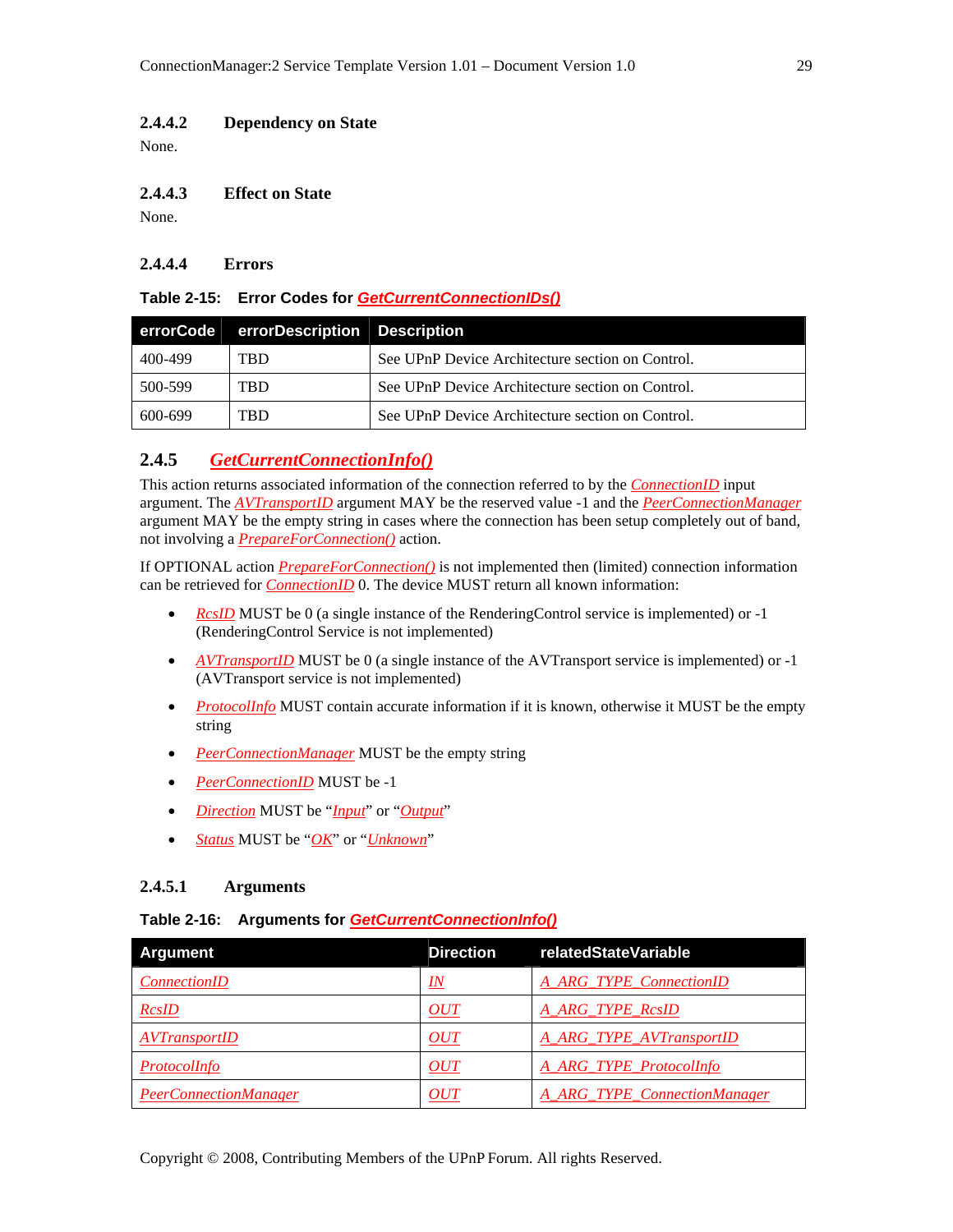#### 2.4.4.2 Dependency on State

None.

#### 2.4.4.3 Effect on State

None.

#### 2.4.4.4 Errors

**Table 2-15: Error Codes for *GetCurrentConnectionIDs()***

| errorCode | errorDescription | Description |
|---|---|---|
| 400-499 | TBD | See UPnP Device Architecture section on Control. |
| 500-599 | TBD | See UPnP Device Architecture section on Control. |
| 600-699 | TBD | See UPnP Device Architecture section on Control. |

### 2.4.5 *GetCurrentConnectionInfo()*

This action returns associated information of the connection referred to by the *ConnectionID* input argument. The *AVTransportID* argument MAY be the reserved value -1 and the *PeerConnectionManager* argument MAY be the empty string in cases where the connection has been setup completely out of band, not involving a *PrepareForConnection()* action.

If OPTIONAL action *PrepareForConnection()* is not implemented then (limited) connection information can be retrieved for *ConnectionID* 0. The device MUST return all known information:

- *RcsID* MUST be 0 (a single instance of the RenderingControl service is implemented) or -1 (RenderingControl Service is not implemented)
- *AVTransportID* MUST be 0 (a single instance of the AVTransport service is implemented) or -1 (AVTransport service is not implemented)
- *ProtocolInfo* MUST contain accurate information if it is known, otherwise it MUST be the empty string
- *PeerConnectionManager* MUST be the empty string
- *PeerConnectionID* MUST be -1
- *Direction* MUST be "*Input*" or "*Output*"
- *Status* MUST be "*OK*" or "*Unknown*"

#### 2.4.5.1 Arguments

**Table 2-16: Arguments for *GetCurrentConnectionInfo()***

| Argument | Direction | relatedStateVariable |
|---|---|---|
| *ConnectionID* | *IN* | *A_ARG_TYPE_ConnectionID* |
| *RcsID* | *OUT* | *A_ARG_TYPE_RcsID* |
| *AVTransportID* | *OUT* | *A_ARG_TYPE_AVTransportID* |
| *ProtocolInfo* | *OUT* | *A_ARG_TYPE_ProtocolInfo* |
| *PeerConnectionManager* | *OUT* | *A_ARG_TYPE_ConnectionManager* |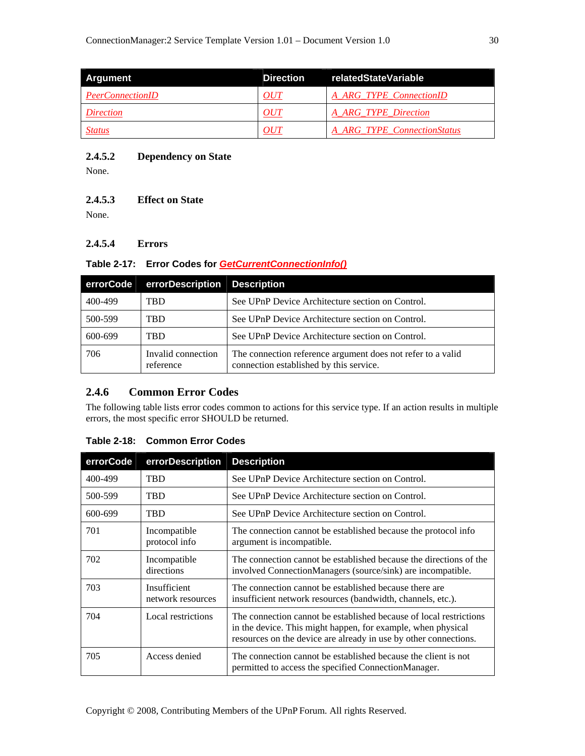| Argument | Direction | relatedStateVariable |
| --- | --- | --- |
| *PeerConnectionID* | *OUT* | *A_ARG_TYPE_ConnectionID* |
| *Direction* | *OUT* | *A_ARG_TYPE_Direction* |
| *Status* | *OUT* | *A_ARG_TYPE_ConnectionStatus* |

#### 2.4.5.2 Dependency on State

None.

#### 2.4.5.3 Effect on State

None.

#### 2.4.5.4 Errors

**Table 2-17: Error Codes for *GetCurrentConnectionInfo()***

| errorCode | errorDescription | Description |
| --- | --- | --- |
| 400-499 | TBD | See UPnP Device Architecture section on Control. |
| 500-599 | TBD | See UPnP Device Architecture section on Control. |
| 600-699 | TBD | See UPnP Device Architecture section on Control. |
| 706 | Invalid connection reference | The connection reference argument does not refer to a valid connection established by this service. |

### 2.4.6 Common Error Codes

The following table lists error codes common to actions for this service type. If an action results in multiple errors, the most specific error SHOULD be returned.

**Table 2-18: Common Error Codes**

| errorCode | errorDescription | Description |
| --- | --- | --- |
| 400-499 | TBD | See UPnP Device Architecture section on Control. |
| 500-599 | TBD | See UPnP Device Architecture section on Control. |
| 600-699 | TBD | See UPnP Device Architecture section on Control. |
| 701 | Incompatible protocol info | The connection cannot be established because the protocol info argument is incompatible. |
| 702 | Incompatible directions | The connection cannot be established because the directions of the involved ConnectionManagers (source/sink) are incompatible. |
| 703 | Insufficient network resources | The connection cannot be established because there are insufficient network resources (bandwidth, channels, etc.). |
| 704 | Local restrictions | The connection cannot be established because of local restrictions in the device. This might happen, for example, when physical resources on the device are already in use by other connections. |
| 705 | Access denied | The connection cannot be established because the client is not permitted to access the specified ConnectionManager. |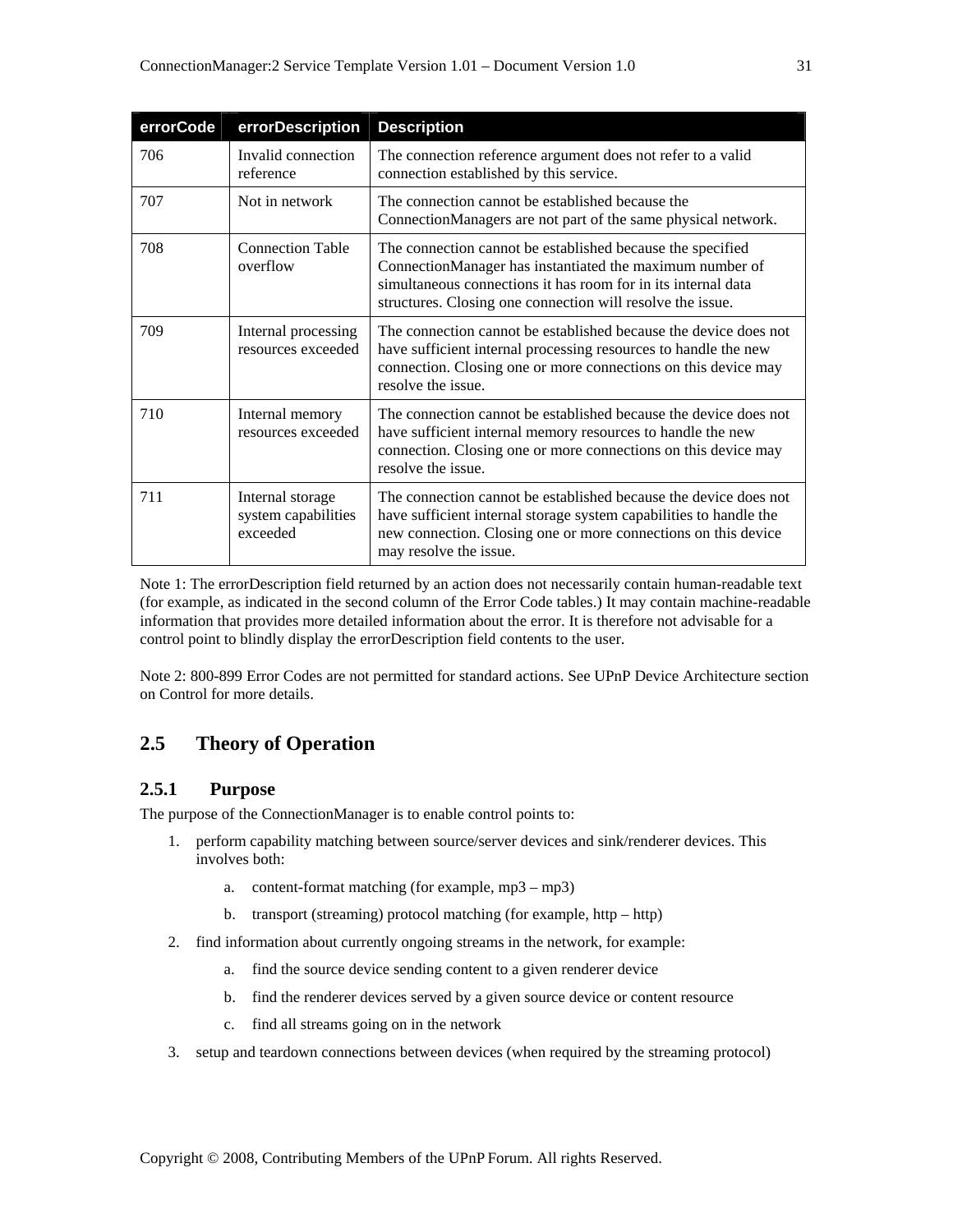| errorCode | errorDescription | Description |
|---|---|---|
| 706 | Invalid connection reference | The connection reference argument does not refer to a valid connection established by this service. |
| 707 | Not in network | The connection cannot be established because the ConnectionManagers are not part of the same physical network. |
| 708 | Connection Table overflow | The connection cannot be established because the specified ConnectionManager has instantiated the maximum number of simultaneous connections it has room for in its internal data structures. Closing one connection will resolve the issue. |
| 709 | Internal processing resources exceeded | The connection cannot be established because the device does not have sufficient internal processing resources to handle the new connection. Closing one or more connections on this device may resolve the issue. |
| 710 | Internal memory resources exceeded | The connection cannot be established because the device does not have sufficient internal memory resources to handle the new connection. Closing one or more connections on this device may resolve the issue. |
| 711 | Internal storage system capabilities exceeded | The connection cannot be established because the device does not have sufficient internal storage system capabilities to handle the new connection. Closing one or more connections on this device may resolve the issue. |

Note 1: The errorDescription field returned by an action does not necessarily contain human-readable text (for example, as indicated in the second column of the Error Code tables.) It may contain machine-readable information that provides more detailed information about the error. It is therefore not advisable for a control point to blindly display the errorDescription field contents to the user.

Note 2: 800-899 Error Codes are not permitted for standard actions. See UPnP Device Architecture section on Control for more details.

## 2.5 Theory of Operation

### 2.5.1 Purpose

The purpose of the ConnectionManager is to enable control points to:

1. perform capability matching between source/server devices and sink/renderer devices. This involves both:
    a. content-format matching (for example, mp3 – mp3)
    b. transport (streaming) protocol matching (for example, http – http)
2. find information about currently ongoing streams in the network, for example:
    a. find the source device sending content to a given renderer device
    b. find the renderer devices served by a given source device or content resource
    c. find all streams going on in the network
3. setup and teardown connections between devices (when required by the streaming protocol)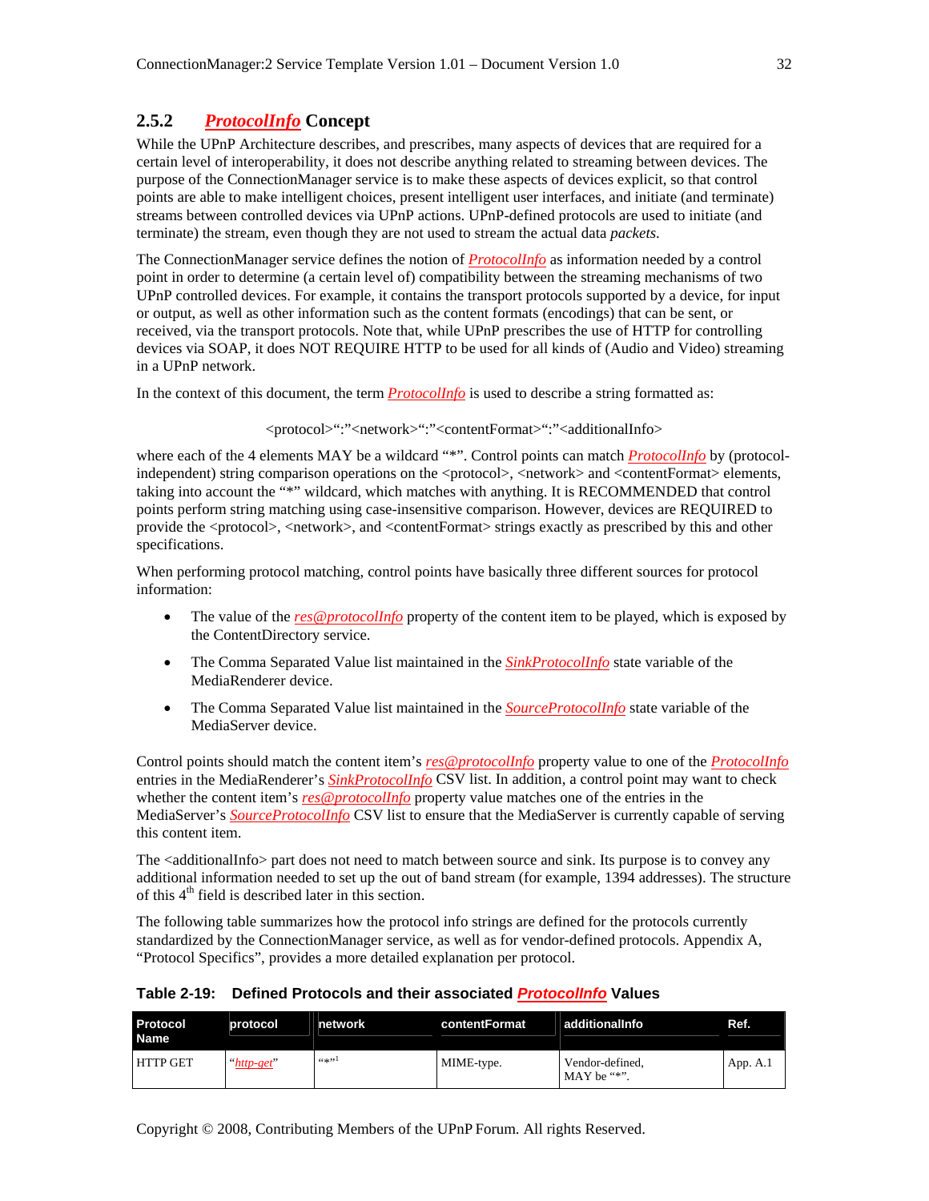### 2.5.2 *ProtocolInfo* Concept

While the UPnP Architecture describes, and prescribes, many aspects of devices that are required for a certain level of interoperability, it does not describe anything related to streaming between devices. The purpose of the ConnectionManager service is to make these aspects of devices explicit, so that control points are able to make intelligent choices, present intelligent user interfaces, and initiate (and terminate) streams between controlled devices via UPnP actions. UPnP-defined protocols are used to initiate (and terminate) the stream, even though they are not used to stream the actual data *packets*.

The ConnectionManager service defines the notion of *ProtocolInfo* as information needed by a control point in order to determine (a certain level of) compatibility between the streaming mechanisms of two UPnP controlled devices. For example, it contains the transport protocols supported by a device, for input or output, as well as other information such as the content formats (encodings) that can be sent, or received, via the transport protocols. Note that, while UPnP prescribes the use of HTTP for controlling devices via SOAP, it does NOT REQUIRE HTTP to be used for all kinds of (Audio and Video) streaming in a UPnP network.

In the context of this document, the term *ProtocolInfo* is used to describe a string formatted as:

<protocol>":"<network>":"<contentFormat>":"<additionalInfo>

where each of the 4 elements MAY be a wildcard "*". Control points can match *ProtocolInfo* by (protocol-independent) string comparison operations on the <protocol>, <network> and <contentFormat> elements, taking into account the "*" wildcard, which matches with anything. It is RECOMMENDED that control points perform string matching using case-insensitive comparison. However, devices are REQUIRED to provide the <protocol>, <network>, and <contentFormat> strings exactly as prescribed by this and other specifications.

When performing protocol matching, control points have basically three different sources for protocol information:

- The value of the *res@protocolInfo* property of the content item to be played, which is exposed by the ContentDirectory service.
- The Comma Separated Value list maintained in the *SinkProtocolInfo* state variable of the MediaRenderer device.
- The Comma Separated Value list maintained in the *SourceProtocolInfo* state variable of the MediaServer device.

Control points should match the content item's *res@protocolInfo* property value to one of the *ProtocolInfo* entries in the MediaRenderer's *SinkProtocolInfo* CSV list. In addition, a control point may want to check whether the content item's *res@protocolInfo* property value matches one of the entries in the MediaServer's *SourceProtocolInfo* CSV list to ensure that the MediaServer is currently capable of serving this content item.

The <additionalInfo> part does not need to match between source and sink. Its purpose is to convey any additional information needed to set up the out of band stream (for example, 1394 addresses). The structure of this 4th field is described later in this section.

The following table summarizes how the protocol info strings are defined for the protocols currently standardized by the ConnectionManager service, as well as for vendor-defined protocols. Appendix A, "Protocol Specifics", provides a more detailed explanation per protocol.

**Table 2-19: Defined Protocols and their associated *ProtocolInfo* Values**

| Protocol Name | protocol | network | contentFormat | additionalInfo | Ref. |
|---|---|---|---|---|---|
| HTTP GET | "*http-get*" | "*"[1] | MIME-type. | Vendor-defined, MAY be "*". | App. A.1 |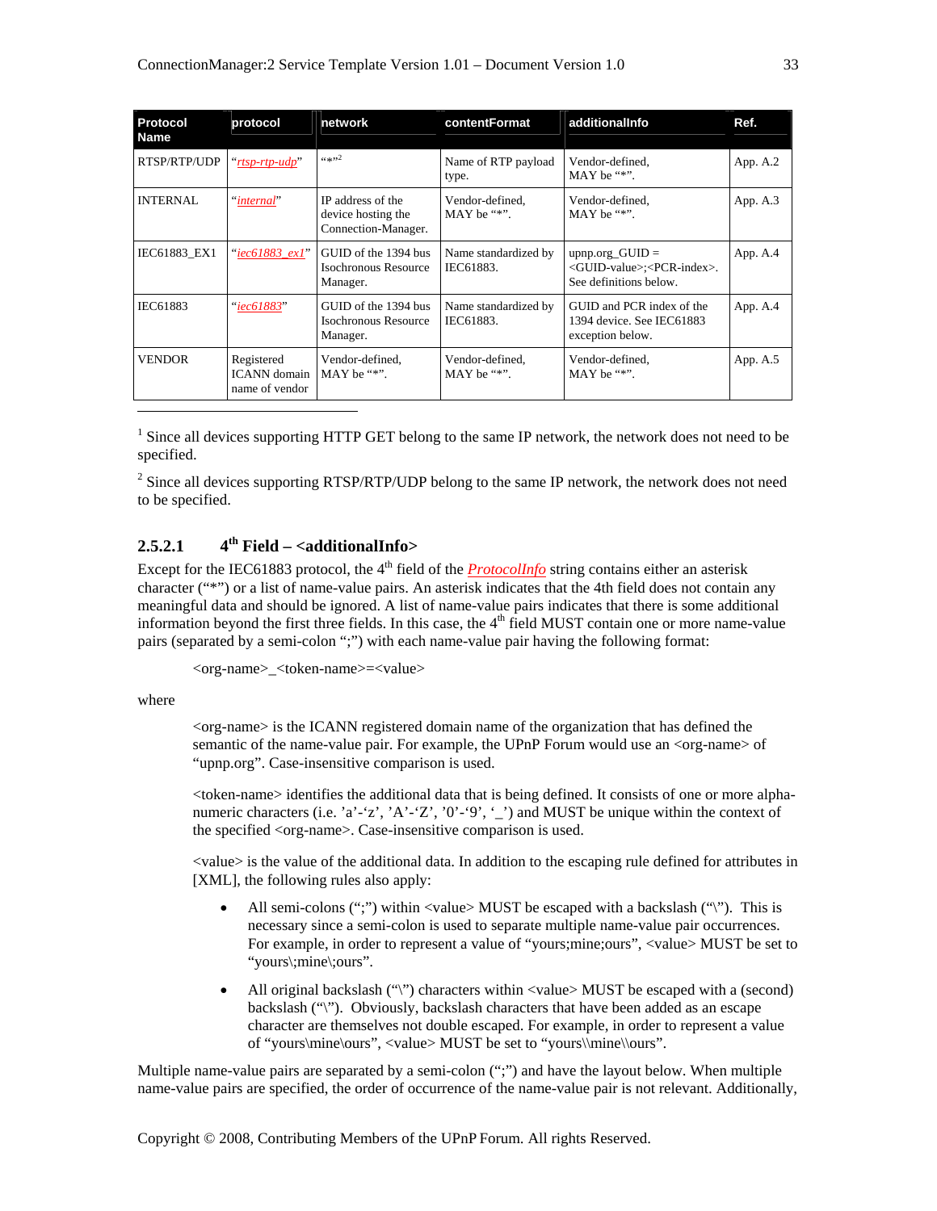| Protocol Name | protocol | network | contentFormat | additionalInfo | Ref. |
|---|---|---|---|---|---|
| RTSP/RTP/UDP | "*rtsp-rtp-udp*" | "*"[2] | Name of RTP payload type. | Vendor-defined, MAY be "*". | App. A.2 |
| INTERNAL | "*internal*" | IP address of the device hosting the Connection-Manager. | Vendor-defined, MAY be "*". | Vendor-defined, MAY be "*". | App. A.3 |
| IEC61883_EX1 | "*iec61883_ex1*" | GUID of the 1394 bus Isochronous Resource Manager. | Name standardized by IEC61883. | upnp.org_GUID = <GUID-value>;<PCR-index>. See definitions below. | App. A.4 |
| IEC61883 | "*iec61883*" | GUID of the 1394 bus Isochronous Resource Manager. | Name standardized by IEC61883. | GUID and PCR index of the 1394 device. See IEC61883 exception below. | App. A.4 |
| VENDOR | Registered ICANN domain name of vendor | Vendor-defined, MAY be "*". | Vendor-defined, MAY be "*". | Vendor-defined, MAY be "*". | App. A.5 |

[1] Since all devices supporting HTTP GET belong to the same IP network, the network does not need to be specified.

[2] Since all devices supporting RTSP/RTP/UDP belong to the same IP network, the network does not need to be specified.

#### 2.5.2.1 4th Field – <additionalInfo>

Except for the IEC61883 protocol, the 4th field of the *ProtocolInfo* string contains either an asterisk character ("*") or a list of name-value pairs. An asterisk indicates that the 4th field does not contain any meaningful data and should be ignored. A list of name-value pairs indicates that there is some additional information beyond the first three fields. In this case, the 4th field MUST contain one or more name-value pairs (separated by a semi-colon ";") with each name-value pair having the following format:

<org-name>_<token-name>=<value>

where

<org-name> is the ICANN registered domain name of the organization that has defined the semantic of the name-value pair. For example, the UPnP Forum would use an <org-name> of "upnp.org". Case-insensitive comparison is used.

<token-name> identifies the additional data that is being defined. It consists of one or more alpha-numeric characters (i.e. 'a'-'z', 'A'-'Z', '0'-'9', '_') and MUST be unique within the context of the specified <org-name>. Case-insensitive comparison is used.

<value> is the value of the additional data. In addition to the escaping rule defined for attributes in [XML], the following rules also apply:

- All semi-colons (";") within <value> MUST be escaped with a backslash ("\"). This is necessary since a semi-colon is used to separate multiple name-value pair occurrences. For example, in order to represent a value of "yours;mine;ours", <value> MUST be set to "yours\;mine\;ours".
- All original backslash ("\") characters within <value> MUST be escaped with a (second) backslash ("\"). Obviously, backslash characters that have been added as an escape character are themselves not double escaped. For example, in order to represent a value of "yours\mine\ours", <value> MUST be set to "yours\\mine\\ours".

Multiple name-value pairs are separated by a semi-colon (";") and have the layout below. When multiple name-value pairs are specified, the order of occurrence of the name-value pair is not relevant. Additionally,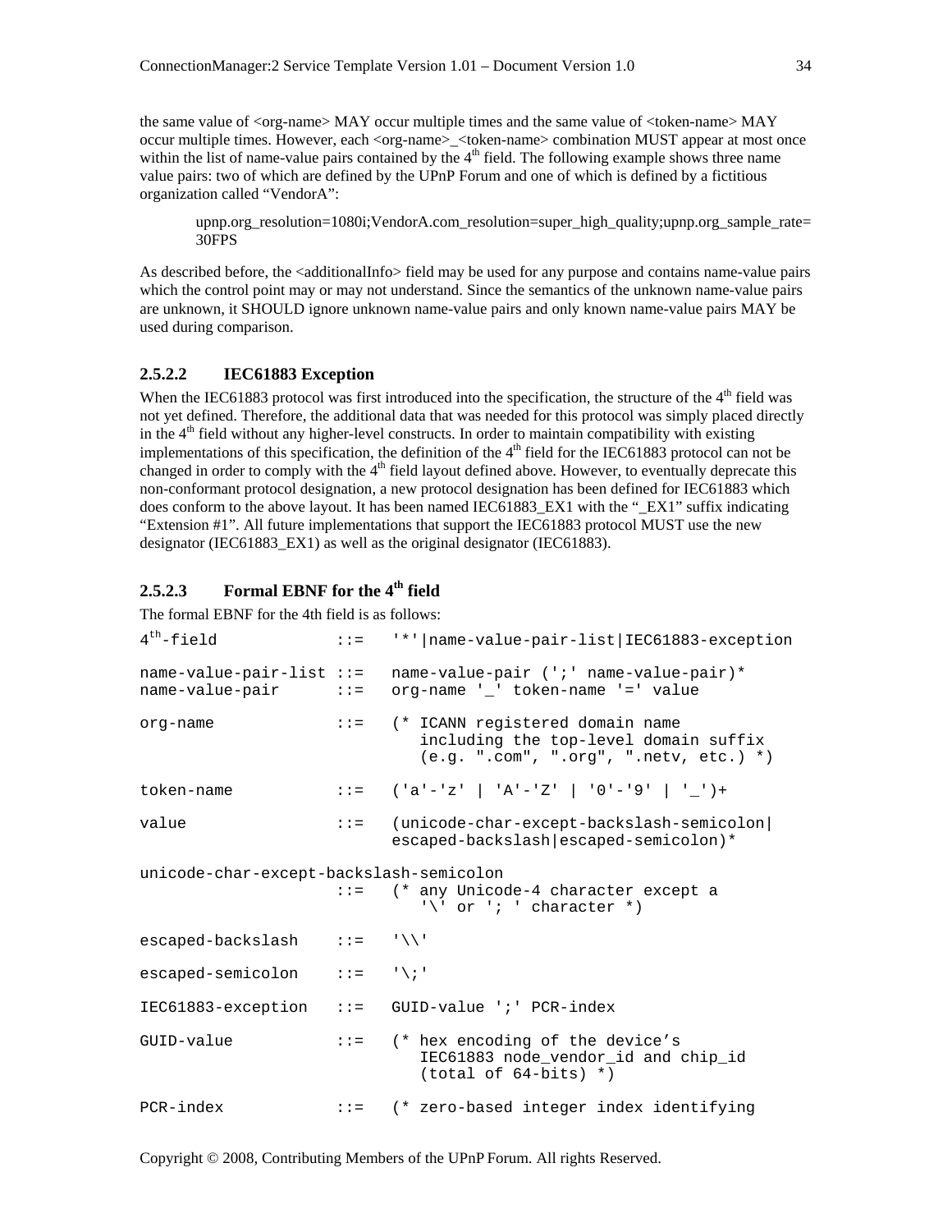the same value of <org-name> MAY occur multiple times and the same value of <token-name> MAY occur multiple times. However, each <org-name>_<token-name> combination MUST appear at most once within the list of name-value pairs contained by the 4th field. The following example shows three name value pairs: two of which are defined by the UPnP Forum and one of which is defined by a fictitious organization called "VendorA":

> upnp.org_resolution=1080i;VendorA.com_resolution=super_high_quality;upnp.org_sample_rate=30FPS

As described before, the <additionalInfo> field may be used for any purpose and contains name-value pairs which the control point may or may not understand. Since the semantics of the unknown name-value pairs are unknown, it SHOULD ignore unknown name-value pairs and only known name-value pairs MAY be used during comparison.

#### 2.5.2.2 IEC61883 Exception

When the IEC61883 protocol was first introduced into the specification, the structure of the 4th field was not yet defined. Therefore, the additional data that was needed for this protocol was simply placed directly in the 4th field without any higher-level constructs. In order to maintain compatibility with existing implementations of this specification, the definition of the 4th field for the IEC61883 protocol can not be changed in order to comply with the 4th field layout defined above. However, to eventually deprecate this non-conformant protocol designation, a new protocol designation has been defined for IEC61883 which does conform to the above layout. It has been named IEC61883_EX1 with the "_EX1" suffix indicating "Extension #1". All future implementations that support the IEC61883 protocol MUST use the new designator (IEC61883_EX1) as well as the original designator (IEC61883).

#### 2.5.2.3 Formal EBNF for the 4th field

The formal EBNF for the 4th field is as follows:

```
4th-field             ::=   '*'|name-value-pair-list|IEC61883-exception

name-value-pair-list ::=   name-value-pair (';' name-value-pair)*
name-value-pair      ::=   org-name '_' token-name '=' value

org-name             ::=   (* ICANN registered domain name
                              including the top-level domain suffix
                              (e.g. ".com", ".org", ".netv, etc.) *)

token-name           ::=   ('a'-'z' | 'A'-'Z' | '0'-'9' | '_')+

value                ::=   (unicode-char-except-backslash-semicolon|
                           escaped-backslash|escaped-semicolon)*

unicode-char-except-backslash-semicolon
                     ::=   (* any Unicode-4 character except a
                              '\' or '; ' character *)

escaped-backslash    ::=   '\\'

escaped-semicolon    ::=   '\;'

IEC61883-exception   ::=   GUID-value ';' PCR-index

GUID-value           ::=   (* hex encoding of the device's
                              IEC61883 node_vendor_id and chip_id
                              (total of 64-bits) *)

PCR-index            ::=   (* zero-based integer index identifying
```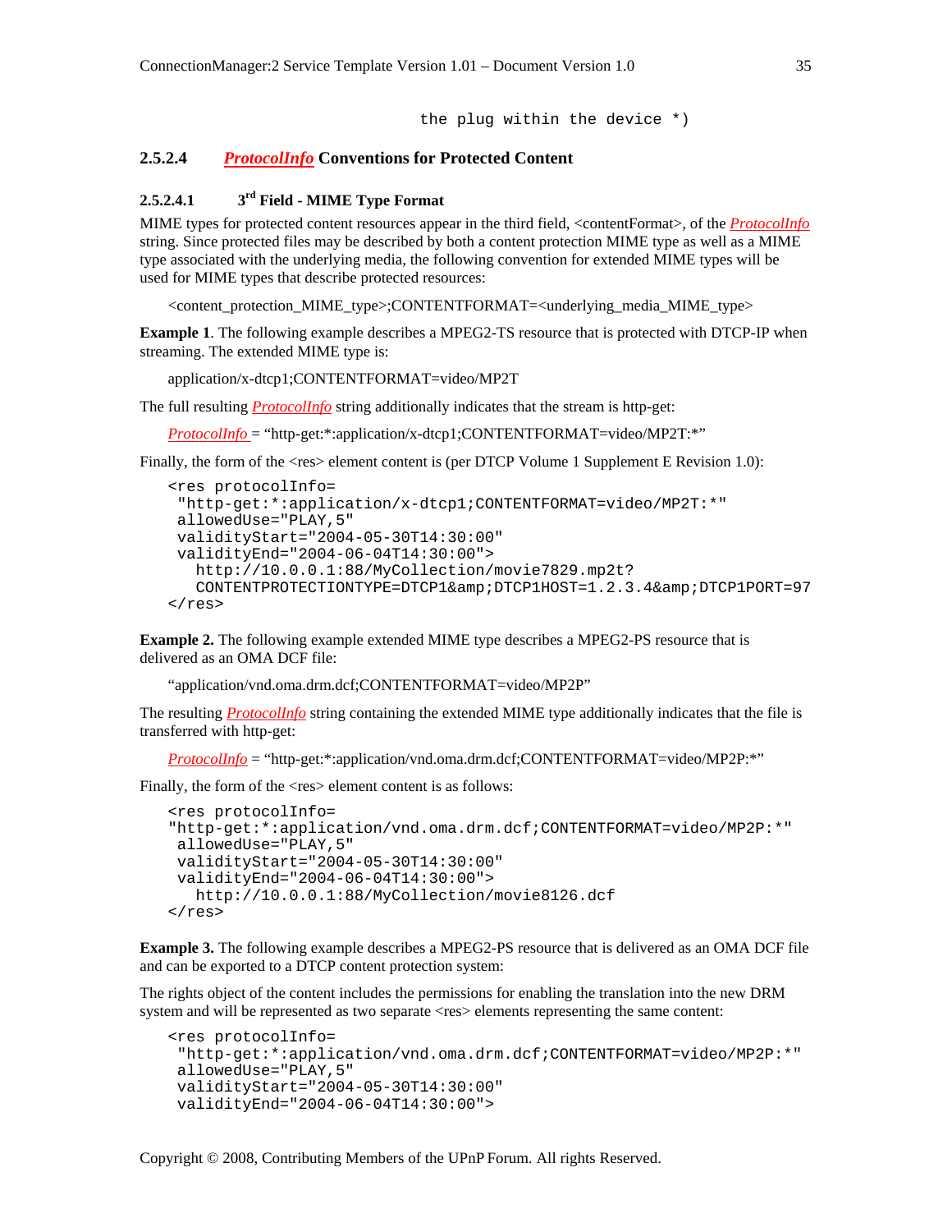```
the plug within the device *)
```

#### 2.5.2.4 *ProtocolInfo* Conventions for Protected Content

##### 2.5.2.4.1 3rd Field - MIME Type Format

MIME types for protected content resources appear in the third field, <contentFormat>, of the *ProtocolInfo* string. Since protected files may be described by both a content protection MIME type as well as a MIME type associated with the underlying media, the following convention for extended MIME types will be used for MIME types that describe protected resources:

<content_protection_MIME_type>;CONTENTFORMAT=<underlying_media_MIME_type>

**Example 1**. The following example describes a MPEG2-TS resource that is protected with DTCP-IP when streaming. The extended MIME type is:

application/x-dtcp1;CONTENTFORMAT=video/MP2T

The full resulting *ProtocolInfo* string additionally indicates that the stream is http-get:

*ProtocolInfo* = "http-get:*:application/x-dtcp1;CONTENTFORMAT=video/MP2T:*"

Finally, the form of the <res> element content is (per DTCP Volume 1 Supplement E Revision 1.0):

```
<res protocolInfo=
 "http-get:*:application/x-dtcp1;CONTENTFORMAT=video/MP2T:*"
 allowedUse="PLAY,5"
 validityStart="2004-05-30T14:30:00"
 validityEnd="2004-06-04T14:30:00">
   http://10.0.0.1:88/MyCollection/movie7829.mp2t?
   CONTENTPROTECTIONTYPE=DTCP1&amp;DTCP1HOST=1.2.3.4&amp;DTCP1PORT=97
</res>
```

**Example 2.** The following example extended MIME type describes a MPEG2-PS resource that is delivered as an OMA DCF file:

"application/vnd.oma.drm.dcf;CONTENTFORMAT=video/MP2P"

The resulting *ProtocolInfo* string containing the extended MIME type additionally indicates that the file is transferred with http-get:

*ProtocolInfo* = "http-get:*:application/vnd.oma.drm.dcf;CONTENTFORMAT=video/MP2P:*"

Finally, the form of the <res> element content is as follows:

```
<res protocolInfo=
"http-get:*:application/vnd.oma.drm.dcf;CONTENTFORMAT=video/MP2P:*"
 allowedUse="PLAY,5"
 validityStart="2004-05-30T14:30:00"
 validityEnd="2004-06-04T14:30:00">
   http://10.0.0.1:88/MyCollection/movie8126.dcf
</res>
```

**Example 3.** The following example describes a MPEG2-PS resource that is delivered as an OMA DCF file and can be exported to a DTCP content protection system:

The rights object of the content includes the permissions for enabling the translation into the new DRM system and will be represented as two separate <res> elements representing the same content:

```
<res protocolInfo=
 "http-get:*:application/vnd.oma.drm.dcf;CONTENTFORMAT=video/MP2P:*"
 allowedUse="PLAY,5"
 validityStart="2004-05-30T14:30:00"
 validityEnd="2004-06-04T14:30:00">
```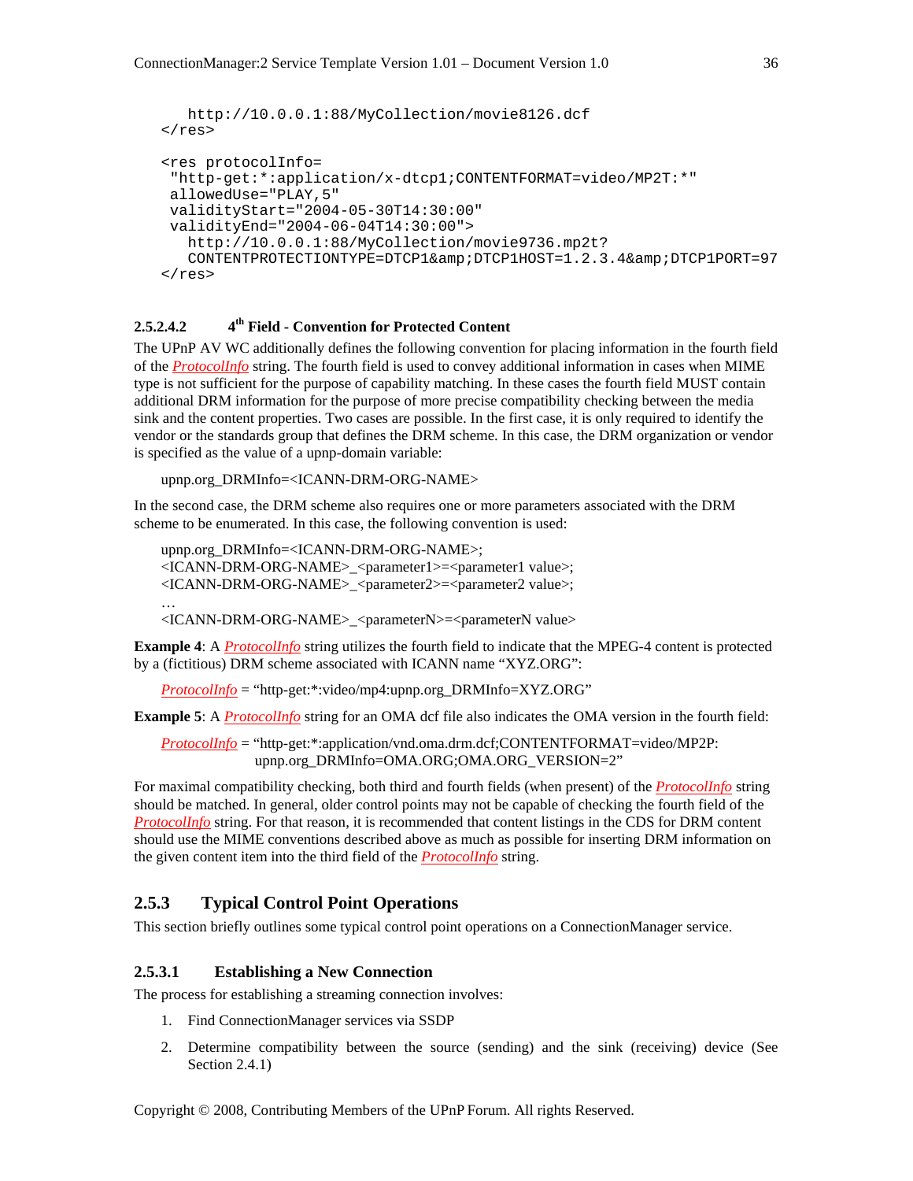```
   http://10.0.0.1:88/MyCollection/movie8126.dcf
</res>

<res protocolInfo=
 "http-get:*:application/x-dtcp1;CONTENTFORMAT=video/MP2T:*"
 allowedUse="PLAY,5"
 validityStart="2004-05-30T14:30:00"
 validityEnd="2004-06-04T14:30:00">
   http://10.0.0.1:88/MyCollection/movie9736.mp2t?
   CONTENTPROTECTIONTYPE=DTCP1&amp;DTCP1HOST=1.2.3.4&amp;DTCP1PORT=97
</res>
```

#### 2.5.2.4.2 4th Field - Convention for Protected Content

The UPnP AV WC additionally defines the following convention for placing information in the fourth field of the *ProtocolInfo* string. The fourth field is used to convey additional information in cases when MIME type is not sufficient for the purpose of capability matching. In these cases the fourth field MUST contain additional DRM information for the purpose of more precise compatibility checking between the media sink and the content properties. Two cases are possible. In the first case, it is only required to identify the vendor or the standards group that defines the DRM scheme. In this case, the DRM organization or vendor is specified as the value of a upnp-domain variable:

upnp.org_DRMInfo=<ICANN-DRM-ORG-NAME>

In the second case, the DRM scheme also requires one or more parameters associated with the DRM scheme to be enumerated. In this case, the following convention is used:

upnp.org_DRMInfo=<ICANN-DRM-ORG-NAME>;
<ICANN-DRM-ORG-NAME>_<parameter1>=<parameter1 value>;
<ICANN-DRM-ORG-NAME>_<parameter2>=<parameter2 value>;
…
<ICANN-DRM-ORG-NAME>_<parameterN>=<parameterN value>

**Example 4**: A *ProtocolInfo* string utilizes the fourth field to indicate that the MPEG-4 content is protected by a (fictitious) DRM scheme associated with ICANN name “XYZ.ORG”:

*ProtocolInfo* = “http-get:*:video/mp4:upnp.org_DRMInfo=XYZ.ORG”

**Example 5**: A *ProtocolInfo* string for an OMA dcf file also indicates the OMA version in the fourth field:

*ProtocolInfo* = “http-get:*:application/vnd.oma.drm.dcf;CONTENTFORMAT=video/MP2P:
upnp.org_DRMInfo=OMA.ORG;OMA.ORG_VERSION=2”

For maximal compatibility checking, both third and fourth fields (when present) of the *ProtocolInfo* string should be matched. In general, older control points may not be capable of checking the fourth field of the *ProtocolInfo* string. For that reason, it is recommended that content listings in the CDS for DRM content should use the MIME conventions described above as much as possible for inserting DRM information on the given content item into the third field of the *ProtocolInfo* string.

### 2.5.3 Typical Control Point Operations

This section briefly outlines some typical control point operations on a ConnectionManager service.

#### 2.5.3.1 Establishing a New Connection

The process for establishing a streaming connection involves:

1. Find ConnectionManager services via SSDP
2. Determine compatibility between the source (sending) and the sink (receiving) device (See Section 2.4.1)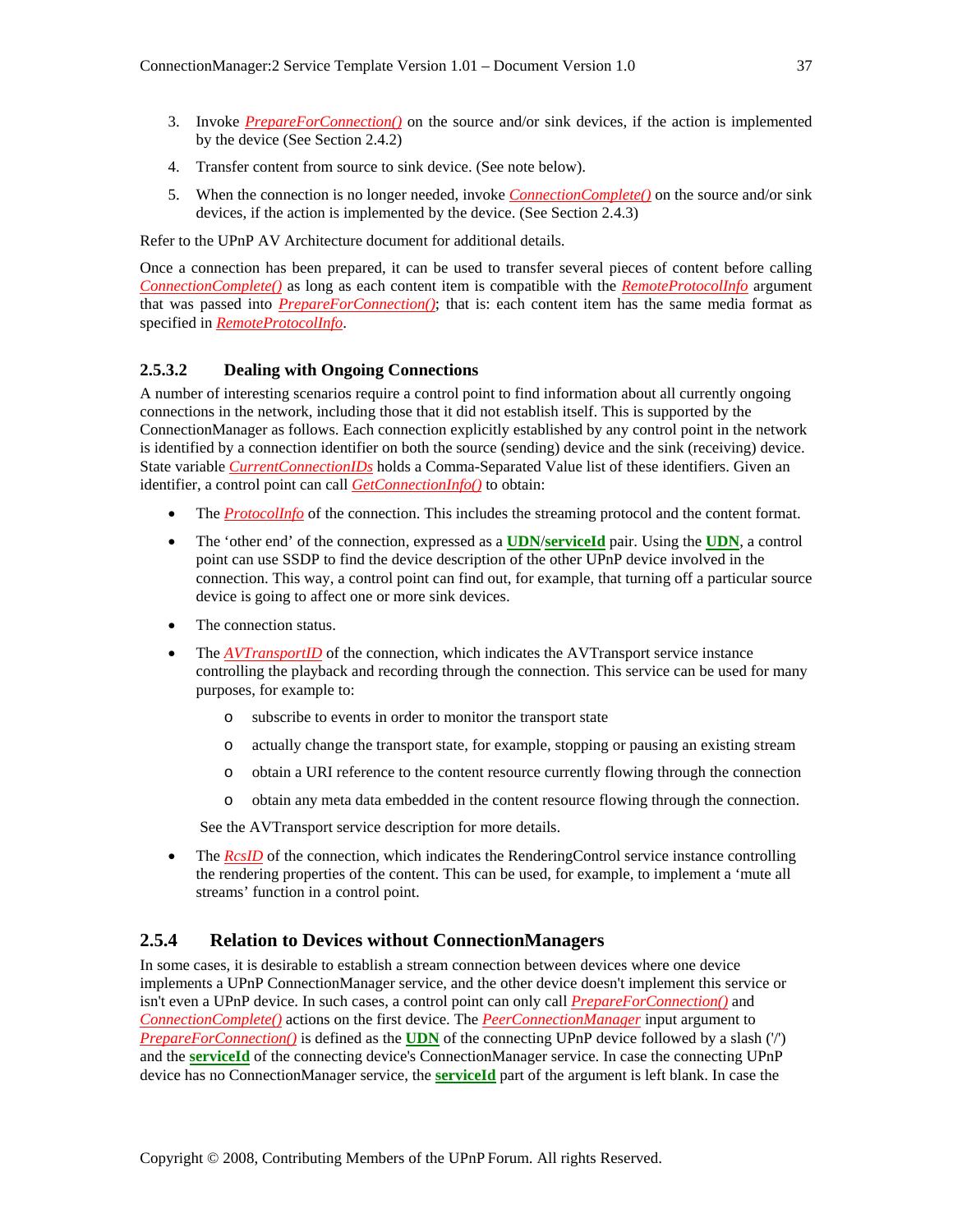3. Invoke *PrepareForConnection()* on the source and/or sink devices, if the action is implemented by the device (See Section 2.4.2)

4. Transfer content from source to sink device. (See note below).

5. When the connection is no longer needed, invoke *ConnectionComplete()* on the source and/or sink devices, if the action is implemented by the device. (See Section 2.4.3)

Refer to the UPnP AV Architecture document for additional details.

Once a connection has been prepared, it can be used to transfer several pieces of content before calling *ConnectionComplete()* as long as each content item is compatible with the *RemoteProtocolInfo* argument that was passed into *PrepareForConnection()*; that is: each content item has the same media format as specified in *RemoteProtocolInfo*.

#### 2.5.3.2 Dealing with Ongoing Connections

A number of interesting scenarios require a control point to find information about all currently ongoing connections in the network, including those that it did not establish itself. This is supported by the ConnectionManager as follows. Each connection explicitly established by any control point in the network is identified by a connection identifier on both the source (sending) device and the sink (receiving) device. State variable *CurrentConnectionIDs* holds a Comma-Separated Value list of these identifiers. Given an identifier, a control point can call *GetConnectionInfo()* to obtain:

- The *ProtocolInfo* of the connection. This includes the streaming protocol and the content format.
- The 'other end' of the connection, expressed as a **UDN**/**serviceId** pair. Using the **UDN**, a control point can use SSDP to find the device description of the other UPnP device involved in the connection. This way, a control point can find out, for example, that turning off a particular source device is going to affect one or more sink devices.
- The connection status.
- The *AVTransportID* of the connection, which indicates the AVTransport service instance controlling the playback and recording through the connection. This service can be used for many purposes, for example to:
  - subscribe to events in order to monitor the transport state
  - actually change the transport state, for example, stopping or pausing an existing stream
  - obtain a URI reference to the content resource currently flowing through the connection
  - obtain any meta data embedded in the content resource flowing through the connection.

  See the AVTransport service description for more details.
- The *RcsID* of the connection, which indicates the RenderingControl service instance controlling the rendering properties of the content. This can be used, for example, to implement a 'mute all streams' function in a control point.

### 2.5.4 Relation to Devices without ConnectionManagers

In some cases, it is desirable to establish a stream connection between devices where one device implements a UPnP ConnectionManager service, and the other device doesn't implement this service or isn't even a UPnP device. In such cases, a control point can only call *PrepareForConnection()* and *ConnectionComplete()* actions on the first device. The *PeerConnectionManager* input argument to *PrepareForConnection()* is defined as the **UDN** of the connecting UPnP device followed by a slash ('/') and the **serviceId** of the connecting device's ConnectionManager service. In case the connecting UPnP device has no ConnectionManager service, the **serviceId** part of the argument is left blank. In case the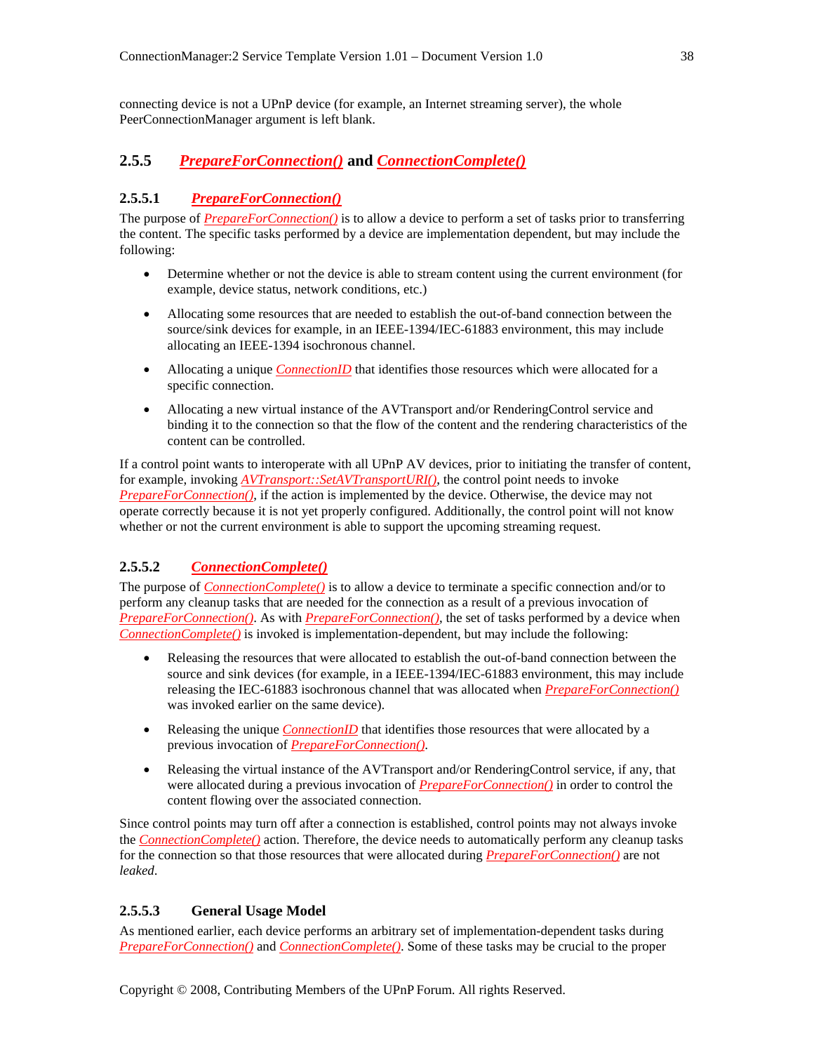connecting device is not a UPnP device (for example, an Internet streaming server), the whole PeerConnectionManager argument is left blank.

### 2.5.5 ***PrepareForConnection()*** and ***ConnectionComplete()***

#### 2.5.5.1 ***PrepareForConnection()***

The purpose of *PrepareForConnection()* is to allow a device to perform a set of tasks prior to transferring the content. The specific tasks performed by a device are implementation dependent, but may include the following:

- Determine whether or not the device is able to stream content using the current environment (for example, device status, network conditions, etc.)
- Allocating some resources that are needed to establish the out-of-band connection between the source/sink devices for example, in an IEEE-1394/IEC-61883 environment, this may include allocating an IEEE-1394 isochronous channel.
- Allocating a unique *ConnectionID* that identifies those resources which were allocated for a specific connection.
- Allocating a new virtual instance of the AVTransport and/or RenderingControl service and binding it to the connection so that the flow of the content and the rendering characteristics of the content can be controlled.

If a control point wants to interoperate with all UPnP AV devices, prior to initiating the transfer of content, for example, invoking *AVTransport::SetAVTransportURI()*, the control point needs to invoke *PrepareForConnection()*, if the action is implemented by the device. Otherwise, the device may not operate correctly because it is not yet properly configured. Additionally, the control point will not know whether or not the current environment is able to support the upcoming streaming request.

#### 2.5.5.2 ***ConnectionComplete()***

The purpose of *ConnectionComplete()* is to allow a device to terminate a specific connection and/or to perform any cleanup tasks that are needed for the connection as a result of a previous invocation of *PrepareForConnection()*. As with *PrepareForConnection()*, the set of tasks performed by a device when *ConnectionComplete()* is invoked is implementation-dependent, but may include the following:

- Releasing the resources that were allocated to establish the out-of-band connection between the source and sink devices (for example, in a IEEE-1394/IEC-61883 environment, this may include releasing the IEC-61883 isochronous channel that was allocated when *PrepareForConnection()* was invoked earlier on the same device).
- Releasing the unique *ConnectionID* that identifies those resources that were allocated by a previous invocation of *PrepareForConnection()*.
- Releasing the virtual instance of the AVTransport and/or RenderingControl service, if any, that were allocated during a previous invocation of *PrepareForConnection()* in order to control the content flowing over the associated connection.

Since control points may turn off after a connection is established, control points may not always invoke the *ConnectionComplete()* action. Therefore, the device needs to automatically perform any cleanup tasks for the connection so that those resources that were allocated during *PrepareForConnection()* are not *leaked*.

#### 2.5.5.3 General Usage Model

As mentioned earlier, each device performs an arbitrary set of implementation-dependent tasks during *PrepareForConnection()* and *ConnectionComplete()*. Some of these tasks may be crucial to the proper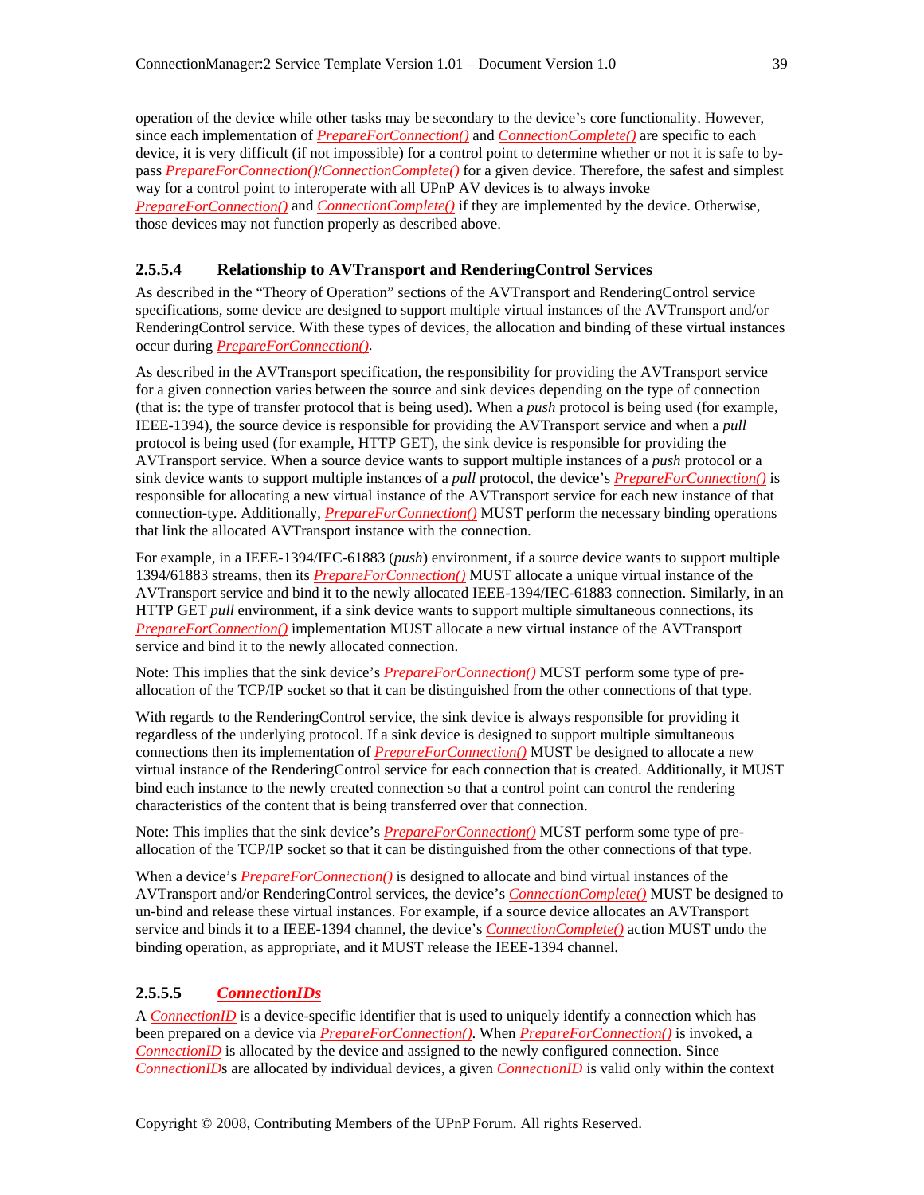operation of the device while other tasks may be secondary to the device's core functionality. However, since each implementation of *PrepareForConnection()* and *ConnectionComplete()* are specific to each device, it is very difficult (if not impossible) for a control point to determine whether or not it is safe to by-pass *PrepareForConnection()*/*ConnectionComplete()* for a given device. Therefore, the safest and simplest way for a control point to interoperate with all UPnP AV devices is to always invoke *PrepareForConnection()* and *ConnectionComplete()* if they are implemented by the device. Otherwise, those devices may not function properly as described above.

#### 2.5.5.4 Relationship to AVTransport and RenderingControl Services

As described in the "Theory of Operation" sections of the AVTransport and RenderingControl service specifications, some device are designed to support multiple virtual instances of the AVTransport and/or RenderingControl service. With these types of devices, the allocation and binding of these virtual instances occur during *PrepareForConnection()*.

As described in the AVTransport specification, the responsibility for providing the AVTransport service for a given connection varies between the source and sink devices depending on the type of connection (that is: the type of transfer protocol that is being used). When a *push* protocol is being used (for example, IEEE-1394), the source device is responsible for providing the AVTransport service and when a *pull* protocol is being used (for example, HTTP GET), the sink device is responsible for providing the AVTransport service. When a source device wants to support multiple instances of a *push* protocol or a sink device wants to support multiple instances of a *pull* protocol, the device's *PrepareForConnection()* is responsible for allocating a new virtual instance of the AVTransport service for each new instance of that connection-type. Additionally, *PrepareForConnection()* MUST perform the necessary binding operations that link the allocated AVTransport instance with the connection.

For example, in a IEEE-1394/IEC-61883 (*push*) environment, if a source device wants to support multiple 1394/61883 streams, then its *PrepareForConnection()* MUST allocate a unique virtual instance of the AVTransport service and bind it to the newly allocated IEEE-1394/IEC-61883 connection. Similarly, in an HTTP GET *pull* environment, if a sink device wants to support multiple simultaneous connections, its *PrepareForConnection()* implementation MUST allocate a new virtual instance of the AVTransport service and bind it to the newly allocated connection.

Note: This implies that the sink device's *PrepareForConnection()* MUST perform some type of pre-allocation of the TCP/IP socket so that it can be distinguished from the other connections of that type.

With regards to the RenderingControl service, the sink device is always responsible for providing it regardless of the underlying protocol. If a sink device is designed to support multiple simultaneous connections then its implementation of *PrepareForConnection()* MUST be designed to allocate a new virtual instance of the RenderingControl service for each connection that is created. Additionally, it MUST bind each instance to the newly created connection so that a control point can control the rendering characteristics of the content that is being transferred over that connection.

Note: This implies that the sink device's *PrepareForConnection()* MUST perform some type of pre-allocation of the TCP/IP socket so that it can be distinguished from the other connections of that type.

When a device's *PrepareForConnection()* is designed to allocate and bind virtual instances of the AVTransport and/or RenderingControl services, the device's *ConnectionComplete()* MUST be designed to un-bind and release these virtual instances. For example, if a source device allocates an AVTransport service and binds it to a IEEE-1394 channel, the device's *ConnectionComplete()* action MUST undo the binding operation, as appropriate, and it MUST release the IEEE-1394 channel.

#### 2.5.5.5 *ConnectionIDs*

A *ConnectionID* is a device-specific identifier that is used to uniquely identify a connection which has been prepared on a device via *PrepareForConnection()*. When *PrepareForConnection()* is invoked, a *ConnectionID* is allocated by the device and assigned to the newly configured connection. Since *ConnectionID*s are allocated by individual devices, a given *ConnectionID* is valid only within the context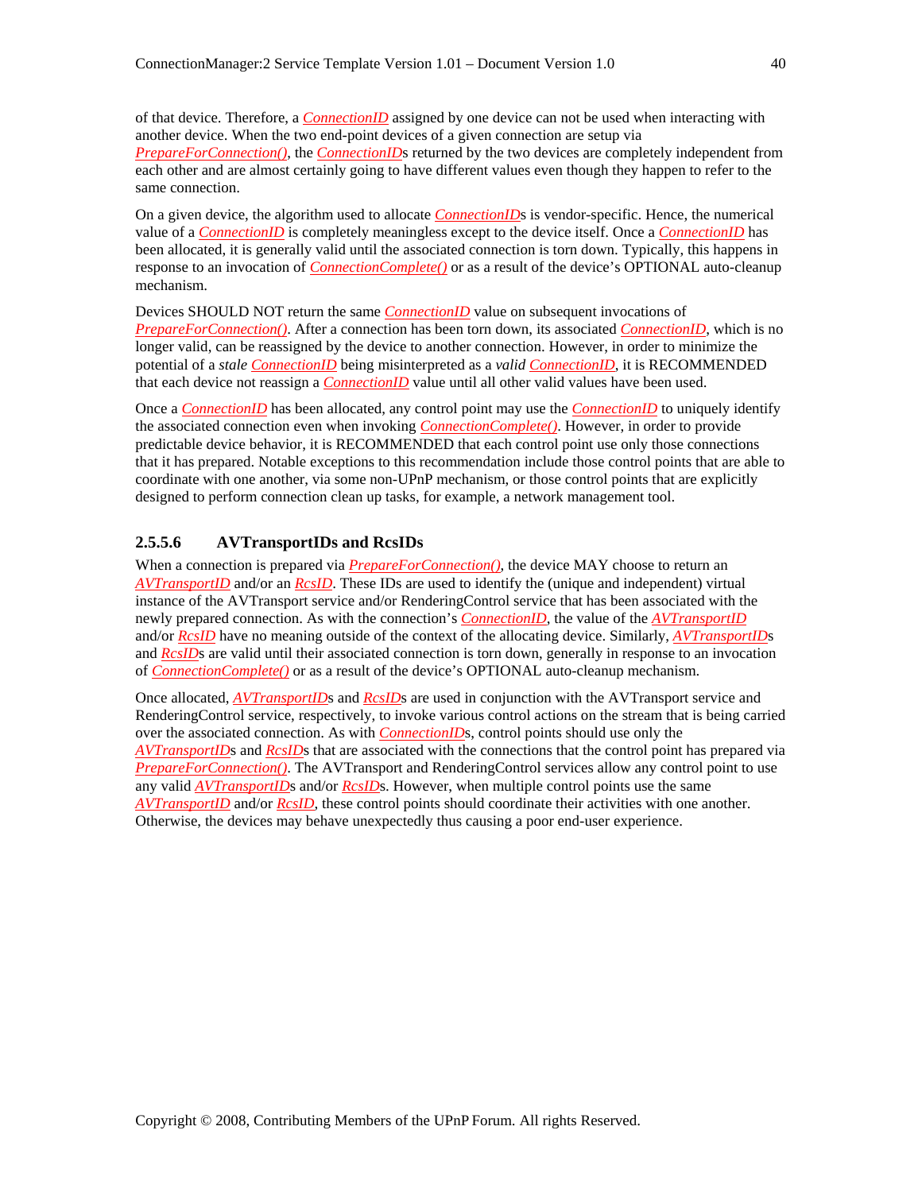of that device. Therefore, a *ConnectionID* assigned by one device can not be used when interacting with another device. When the two end-point devices of a given connection are setup via *PrepareForConnection()*, the *ConnectionID*s returned by the two devices are completely independent from each other and are almost certainly going to have different values even though they happen to refer to the same connection.

On a given device, the algorithm used to allocate *ConnectionID*s is vendor-specific. Hence, the numerical value of a *ConnectionID* is completely meaningless except to the device itself. Once a *ConnectionID* has been allocated, it is generally valid until the associated connection is torn down. Typically, this happens in response to an invocation of *ConnectionComplete()* or as a result of the device's OPTIONAL auto-cleanup mechanism.

Devices SHOULD NOT return the same *ConnectionID* value on subsequent invocations of *PrepareForConnection()*. After a connection has been torn down, its associated *ConnectionID*, which is no longer valid, can be reassigned by the device to another connection. However, in order to minimize the potential of a *stale* *ConnectionID* being misinterpreted as a *valid* *ConnectionID*, it is RECOMMENDED that each device not reassign a *ConnectionID* value until all other valid values have been used.

Once a *ConnectionID* has been allocated, any control point may use the *ConnectionID* to uniquely identify the associated connection even when invoking *ConnectionComplete()*. However, in order to provide predictable device behavior, it is RECOMMENDED that each control point use only those connections that it has prepared. Notable exceptions to this recommendation include those control points that are able to coordinate with one another, via some non-UPnP mechanism, or those control points that are explicitly designed to perform connection clean up tasks, for example, a network management tool.

#### 2.5.5.6 AVTransportIDs and RcsIDs

When a connection is prepared via *PrepareForConnection()*, the device MAY choose to return an *AVTransportID* and/or an *RcsID*. These IDs are used to identify the (unique and independent) virtual instance of the AVTransport service and/or RenderingControl service that has been associated with the newly prepared connection. As with the connection's *ConnectionID*, the value of the *AVTransportID* and/or *RcsID* have no meaning outside of the context of the allocating device. Similarly, *AVTransportID*s and *RcsID*s are valid until their associated connection is torn down, generally in response to an invocation of *ConnectionComplete()* or as a result of the device's OPTIONAL auto-cleanup mechanism.

Once allocated, *AVTransportID*s and *RcsID*s are used in conjunction with the AVTransport service and RenderingControl service, respectively, to invoke various control actions on the stream that is being carried over the associated connection. As with *ConnectionID*s, control points should use only the *AVTransportID*s and *RcsID*s that are associated with the connections that the control point has prepared via *PrepareForConnection()*. The AVTransport and RenderingControl services allow any control point to use any valid *AVTransportID*s and/or *RcsID*s. However, when multiple control points use the same *AVTransportID* and/or *RcsID*, these control points should coordinate their activities with one another. Otherwise, the devices may behave unexpectedly thus causing a poor end-user experience.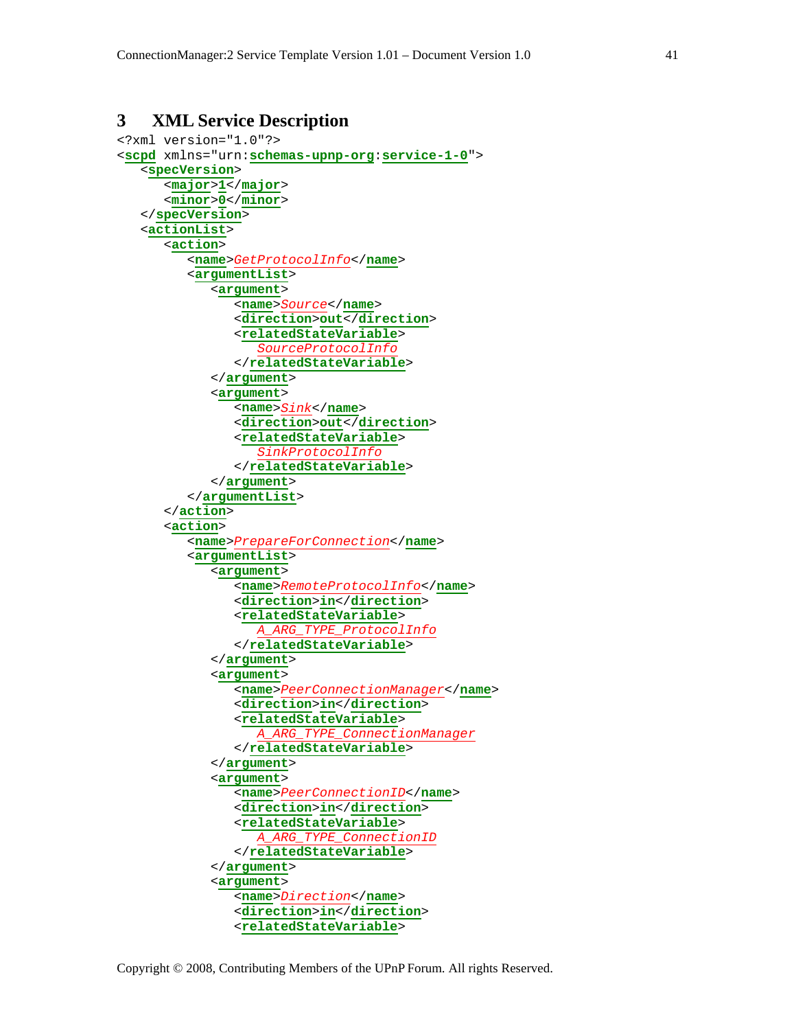# 3 XML Service Description

```
<?xml version="1.0"?>
<scpd xmlns="urn:schemas-upnp-org:service-1-0">
   <specVersion>
      <major>1</major>
      <minor>0</minor>
   </specVersion>
   <actionList>
      <action>
         <name>GetProtocolInfo</name>
         <argumentList>
            <argument>
               <name>Source</name>
               <direction>out</direction>
               <relatedStateVariable>
                  SourceProtocolInfo
               </relatedStateVariable>
            </argument>
            <argument>
               <name>Sink</name>
               <direction>out</direction>
               <relatedStateVariable>
                  SinkProtocolInfo
               </relatedStateVariable>
            </argument>
         </argumentList>
      </action>
      <action>
         <name>PrepareForConnection</name>
         <argumentList>
            <argument>
               <name>RemoteProtocolInfo</name>
               <direction>in</direction>
               <relatedStateVariable>
                  A_ARG_TYPE_ProtocolInfo
               </relatedStateVariable>
            </argument>
            <argument>
               <name>PeerConnectionManager</name>
               <direction>in</direction>
               <relatedStateVariable>
                  A_ARG_TYPE_ConnectionManager
               </relatedStateVariable>
            </argument>
            <argument>
               <name>PeerConnectionID</name>
               <direction>in</direction>
               <relatedStateVariable>
                  A_ARG_TYPE_ConnectionID
               </relatedStateVariable>
            </argument>
            <argument>
               <name>Direction</name>
               <direction>in</direction>
               <relatedStateVariable>
```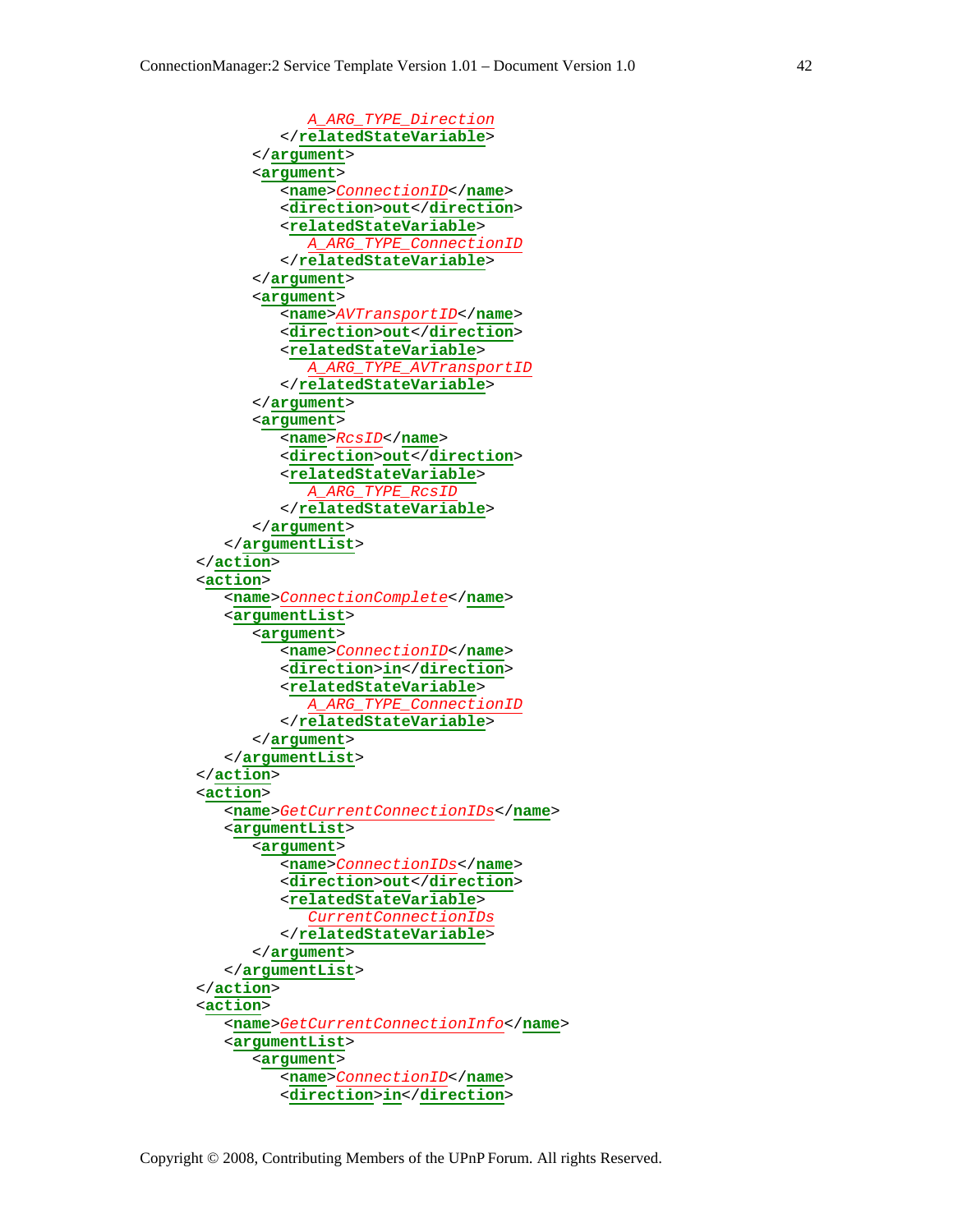```
            A_ARG_TYPE_Direction
         </relatedStateVariable>
      </argument>
      <argument>
         <name>ConnectionID</name>
         <direction>out</direction>
         <relatedStateVariable>
            A_ARG_TYPE_ConnectionID
         </relatedStateVariable>
      </argument>
      <argument>
         <name>AVTransportID</name>
         <direction>out</direction>
         <relatedStateVariable>
            A_ARG_TYPE_AVTransportID
         </relatedStateVariable>
      </argument>
      <argument>
         <name>RcsID</name>
         <direction>out</direction>
         <relatedStateVariable>
            A_ARG_TYPE_RcsID
         </relatedStateVariable>
      </argument>
   </argumentList>
</action>
<action>
   <name>ConnectionComplete</name>
   <argumentList>
      <argument>
         <name>ConnectionID</name>
         <direction>in</direction>
         <relatedStateVariable>
            A_ARG_TYPE_ConnectionID
         </relatedStateVariable>
      </argument>
   </argumentList>
</action>
<action>
   <name>GetCurrentConnectionIDs</name>
   <argumentList>
      <argument>
         <name>ConnectionIDs</name>
         <direction>out</direction>
         <relatedStateVariable>
            CurrentConnectionIDs
         </relatedStateVariable>
      </argument>
   </argumentList>
</action>
<action>
   <name>GetCurrentConnectionInfo</name>
   <argumentList>
      <argument>
         <name>ConnectionID</name>
         <direction>in</direction>
```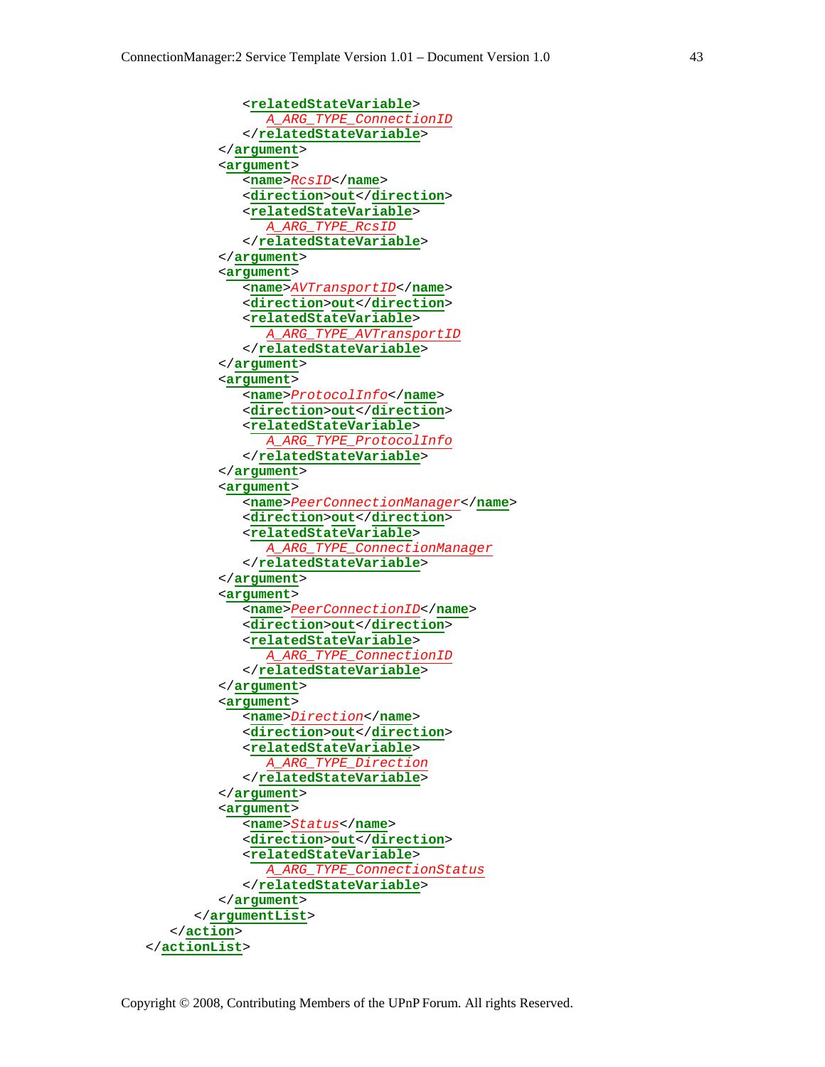```
            <relatedStateVariable>
               A_ARG_TYPE_ConnectionID
            </relatedStateVariable>
         </argument>
         <argument>
            <name>RcsID</name>
            <direction>out</direction>
            <relatedStateVariable>
               A_ARG_TYPE_RcsID
            </relatedStateVariable>
         </argument>
         <argument>
            <name>AVTransportID</name>
            <direction>out</direction>
            <relatedStateVariable>
               A_ARG_TYPE_AVTransportID
            </relatedStateVariable>
         </argument>
         <argument>
            <name>ProtocolInfo</name>
            <direction>out</direction>
            <relatedStateVariable>
               A_ARG_TYPE_ProtocolInfo
            </relatedStateVariable>
         </argument>
         <argument>
            <name>PeerConnectionManager</name>
            <direction>out</direction>
            <relatedStateVariable>
               A_ARG_TYPE_ConnectionManager
            </relatedStateVariable>
         </argument>
         <argument>
            <name>PeerConnectionID</name>
            <direction>out</direction>
            <relatedStateVariable>
               A_ARG_TYPE_ConnectionID
            </relatedStateVariable>
         </argument>
         <argument>
            <name>Direction</name>
            <direction>out</direction>
            <relatedStateVariable>
               A_ARG_TYPE_Direction
            </relatedStateVariable>
         </argument>
         <argument>
            <name>Status</name>
            <direction>out</direction>
            <relatedStateVariable>
               A_ARG_TYPE_ConnectionStatus
            </relatedStateVariable>
         </argument>
      </argumentList>
   </action>
</actionList>
```

Copyright © 2008, Contributing Members of the UPnP Forum. All rights Reserved.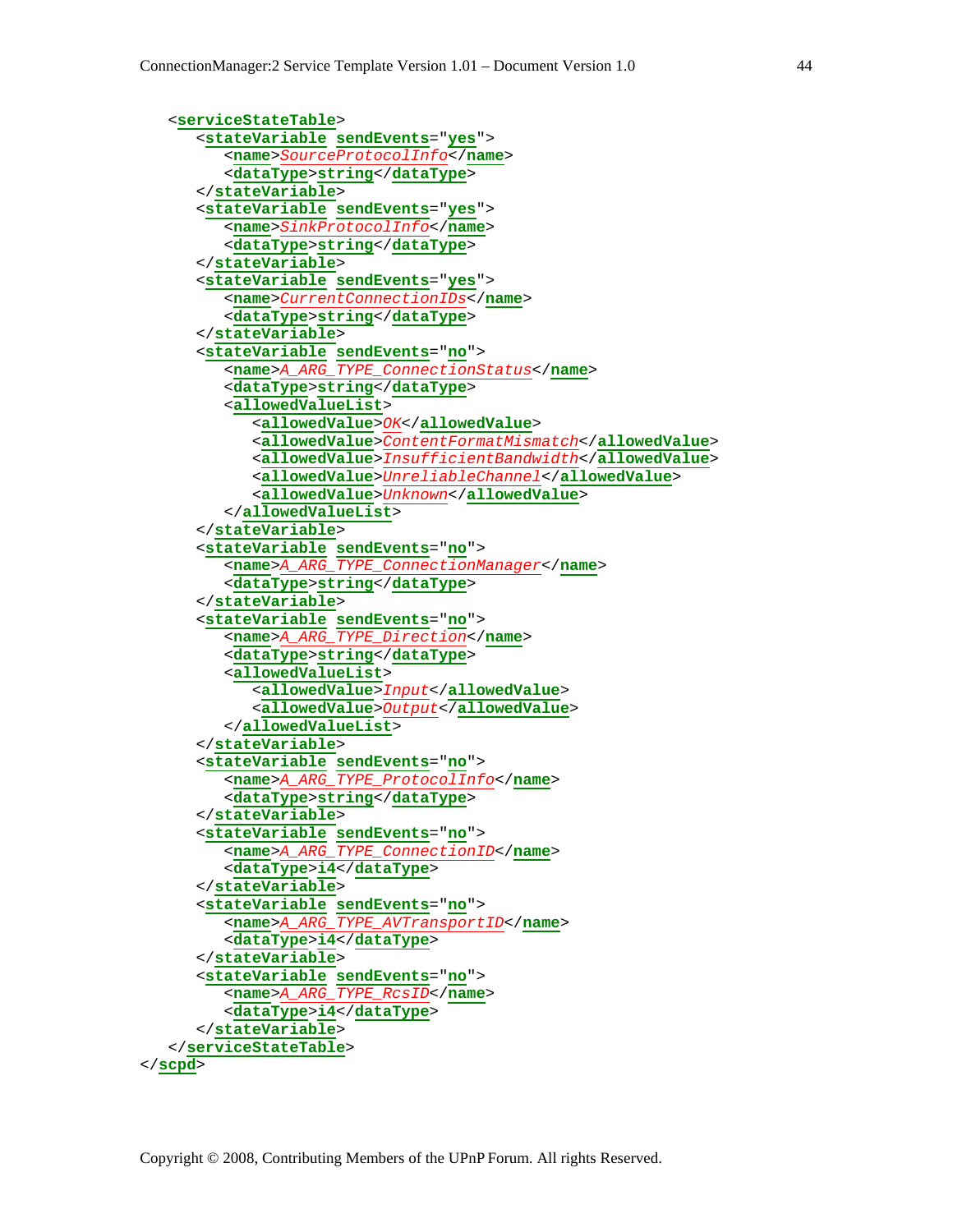```xml
   <serviceStateTable>
      <stateVariable sendEvents="yes">
         <name>SourceProtocolInfo</name>
         <dataType>string</dataType>
      </stateVariable>
      <stateVariable sendEvents="yes">
         <name>SinkProtocolInfo</name>
         <dataType>string</dataType>
      </stateVariable>
      <stateVariable sendEvents="yes">
         <name>CurrentConnectionIDs</name>
         <dataType>string</dataType>
      </stateVariable>
      <stateVariable sendEvents="no">
         <name>A_ARG_TYPE_ConnectionStatus</name>
         <dataType>string</dataType>
         <allowedValueList>
            <allowedValue>OK</allowedValue>
            <allowedValue>ContentFormatMismatch</allowedValue>
            <allowedValue>InsufficientBandwidth</allowedValue>
            <allowedValue>UnreliableChannel</allowedValue>
            <allowedValue>Unknown</allowedValue>
         </allowedValueList>
      </stateVariable>
      <stateVariable sendEvents="no">
         <name>A_ARG_TYPE_ConnectionManager</name>
         <dataType>string</dataType>
      </stateVariable>
      <stateVariable sendEvents="no">
         <name>A_ARG_TYPE_Direction</name>
         <dataType>string</dataType>
         <allowedValueList>
            <allowedValue>Input</allowedValue>
            <allowedValue>Output</allowedValue>
         </allowedValueList>
      </stateVariable>
      <stateVariable sendEvents="no">
         <name>A_ARG_TYPE_ProtocolInfo</name>
         <dataType>string</dataType>
      </stateVariable>
      <stateVariable sendEvents="no">
         <name>A_ARG_TYPE_ConnectionID</name>
         <dataType>i4</dataType>
      </stateVariable>
      <stateVariable sendEvents="no">
         <name>A_ARG_TYPE_AVTransportID</name>
         <dataType>i4</dataType>
      </stateVariable>
      <stateVariable sendEvents="no">
         <name>A_ARG_TYPE_RcsID</name>
         <dataType>i4</dataType>
      </stateVariable>
   </serviceStateTable>
</scpd>
```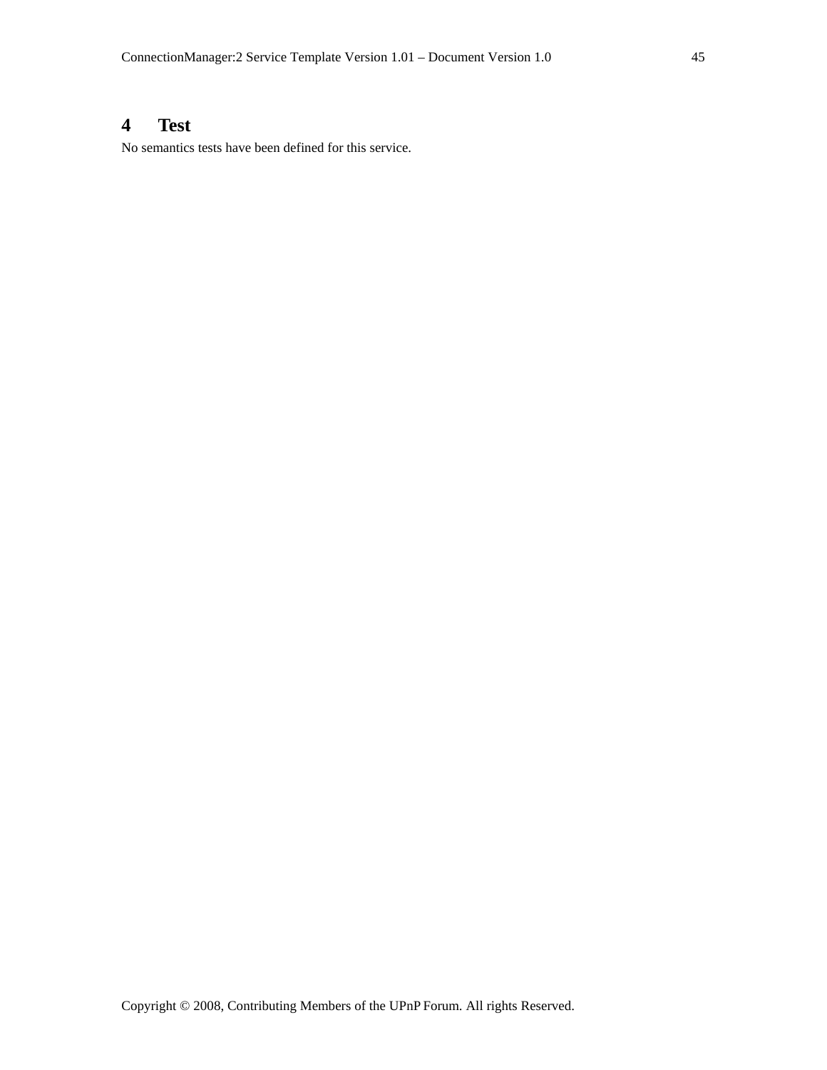# 4 Test

No semantics tests have been defined for this service.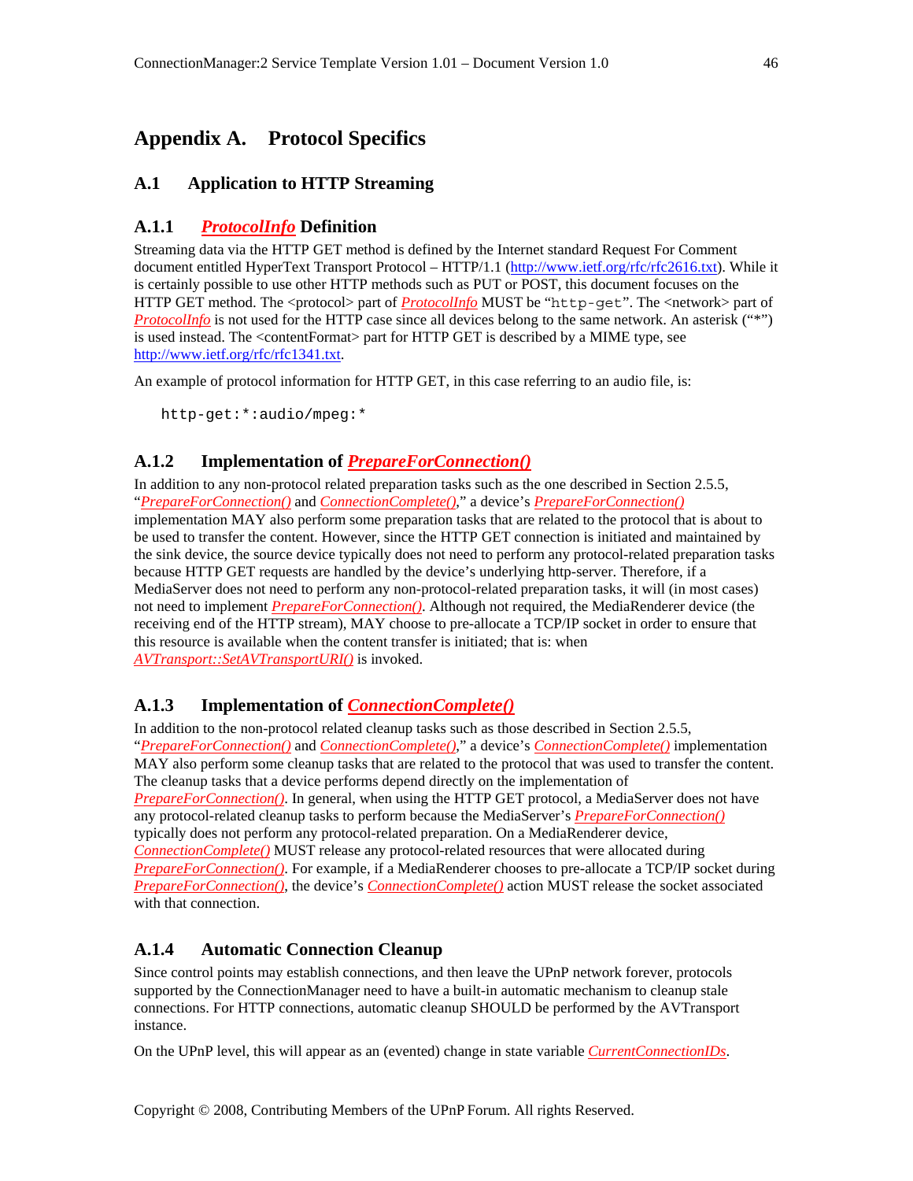# Appendix A. Protocol Specifics

## A.1 Application to HTTP Streaming

### A.1.1 *ProtocolInfo* Definition

Streaming data via the HTTP GET method is defined by the Internet standard Request For Comment document entitled HyperText Transport Protocol – HTTP/1.1 (http://www.ietf.org/rfc/rfc2616.txt). While it is certainly possible to use other HTTP methods such as PUT or POST, this document focuses on the HTTP GET method. The <protocol> part of *ProtocolInfo* MUST be "`http-get`". The <network> part of *ProtocolInfo* is not used for the HTTP case since all devices belong to the same network. An asterisk ("*") is used instead. The <contentFormat> part for HTTP GET is described by a MIME type, see http://www.ietf.org/rfc/rfc1341.txt.

An example of protocol information for HTTP GET, in this case referring to an audio file, is:

```
http-get:*:audio/mpeg:*
```

### A.1.2 Implementation of *PrepareForConnection()*

In addition to any non-protocol related preparation tasks such as the one described in Section 2.5.5, "*PrepareForConnection()* and *ConnectionComplete()*," a device's *PrepareForConnection()* implementation MAY also perform some preparation tasks that are related to the protocol that is about to be used to transfer the content. However, since the HTTP GET connection is initiated and maintained by the sink device, the source device typically does not need to perform any protocol-related preparation tasks because HTTP GET requests are handled by the device's underlying http-server. Therefore, if a MediaServer does not need to perform any non-protocol-related preparation tasks, it will (in most cases) not need to implement *PrepareForConnection()*. Although not required, the MediaRenderer device (the receiving end of the HTTP stream), MAY choose to pre-allocate a TCP/IP socket in order to ensure that this resource is available when the content transfer is initiated; that is: when *AVTransport::SetAVTransportURI()* is invoked.

### A.1.3 Implementation of *ConnectionComplete()*

In addition to the non-protocol related cleanup tasks such as those described in Section 2.5.5, "*PrepareForConnection()* and *ConnectionComplete()*," a device's *ConnectionComplete()* implementation MAY also perform some cleanup tasks that are related to the protocol that was used to transfer the content. The cleanup tasks that a device performs depend directly on the implementation of *PrepareForConnection()*. In general, when using the HTTP GET protocol, a MediaServer does not have any protocol-related cleanup tasks to perform because the MediaServer's *PrepareForConnection()* typically does not perform any protocol-related preparation. On a MediaRenderer device, *ConnectionComplete()* MUST release any protocol-related resources that were allocated during *PrepareForConnection()*. For example, if a MediaRenderer chooses to pre-allocate a TCP/IP socket during *PrepareForConnection()*, the device's *ConnectionComplete()* action MUST release the socket associated with that connection.

### A.1.4 Automatic Connection Cleanup

Since control points may establish connections, and then leave the UPnP network forever, protocols supported by the ConnectionManager need to have a built-in automatic mechanism to cleanup stale connections. For HTTP connections, automatic cleanup SHOULD be performed by the AVTransport instance.

On the UPnP level, this will appear as an (evented) change in state variable *CurrentConnectionIDs*.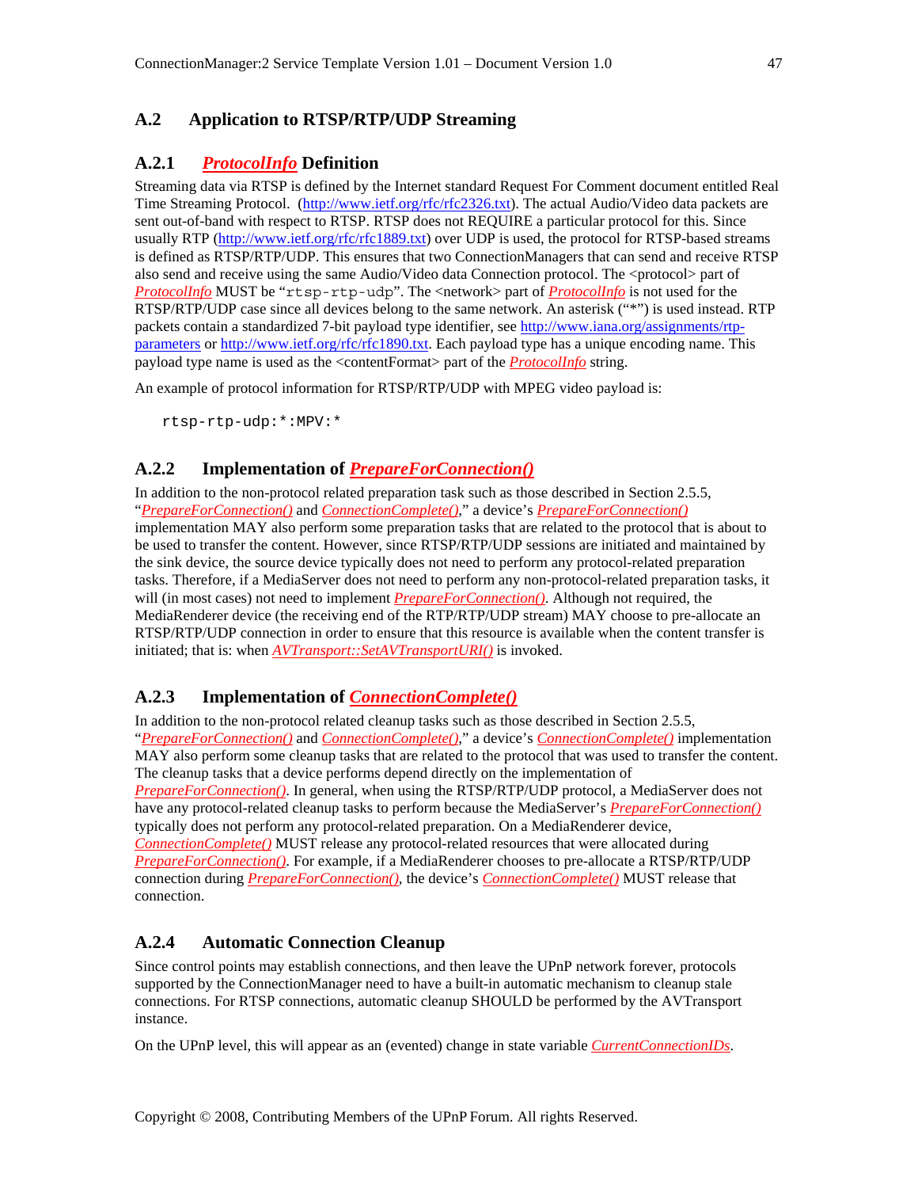## A.2 Application to RTSP/RTP/UDP Streaming

### A.2.1 *ProtocolInfo* Definition

Streaming data via RTSP is defined by the Internet standard Request For Comment document entitled Real Time Streaming Protocol. (http://www.ietf.org/rfc/rfc2326.txt). The actual Audio/Video data packets are sent out-of-band with respect to RTSP. RTSP does not REQUIRE a particular protocol for this. Since usually RTP (http://www.ietf.org/rfc/rfc1889.txt) over UDP is used, the protocol for RTSP-based streams is defined as RTSP/RTP/UDP. This ensures that two ConnectionManagers that can send and receive RTSP also send and receive using the same Audio/Video data Connection protocol. The <protocol> part of *ProtocolInfo* MUST be "`rtsp-rtp-udp`". The <network> part of *ProtocolInfo* is not used for the RTSP/RTP/UDP case since all devices belong to the same network. An asterisk ("*") is used instead. RTP packets contain a standardized 7-bit payload type identifier, see http://www.iana.org/assignments/rtp-parameters or http://www.ietf.org/rfc/rfc1890.txt. Each payload type has a unique encoding name. This payload type name is used as the <contentFormat> part of the *ProtocolInfo* string.

An example of protocol information for RTSP/RTP/UDP with MPEG video payload is:

```
rtsp-rtp-udp:*:MPV:*
```

### A.2.2 Implementation of *PrepareForConnection()*

In addition to the non-protocol related preparation task such as those described in Section 2.5.5, "*PrepareForConnection()* and *ConnectionComplete()*," a device's *PrepareForConnection()* implementation MAY also perform some preparation tasks that are related to the protocol that is about to be used to transfer the content. However, since RTSP/RTP/UDP sessions are initiated and maintained by the sink device, the source device typically does not need to perform any protocol-related preparation tasks. Therefore, if a MediaServer does not need to perform any non-protocol-related preparation tasks, it will (in most cases) not need to implement *PrepareForConnection()*. Although not required, the MediaRenderer device (the receiving end of the RTP/RTP/UDP stream) MAY choose to pre-allocate an RTSP/RTP/UDP connection in order to ensure that this resource is available when the content transfer is initiated; that is: when *AVTransport::SetAVTransportURI()* is invoked.

### A.2.3 Implementation of *ConnectionComplete()*

In addition to the non-protocol related cleanup tasks such as those described in Section 2.5.5, "*PrepareForConnection()* and *ConnectionComplete()*," a device's *ConnectionComplete()* implementation MAY also perform some cleanup tasks that are related to the protocol that was used to transfer the content. The cleanup tasks that a device performs depend directly on the implementation of *PrepareForConnection()*. In general, when using the RTSP/RTP/UDP protocol, a MediaServer does not have any protocol-related cleanup tasks to perform because the MediaServer's *PrepareForConnection()* typically does not perform any protocol-related preparation. On a MediaRenderer device, *ConnectionComplete()* MUST release any protocol-related resources that were allocated during *PrepareForConnection()*. For example, if a MediaRenderer chooses to pre-allocate a RTSP/RTP/UDP connection during *PrepareForConnection()*, the device's *ConnectionComplete()* MUST release that connection.

### A.2.4 Automatic Connection Cleanup

Since control points may establish connections, and then leave the UPnP network forever, protocols supported by the ConnectionManager need to have a built-in automatic mechanism to cleanup stale connections. For RTSP connections, automatic cleanup SHOULD be performed by the AVTransport instance.

On the UPnP level, this will appear as an (evented) change in state variable *CurrentConnectionIDs*.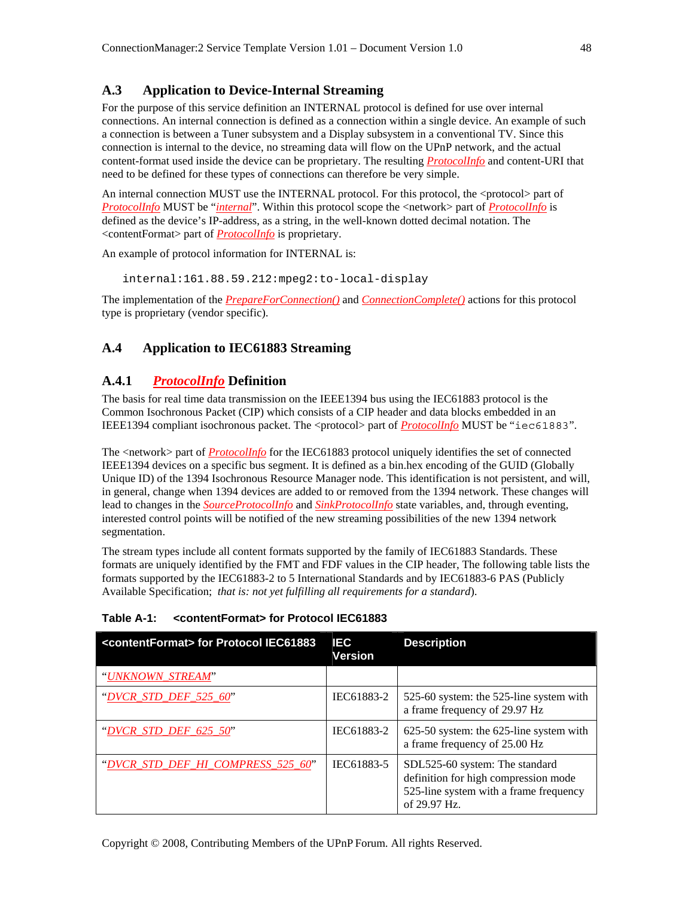## A.3 Application to Device-Internal Streaming

For the purpose of this service definition an INTERNAL protocol is defined for use over internal connections. An internal connection is defined as a connection within a single device. An example of such a connection is between a Tuner subsystem and a Display subsystem in a conventional TV. Since this connection is internal to the device, no streaming data will flow on the UPnP network, and the actual content-format used inside the device can be proprietary. The resulting *ProtocolInfo* and content-URI that need to be defined for these types of connections can therefore be very simple.

An internal connection MUST use the INTERNAL protocol. For this protocol, the <protocol> part of *ProtocolInfo* MUST be "*internal*". Within this protocol scope the <network> part of *ProtocolInfo* is defined as the device's IP-address, as a string, in the well-known dotted decimal notation. The <contentFormat> part of *ProtocolInfo* is proprietary.

An example of protocol information for INTERNAL is:

```
internal:161.88.59.212:mpeg2:to-local-display
```

The implementation of the *PrepareForConnection()* and *ConnectionComplete()* actions for this protocol type is proprietary (vendor specific).

## A.4 Application to IEC61883 Streaming

### A.4.1 *ProtocolInfo* Definition

The basis for real time data transmission on the IEEE1394 bus using the IEC61883 protocol is the Common Isochronous Packet (CIP) which consists of a CIP header and data blocks embedded in an IEEE1394 compliant isochronous packet. The <protocol> part of *ProtocolInfo* MUST be "`iec61883`".

The <network> part of *ProtocolInfo* for the IEC61883 protocol uniquely identifies the set of connected IEEE1394 devices on a specific bus segment. It is defined as a bin.hex encoding of the GUID (Globally Unique ID) of the 1394 Isochronous Resource Manager node. This identification is not persistent, and will, in general, change when 1394 devices are added to or removed from the 1394 network. These changes will lead to changes in the *SourceProtocolInfo* and *SinkProtocolInfo* state variables, and, through eventing, interested control points will be notified of the new streaming possibilities of the new 1394 network segmentation.

The stream types include all content formats supported by the family of IEC61883 Standards. These formats are uniquely identified by the FMT and FDF values in the CIP header, The following table lists the formats supported by the IEC61883-2 to 5 International Standards and by IEC61883-6 PAS (Publicly Available Specification; *that is: not yet fulfilling all requirements for a standard*).

**Table A-1: <contentFormat> for Protocol IEC61883**

| <contentFormat> for Protocol IEC61883 | IEC Version | Description |
|---|---|---|
| "*UNKNOWN_STREAM*" | | |
| "*DVCR_STD_DEF_525_60*" | IEC61883-2 | 525-60 system: the 525-line system with a frame frequency of 29.97 Hz |
| "*DVCR_STD_DEF_625_50*" | IEC61883-2 | 625-50 system: the 625-line system with a frame frequency of 25.00 Hz |
| "*DVCR_STD_DEF_HI_COMPRESS_525_60*" | IEC61883-5 | SDL525-60 system: The standard definition for high compression mode 525-line system with a frame frequency of 29.97 Hz. |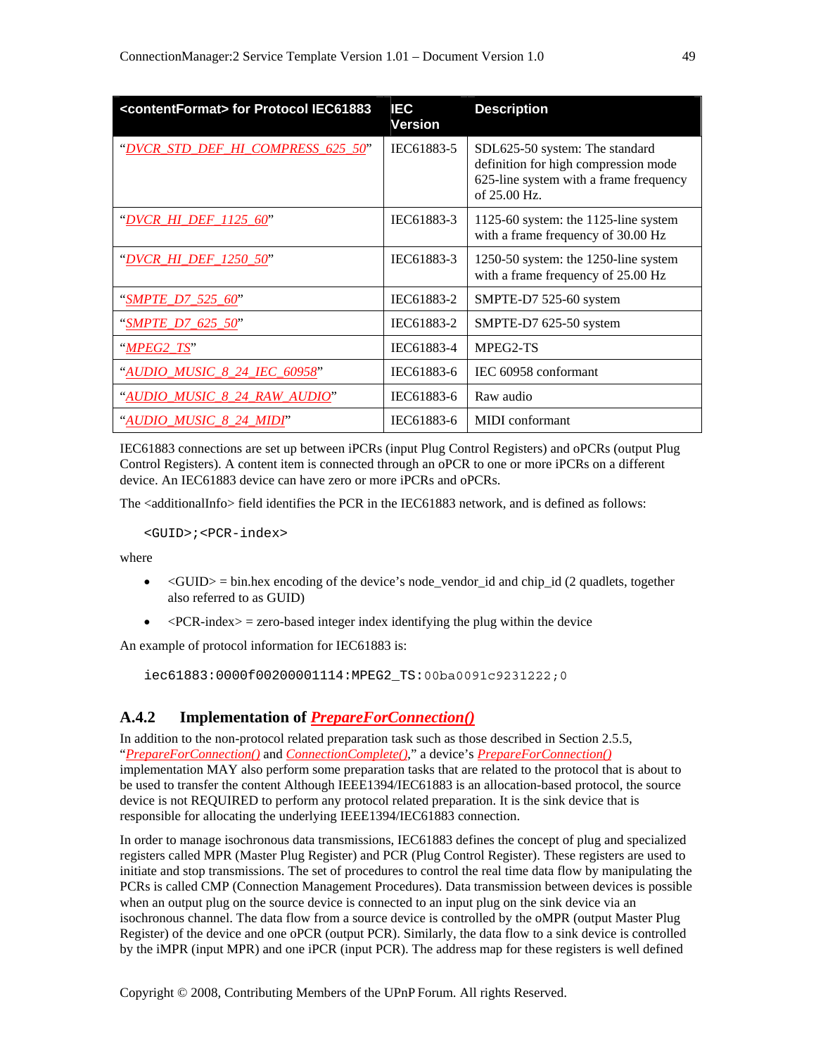| <contentFormat> for Protocol IEC61883 | IEC Version | Description |
|---|---|---|
| "DVCR_STD_DEF_HI_COMPRESS_625_50" | IEC61883-5 | SDL625-50 system: The standard definition for high compression mode 625-line system with a frame frequency of 25.00 Hz. |
| "DVCR_HI_DEF_1125_60" | IEC61883-3 | 1125-60 system: the 1125-line system with a frame frequency of 30.00 Hz |
| "DVCR_HI_DEF_1250_50" | IEC61883-3 | 1250-50 system: the 1250-line system with a frame frequency of 25.00 Hz |
| "SMPTE_D7_525_60" | IEC61883-2 | SMPTE-D7 525-60 system |
| "SMPTE_D7_625_50" | IEC61883-2 | SMPTE-D7 625-50 system |
| "MPEG2_TS" | IEC61883-4 | MPEG2-TS |
| "AUDIO_MUSIC_8_24_IEC_60958" | IEC61883-6 | IEC 60958 conformant |
| "AUDIO_MUSIC_8_24_RAW_AUDIO" | IEC61883-6 | Raw audio |
| "AUDIO_MUSIC_8_24_MIDI" | IEC61883-6 | MIDI conformant |

IEC61883 connections are set up between iPCRs (input Plug Control Registers) and oPCRs (output Plug Control Registers). A content item is connected through an oPCR to one or more iPCRs on a different device. An IEC61883 device can have zero or more iPCRs and oPCRs.

The <additionalInfo> field identifies the PCR in the IEC61883 network, and is defined as follows:

```
<GUID>;<PCR-index>
```

where

- <GUID> = bin.hex encoding of the device's node_vendor_id and chip_id (2 quadlets, together also referred to as GUID)
- <PCR-index> = zero-based integer index identifying the plug within the device

An example of protocol information for IEC61883 is:

```
iec61883:0000f00200001114:MPEG2_TS:00ba0091c9231222;0
```

### A.4.2 Implementation of *PrepareForConnection()*

In addition to the non-protocol related preparation task such as those described in Section 2.5.5, "*PrepareForConnection()* and *ConnectionComplete()*," a device's *PrepareForConnection()* implementation MAY also perform some preparation tasks that are related to the protocol that is about to be used to transfer the content Although IEEE1394/IEC61883 is an allocation-based protocol, the source device is not REQUIRED to perform any protocol related preparation. It is the sink device that is responsible for allocating the underlying IEEE1394/IEC61883 connection.

In order to manage isochronous data transmissions, IEC61883 defines the concept of plug and specialized registers called MPR (Master Plug Register) and PCR (Plug Control Register). These registers are used to initiate and stop transmissions. The set of procedures to control the real time data flow by manipulating the PCRs is called CMP (Connection Management Procedures). Data transmission between devices is possible when an output plug on the source device is connected to an input plug on the sink device via an isochronous channel. The data flow from a source device is controlled by the oMPR (output Master Plug Register) of the device and one oPCR (output PCR). Similarly, the data flow to a sink device is controlled by the iMPR (input MPR) and one iPCR (input PCR). The address map for these registers is well defined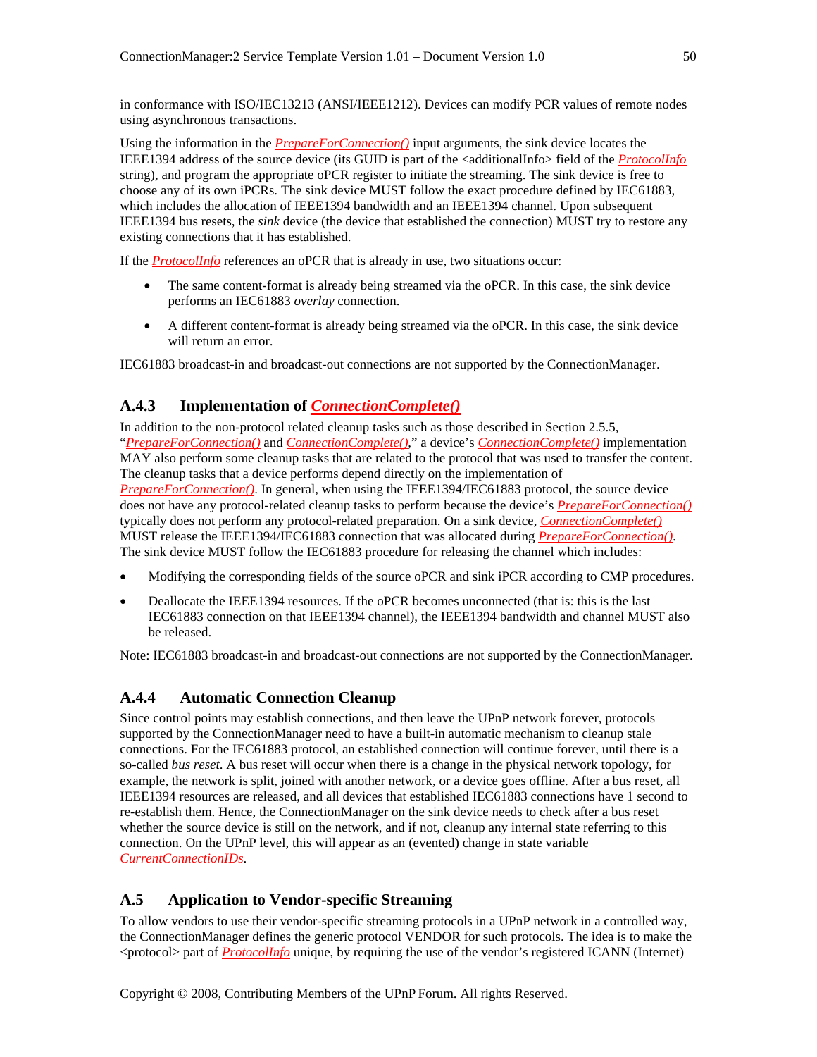in conformance with ISO/IEC13213 (ANSI/IEEE1212). Devices can modify PCR values of remote nodes using asynchronous transactions.

Using the information in the *PrepareForConnection()* input arguments, the sink device locates the IEEE1394 address of the source device (its GUID is part of the <additionalInfo> field of the *ProtocolInfo* string), and program the appropriate oPCR register to initiate the streaming. The sink device is free to choose any of its own iPCRs. The sink device MUST follow the exact procedure defined by IEC61883, which includes the allocation of IEEE1394 bandwidth and an IEEE1394 channel. Upon subsequent IEEE1394 bus resets, the *sink* device (the device that established the connection) MUST try to restore any existing connections that it has established.

If the *ProtocolInfo* references an oPCR that is already in use, two situations occur:

- The same content-format is already being streamed via the oPCR. In this case, the sink device performs an IEC61883 *overlay* connection.
- A different content-format is already being streamed via the oPCR. In this case, the sink device will return an error.

IEC61883 broadcast-in and broadcast-out connections are not supported by the ConnectionManager.

### A.4.3 Implementation of *ConnectionComplete()*

In addition to the non-protocol related cleanup tasks such as those described in Section 2.5.5, "*PrepareForConnection()* and *ConnectionComplete()*," a device's *ConnectionComplete()* implementation MAY also perform some cleanup tasks that are related to the protocol that was used to transfer the content. The cleanup tasks that a device performs depend directly on the implementation of *PrepareForConnection()*. In general, when using the IEEE1394/IEC61883 protocol, the source device does not have any protocol-related cleanup tasks to perform because the device's *PrepareForConnection()* typically does not perform any protocol-related preparation. On a sink device, *ConnectionComplete()* MUST release the IEEE1394/IEC61883 connection that was allocated during *PrepareForConnection()*. The sink device MUST follow the IEC61883 procedure for releasing the channel which includes:

- Modifying the corresponding fields of the source oPCR and sink iPCR according to CMP procedures.
- Deallocate the IEEE1394 resources. If the oPCR becomes unconnected (that is: this is the last IEC61883 connection on that IEEE1394 channel), the IEEE1394 bandwidth and channel MUST also be released.

Note: IEC61883 broadcast-in and broadcast-out connections are not supported by the ConnectionManager.

### A.4.4 Automatic Connection Cleanup

Since control points may establish connections, and then leave the UPnP network forever, protocols supported by the ConnectionManager need to have a built-in automatic mechanism to cleanup stale connections. For the IEC61883 protocol, an established connection will continue forever, until there is a so-called *bus reset*. A bus reset will occur when there is a change in the physical network topology, for example, the network is split, joined with another network, or a device goes offline. After a bus reset, all IEEE1394 resources are released, and all devices that established IEC61883 connections have 1 second to re-establish them. Hence, the ConnectionManager on the sink device needs to check after a bus reset whether the source device is still on the network, and if not, cleanup any internal state referring to this connection. On the UPnP level, this will appear as an (evented) change in state variable *CurrentConnectionIDs*.

## A.5 Application to Vendor-specific Streaming

To allow vendors to use their vendor-specific streaming protocols in a UPnP network in a controlled way, the ConnectionManager defines the generic protocol VENDOR for such protocols. The idea is to make the <protocol> part of *ProtocolInfo* unique, by requiring the use of the vendor's registered ICANN (Internet)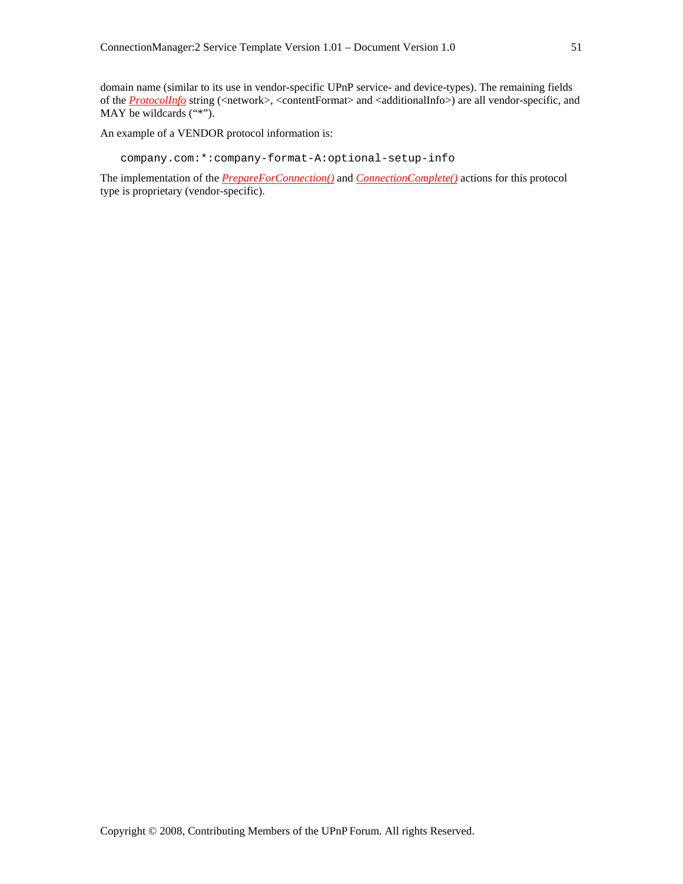domain name (similar to its use in vendor-specific UPnP service- and device-types). The remaining fields of the *ProtocolInfo* string (<network>, <contentFormat> and <additionalInfo>) are all vendor-specific, and MAY be wildcards ("*").

An example of a VENDOR protocol information is:

```
company.com:*:company-format-A:optional-setup-info
```

The implementation of the *PrepareForConnection()* and *ConnectionComplete()* actions for this protocol type is proprietary (vendor-specific).